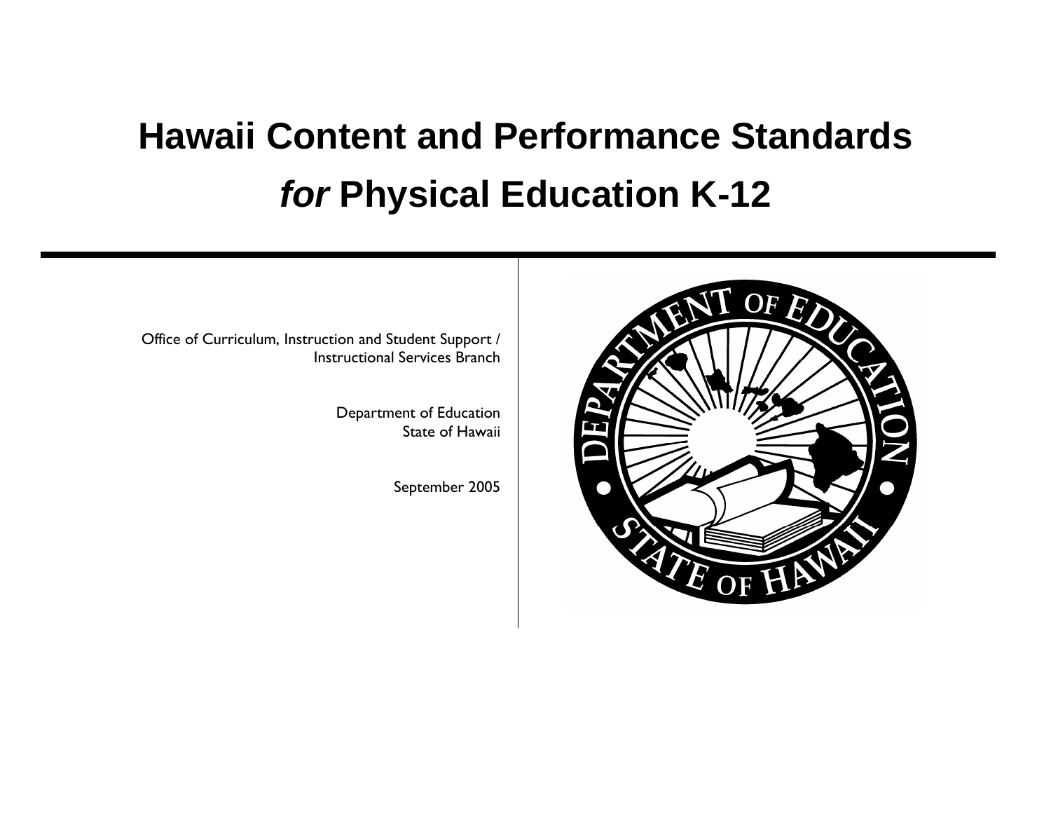# Hawaii Content and Performance Standards *for* Physical Education K-12

Office of Curriculum, Instruction and Student Support /
Instructional Services Branch

Department of Education
State of Hawaii

September 2005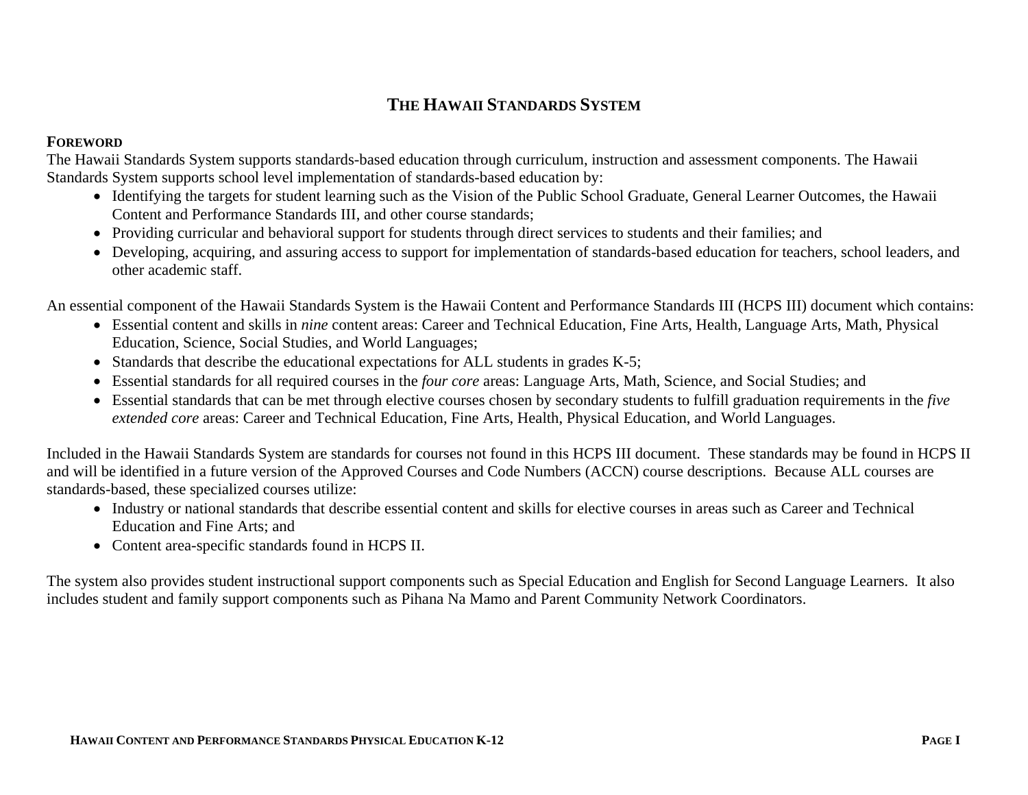# THE HAWAII STANDARDS SYSTEM

## FOREWORD

The Hawaii Standards System supports standards-based education through curriculum, instruction and assessment components. The Hawaii Standards System supports school level implementation of standards-based education by:

- Identifying the targets for student learning such as the Vision of the Public School Graduate, General Learner Outcomes, the Hawaii Content and Performance Standards III, and other course standards;
- Providing curricular and behavioral support for students through direct services to students and their families; and
- Developing, acquiring, and assuring access to support for implementation of standards-based education for teachers, school leaders, and other academic staff.

An essential component of the Hawaii Standards System is the Hawaii Content and Performance Standards III (HCPS III) document which contains:

- Essential content and skills in *nine* content areas: Career and Technical Education, Fine Arts, Health, Language Arts, Math, Physical Education, Science, Social Studies, and World Languages;
- Standards that describe the educational expectations for ALL students in grades K-5;
- Essential standards for all required courses in the *four core* areas: Language Arts, Math, Science, and Social Studies; and
- Essential standards that can be met through elective courses chosen by secondary students to fulfill graduation requirements in the *five extended core* areas: Career and Technical Education, Fine Arts, Health, Physical Education, and World Languages.

Included in the Hawaii Standards System are standards for courses not found in this HCPS III document. These standards may be found in HCPS II and will be identified in a future version of the Approved Courses and Code Numbers (ACCN) course descriptions. Because ALL courses are standards-based, these specialized courses utilize:

- Industry or national standards that describe essential content and skills for elective courses in areas such as Career and Technical Education and Fine Arts; and
- Content area-specific standards found in HCPS II.

The system also provides student instructional support components such as Special Education and English for Second Language Learners. It also includes student and family support components such as Pihana Na Mamo and Parent Community Network Coordinators.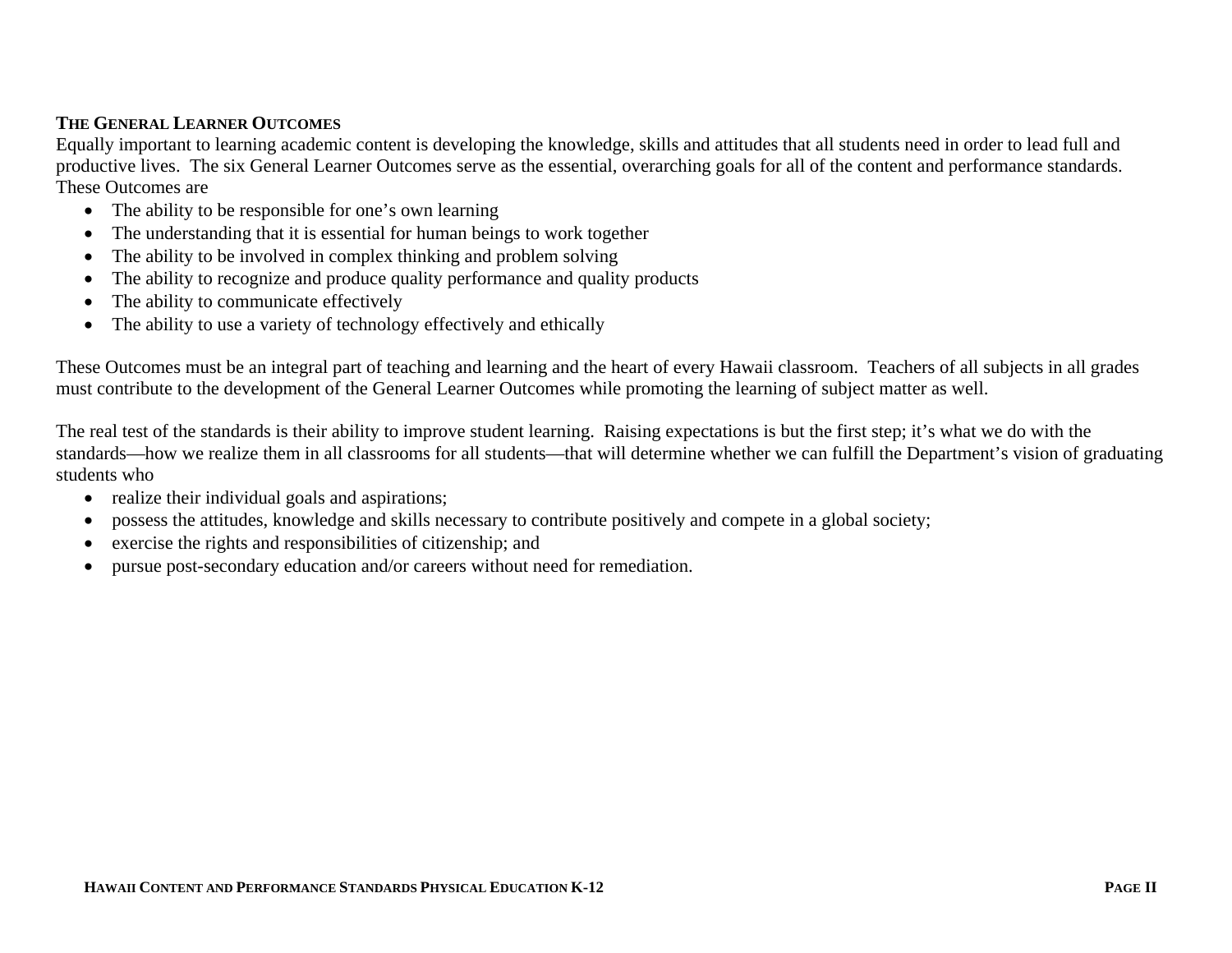### THE GENERAL LEARNER OUTCOMES

Equally important to learning academic content is developing the knowledge, skills and attitudes that all students need in order to lead full and productive lives. The six General Learner Outcomes serve as the essential, overarching goals for all of the content and performance standards. These Outcomes are

- The ability to be responsible for one's own learning
- The understanding that it is essential for human beings to work together
- The ability to be involved in complex thinking and problem solving
- The ability to recognize and produce quality performance and quality products
- The ability to communicate effectively
- The ability to use a variety of technology effectively and ethically

These Outcomes must be an integral part of teaching and learning and the heart of every Hawaii classroom. Teachers of all subjects in all grades must contribute to the development of the General Learner Outcomes while promoting the learning of subject matter as well.

The real test of the standards is their ability to improve student learning. Raising expectations is but the first step; it's what we do with the standards—how we realize them in all classrooms for all students—that will determine whether we can fulfill the Department's vision of graduating students who

- realize their individual goals and aspirations;
- possess the attitudes, knowledge and skills necessary to contribute positively and compete in a global society;
- exercise the rights and responsibilities of citizenship; and
- pursue post-secondary education and/or careers without need for remediation.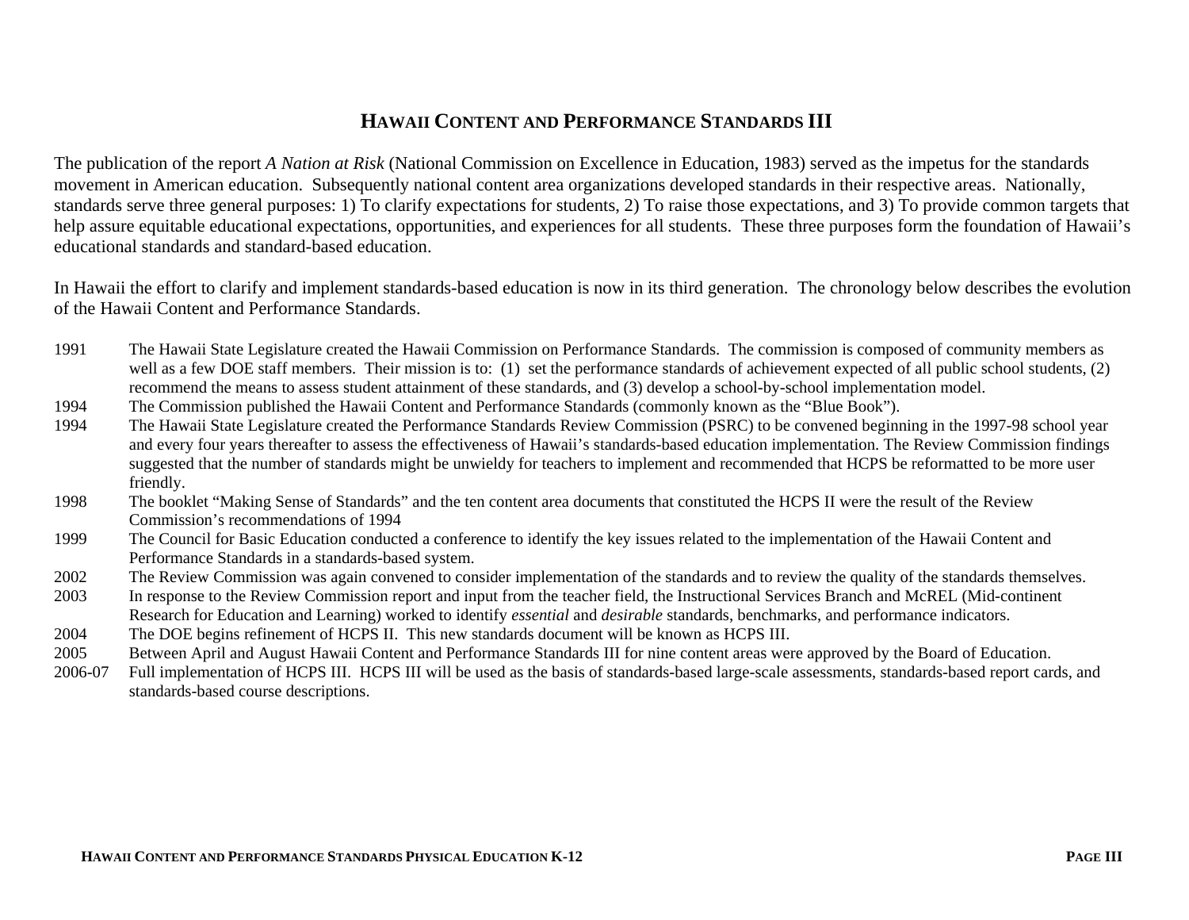# HAWAII CONTENT AND PERFORMANCE STANDARDS III

The publication of the report *A Nation at Risk* (National Commission on Excellence in Education, 1983) served as the impetus for the standards movement in American education. Subsequently national content area organizations developed standards in their respective areas. Nationally, standards serve three general purposes: 1) To clarify expectations for students, 2) To raise those expectations, and 3) To provide common targets that help assure equitable educational expectations, opportunities, and experiences for all students. These three purposes form the foundation of Hawaii's educational standards and standard-based education.

In Hawaii the effort to clarify and implement standards-based education is now in its third generation. The chronology below describes the evolution of the Hawaii Content and Performance Standards.

| | |
|---|---|
| 1991 | The Hawaii State Legislature created the Hawaii Commission on Performance Standards. The commission is composed of community members as well as a few DOE staff members. Their mission is to: (1) set the performance standards of achievement expected of all public school students, (2) recommend the means to assess student attainment of these standards, and (3) develop a school-by-school implementation model. |
| 1994 | The Commission published the Hawaii Content and Performance Standards (commonly known as the "Blue Book"). |
| 1994 | The Hawaii State Legislature created the Performance Standards Review Commission (PSRC) to be convened beginning in the 1997-98 school year and every four years thereafter to assess the effectiveness of Hawaii's standards-based education implementation. The Review Commission findings suggested that the number of standards might be unwieldy for teachers to implement and recommended that HCPS be reformatted to be more user friendly. |
| 1998 | The booklet "Making Sense of Standards" and the ten content area documents that constituted the HCPS II were the result of the Review Commission's recommendations of 1994 |
| 1999 | The Council for Basic Education conducted a conference to identify the key issues related to the implementation of the Hawaii Content and Performance Standards in a standards-based system. |
| 2002 | The Review Commission was again convened to consider implementation of the standards and to review the quality of the standards themselves. |
| 2003 | In response to the Review Commission report and input from the teacher field, the Instructional Services Branch and McREL (Mid-continent Research for Education and Learning) worked to identify *essential* and *desirable* standards, benchmarks, and performance indicators. |
| 2004 | The DOE begins refinement of HCPS II. This new standards document will be known as HCPS III. |
| 2005 | Between April and August Hawaii Content and Performance Standards III for nine content areas were approved by the Board of Education. |
| 2006-07 | Full implementation of HCPS III. HCPS III will be used as the basis of standards-based large-scale assessments, standards-based report cards, and standards-based course descriptions. |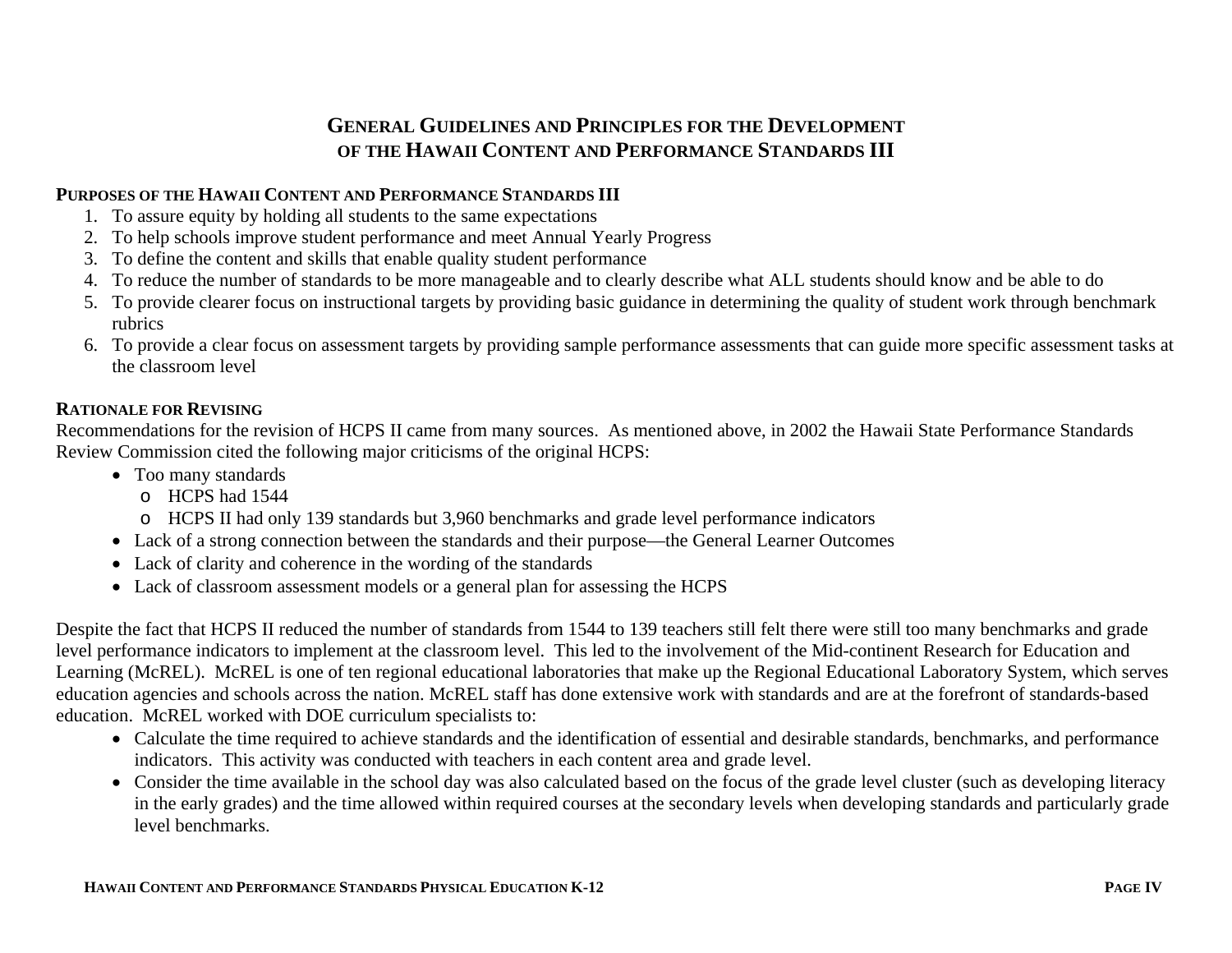# General Guidelines and Principles for the Development of the Hawaii Content and Performance Standards III

## Purposes of the Hawaii Content and Performance Standards III

1. To assure equity by holding all students to the same expectations
2. To help schools improve student performance and meet Annual Yearly Progress
3. To define the content and skills that enable quality student performance
4. To reduce the number of standards to be more manageable and to clearly describe what ALL students should know and be able to do
5. To provide clearer focus on instructional targets by providing basic guidance in determining the quality of student work through benchmark rubrics
6. To provide a clear focus on assessment targets by providing sample performance assessments that can guide more specific assessment tasks at the classroom level

## Rationale for Revising

Recommendations for the revision of HCPS II came from many sources. As mentioned above, in 2002 the Hawaii State Performance Standards Review Commission cited the following major criticisms of the original HCPS:

- Too many standards
  - HCPS had 1544
  - HCPS II had only 139 standards but 3,960 benchmarks and grade level performance indicators
- Lack of a strong connection between the standards and their purpose—the General Learner Outcomes
- Lack of clarity and coherence in the wording of the standards
- Lack of classroom assessment models or a general plan for assessing the HCPS

Despite the fact that HCPS II reduced the number of standards from 1544 to 139 teachers still felt there were still too many benchmarks and grade level performance indicators to implement at the classroom level. This led to the involvement of the Mid-continent Research for Education and Learning (McREL). McREL is one of ten regional educational laboratories that make up the Regional Educational Laboratory System, which serves education agencies and schools across the nation. McREL staff has done extensive work with standards and are at the forefront of standards-based education. McREL worked with DOE curriculum specialists to:

- Calculate the time required to achieve standards and the identification of essential and desirable standards, benchmarks, and performance indicators. This activity was conducted with teachers in each content area and grade level.
- Consider the time available in the school day was also calculated based on the focus of the grade level cluster (such as developing literacy in the early grades) and the time allowed within required courses at the secondary levels when developing standards and particularly grade level benchmarks.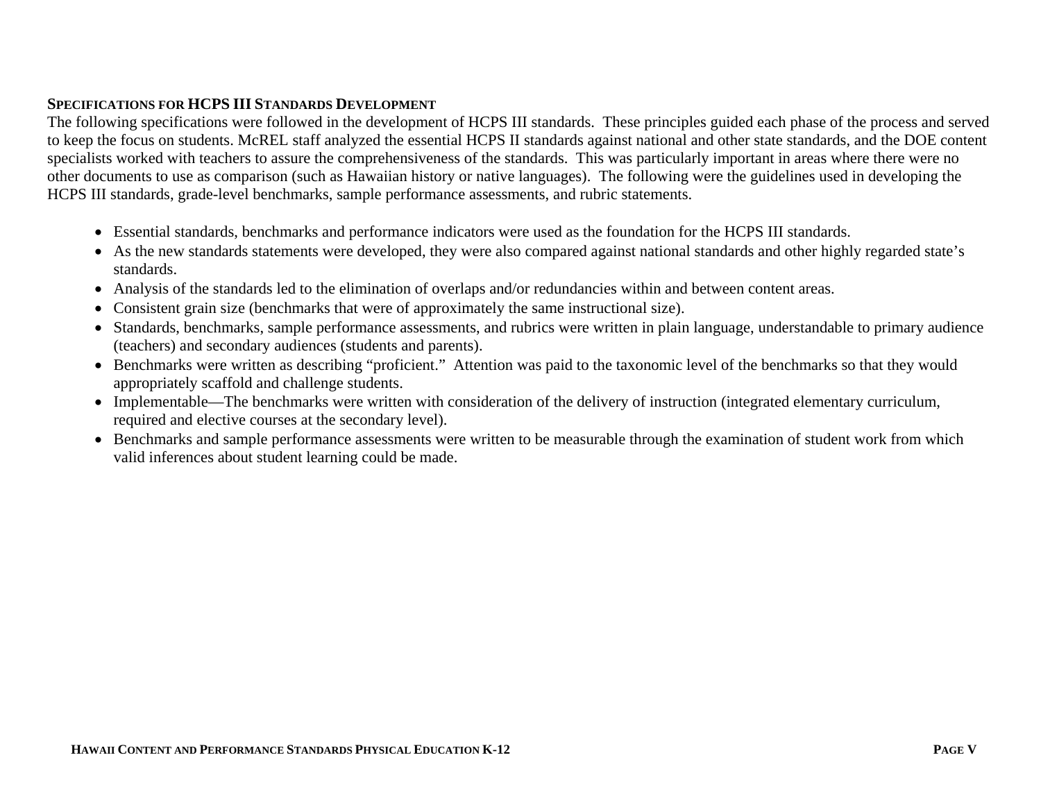## Specifications for HCPS III Standards Development

The following specifications were followed in the development of HCPS III standards. These principles guided each phase of the process and served to keep the focus on students. McREL staff analyzed the essential HCPS II standards against national and other state standards, and the DOE content specialists worked with teachers to assure the comprehensiveness of the standards. This was particularly important in areas where there were no other documents to use as comparison (such as Hawaiian history or native languages). The following were the guidelines used in developing the HCPS III standards, grade-level benchmarks, sample performance assessments, and rubric statements.

- Essential standards, benchmarks and performance indicators were used as the foundation for the HCPS III standards.
- As the new standards statements were developed, they were also compared against national standards and other highly regarded state's standards.
- Analysis of the standards led to the elimination of overlaps and/or redundancies within and between content areas.
- Consistent grain size (benchmarks that were of approximately the same instructional size).
- Standards, benchmarks, sample performance assessments, and rubrics were written in plain language, understandable to primary audience (teachers) and secondary audiences (students and parents).
- Benchmarks were written as describing "proficient." Attention was paid to the taxonomic level of the benchmarks so that they would appropriately scaffold and challenge students.
- Implementable—The benchmarks were written with consideration of the delivery of instruction (integrated elementary curriculum, required and elective courses at the secondary level).
- Benchmarks and sample performance assessments were written to be measurable through the examination of student work from which valid inferences about student learning could be made.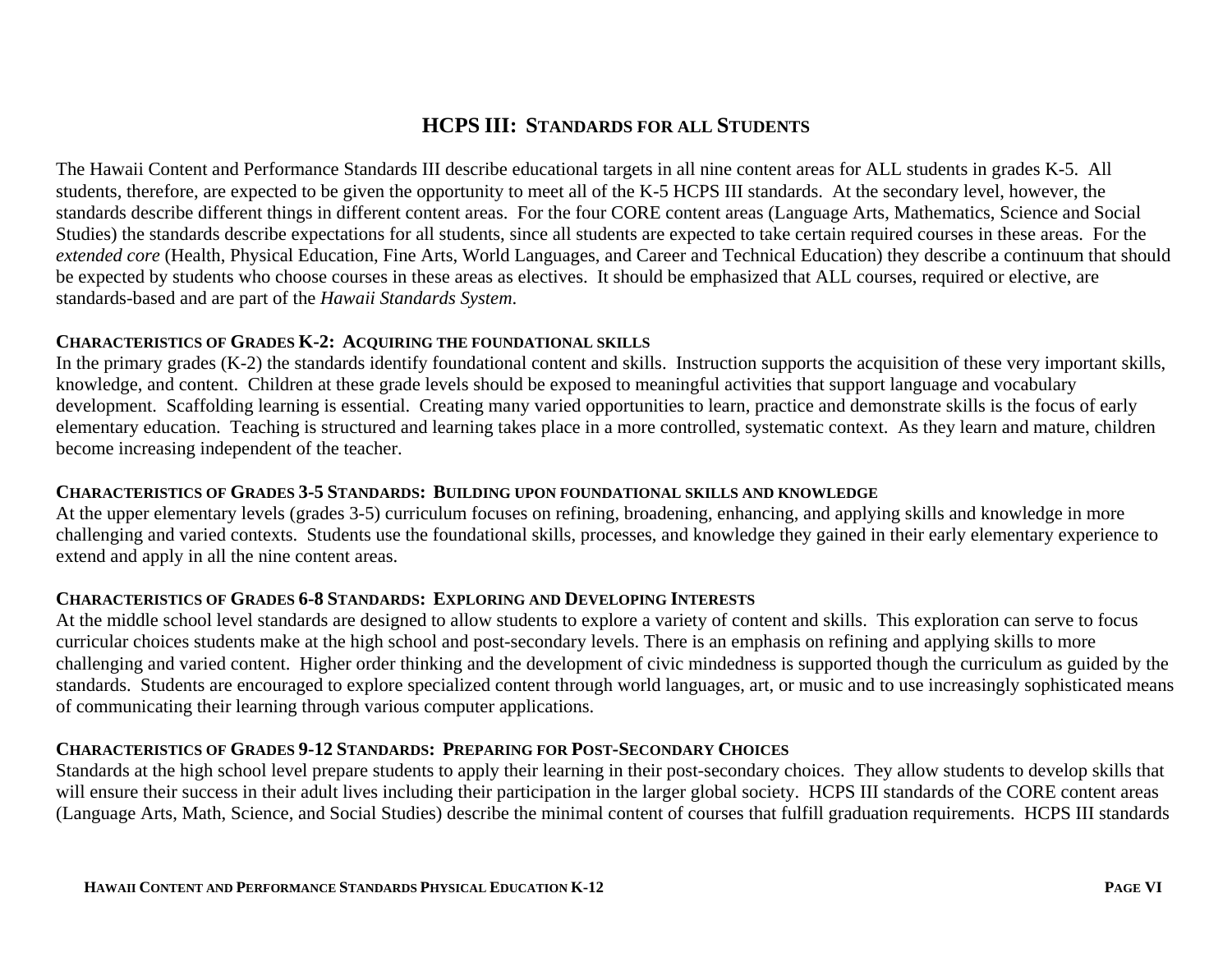# HCPS III: Standards for all Students

The Hawaii Content and Performance Standards III describe educational targets in all nine content areas for ALL students in grades K-5. All students, therefore, are expected to be given the opportunity to meet all of the K-5 HCPS III standards. At the secondary level, however, the standards describe different things in different content areas. For the four CORE content areas (Language Arts, Mathematics, Science and Social Studies) the standards describe expectations for all students, since all students are expected to take certain required courses in these areas. For the *extended core* (Health, Physical Education, Fine Arts, World Languages, and Career and Technical Education) they describe a continuum that should be expected by students who choose courses in these areas as electives. It should be emphasized that ALL courses, required or elective, are standards-based and are part of the *Hawaii Standards System*.

## Characteristics of Grades K-2: Acquiring the foundational skills

In the primary grades (K-2) the standards identify foundational content and skills. Instruction supports the acquisition of these very important skills, knowledge, and content. Children at these grade levels should be exposed to meaningful activities that support language and vocabulary development. Scaffolding learning is essential. Creating many varied opportunities to learn, practice and demonstrate skills is the focus of early elementary education. Teaching is structured and learning takes place in a more controlled, systematic context. As they learn and mature, children become increasing independent of the teacher.

## Characteristics of Grades 3-5 Standards: Building upon foundational skills and knowledge

At the upper elementary levels (grades 3-5) curriculum focuses on refining, broadening, enhancing, and applying skills and knowledge in more challenging and varied contexts. Students use the foundational skills, processes, and knowledge they gained in their early elementary experience to extend and apply in all the nine content areas.

## Characteristics of Grades 6-8 Standards: Exploring and Developing Interests

At the middle school level standards are designed to allow students to explore a variety of content and skills. This exploration can serve to focus curricular choices students make at the high school and post-secondary levels. There is an emphasis on refining and applying skills to more challenging and varied content. Higher order thinking and the development of civic mindedness is supported though the curriculum as guided by the standards. Students are encouraged to explore specialized content through world languages, art, or music and to use increasingly sophisticated means of communicating their learning through various computer applications.

## Characteristics of Grades 9-12 Standards: Preparing for Post-Secondary Choices

Standards at the high school level prepare students to apply their learning in their post-secondary choices. They allow students to develop skills that will ensure their success in their adult lives including their participation in the larger global society. HCPS III standards of the CORE content areas (Language Arts, Math, Science, and Social Studies) describe the minimal content of courses that fulfill graduation requirements. HCPS III standards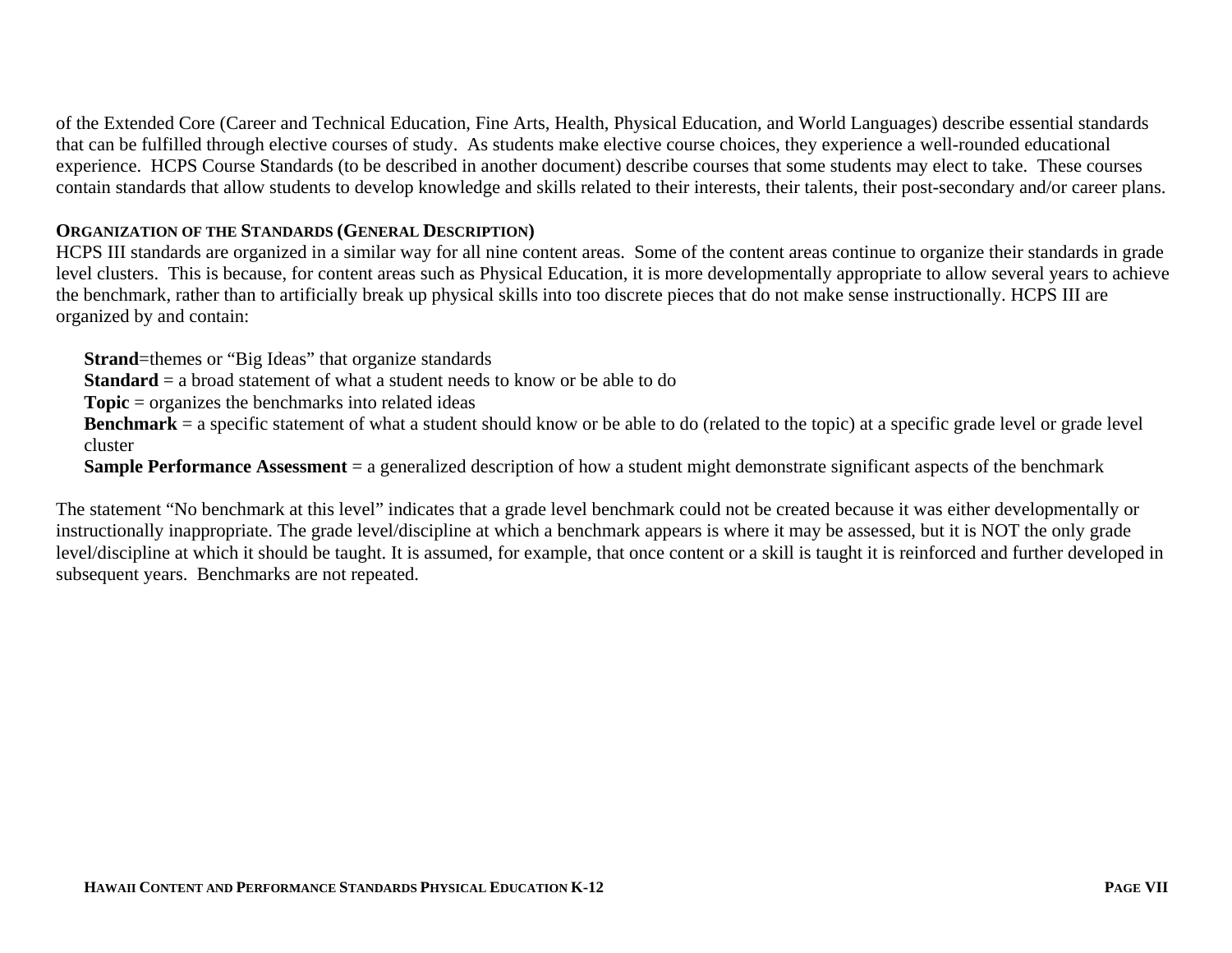of the Extended Core (Career and Technical Education, Fine Arts, Health, Physical Education, and World Languages) describe essential standards that can be fulfilled through elective courses of study. As students make elective course choices, they experience a well-rounded educational experience. HCPS Course Standards (to be described in another document) describe courses that some students may elect to take. These courses contain standards that allow students to develop knowledge and skills related to their interests, their talents, their post-secondary and/or career plans.

**ORGANIZATION OF THE STANDARDS (GENERAL DESCRIPTION)**

HCPS III standards are organized in a similar way for all nine content areas. Some of the content areas continue to organize their standards in grade level clusters. This is because, for content areas such as Physical Education, it is more developmentally appropriate to allow several years to achieve the benchmark, rather than to artificially break up physical skills into too discrete pieces that do not make sense instructionally. HCPS III are organized by and contain:

**Strand**=themes or "Big Ideas" that organize standards
**Standard** = a broad statement of what a student needs to know or be able to do
**Topic** = organizes the benchmarks into related ideas
**Benchmark** = a specific statement of what a student should know or be able to do (related to the topic) at a specific grade level or grade level cluster
**Sample Performance Assessment** = a generalized description of how a student might demonstrate significant aspects of the benchmark

The statement "No benchmark at this level" indicates that a grade level benchmark could not be created because it was either developmentally or instructionally inappropriate. The grade level/discipline at which a benchmark appears is where it may be assessed, but it is NOT the only grade level/discipline at which it should be taught. It is assumed, for example, that once content or a skill is taught it is reinforced and further developed in subsequent years. Benchmarks are not repeated.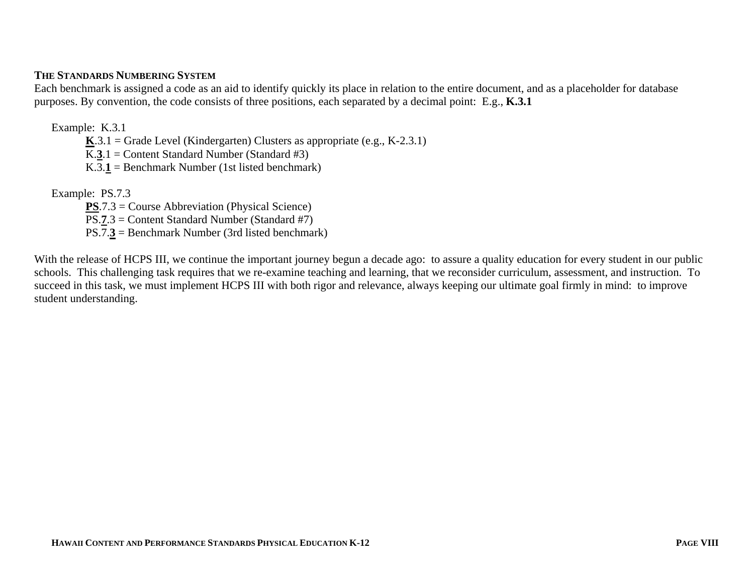### The Standards Numbering System

Each benchmark is assigned a code as an aid to identify quickly its place in relation to the entire document, and as a placeholder for database purposes. By convention, the code consists of three positions, each separated by a decimal point:  E.g., **K.3.1**

Example:  K.3.1

- **K**.3.1 = Grade Level (Kindergarten) Clusters as appropriate (e.g., K-2.3.1)
- K.**3**.1 = Content Standard Number (Standard #3)
- K.3.**1** = Benchmark Number (1st listed benchmark)

Example:  PS.7.3

- **PS**.7.3 = Course Abbreviation (Physical Science)
- PS.**7**.3 = Content Standard Number (Standard #7)
- PS.7.**3** = Benchmark Number (3rd listed benchmark)

With the release of HCPS III, we continue the important journey begun a decade ago:  to assure a quality education for every student in our public schools.  This challenging task requires that we re-examine teaching and learning, that we reconsider curriculum, assessment, and instruction.  To succeed in this task, we must implement HCPS III with both rigor and relevance, always keeping our ultimate goal firmly in mind:  to improve student understanding.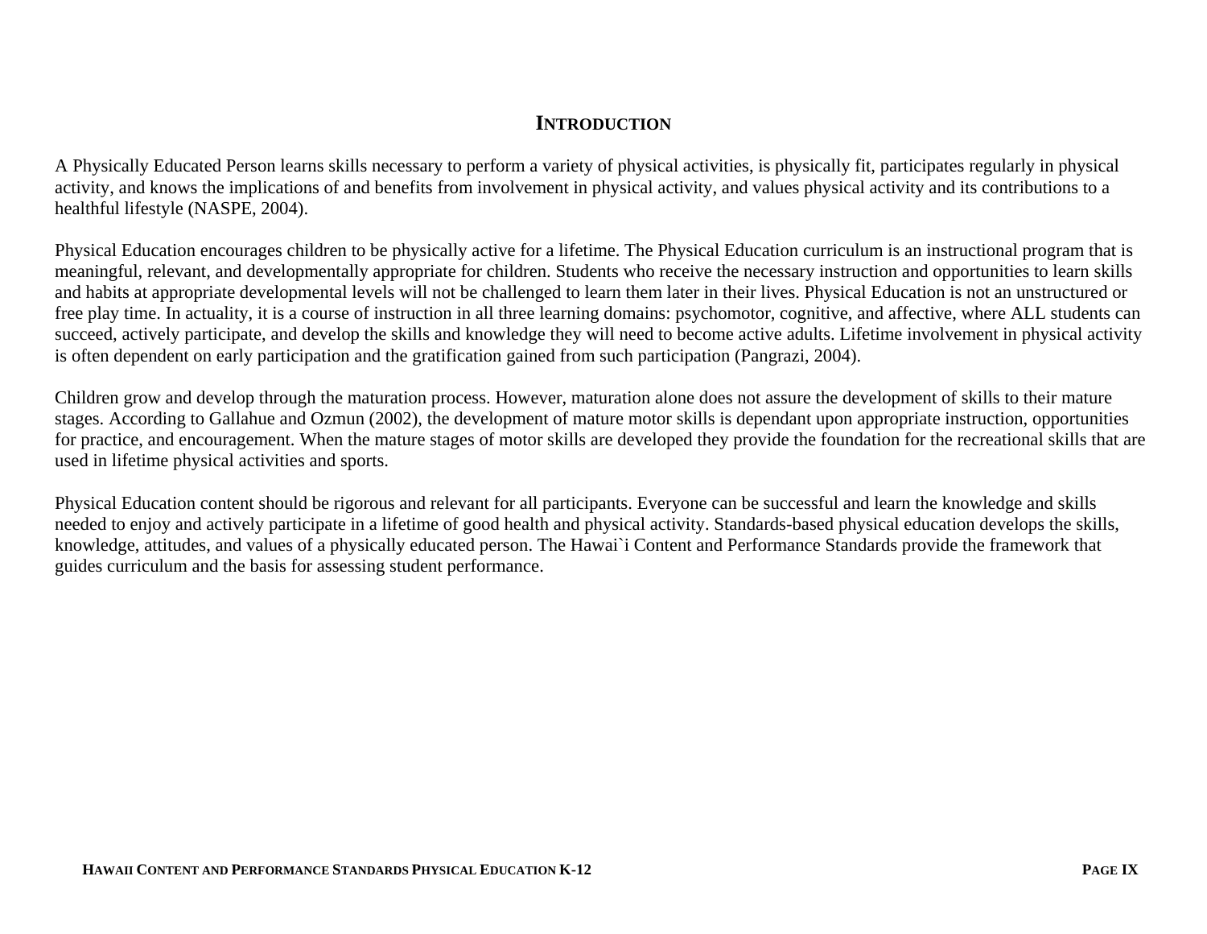## Introduction

A Physically Educated Person learns skills necessary to perform a variety of physical activities, is physically fit, participates regularly in physical activity, and knows the implications of and benefits from involvement in physical activity, and values physical activity and its contributions to a healthful lifestyle (NASPE, 2004).

Physical Education encourages children to be physically active for a lifetime. The Physical Education curriculum is an instructional program that is meaningful, relevant, and developmentally appropriate for children. Students who receive the necessary instruction and opportunities to learn skills and habits at appropriate developmental levels will not be challenged to learn them later in their lives. Physical Education is not an unstructured or free play time. In actuality, it is a course of instruction in all three learning domains: psychomotor, cognitive, and affective, where ALL students can succeed, actively participate, and develop the skills and knowledge they will need to become active adults. Lifetime involvement in physical activity is often dependent on early participation and the gratification gained from such participation (Pangrazi, 2004).

Children grow and develop through the maturation process. However, maturation alone does not assure the development of skills to their mature stages. According to Gallahue and Ozmun (2002), the development of mature motor skills is dependant upon appropriate instruction, opportunities for practice, and encouragement. When the mature stages of motor skills are developed they provide the foundation for the recreational skills that are used in lifetime physical activities and sports.

Physical Education content should be rigorous and relevant for all participants. Everyone can be successful and learn the knowledge and skills needed to enjoy and actively participate in a lifetime of good health and physical activity. Standards-based physical education develops the skills, knowledge, attitudes, and values of a physically educated person. The Hawai`i Content and Performance Standards provide the framework that guides curriculum and the basis for assessing student performance.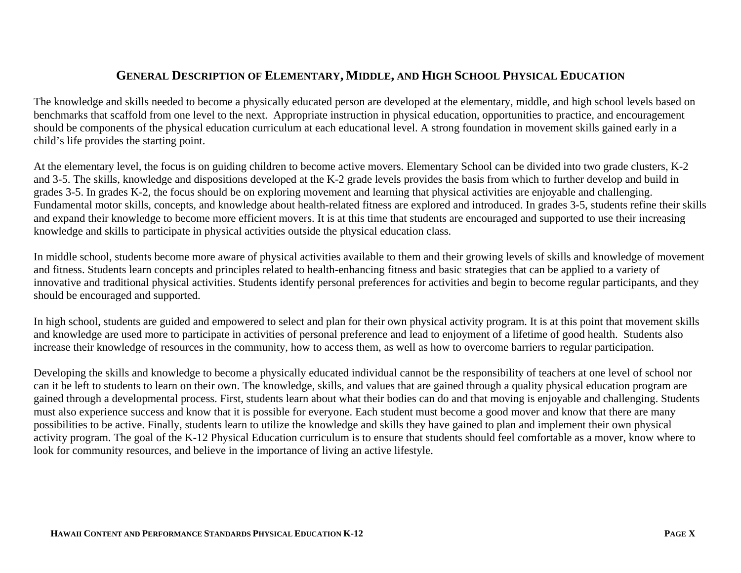## General Description of Elementary, Middle, and High School Physical Education

The knowledge and skills needed to become a physically educated person are developed at the elementary, middle, and high school levels based on benchmarks that scaffold from one level to the next. Appropriate instruction in physical education, opportunities to practice, and encouragement should be components of the physical education curriculum at each educational level. A strong foundation in movement skills gained early in a child's life provides the starting point.

At the elementary level, the focus is on guiding children to become active movers. Elementary School can be divided into two grade clusters, K-2 and 3-5. The skills, knowledge and dispositions developed at the K-2 grade levels provides the basis from which to further develop and build in grades 3-5. In grades K-2, the focus should be on exploring movement and learning that physical activities are enjoyable and challenging. Fundamental motor skills, concepts, and knowledge about health-related fitness are explored and introduced. In grades 3-5, students refine their skills and expand their knowledge to become more efficient movers. It is at this time that students are encouraged and supported to use their increasing knowledge and skills to participate in physical activities outside the physical education class.

In middle school, students become more aware of physical activities available to them and their growing levels of skills and knowledge of movement and fitness. Students learn concepts and principles related to health-enhancing fitness and basic strategies that can be applied to a variety of innovative and traditional physical activities. Students identify personal preferences for activities and begin to become regular participants, and they should be encouraged and supported.

In high school, students are guided and empowered to select and plan for their own physical activity program. It is at this point that movement skills and knowledge are used more to participate in activities of personal preference and lead to enjoyment of a lifetime of good health. Students also increase their knowledge of resources in the community, how to access them, as well as how to overcome barriers to regular participation.

Developing the skills and knowledge to become a physically educated individual cannot be the responsibility of teachers at one level of school nor can it be left to students to learn on their own. The knowledge, skills, and values that are gained through a quality physical education program are gained through a developmental process. First, students learn about what their bodies can do and that moving is enjoyable and challenging. Students must also experience success and know that it is possible for everyone. Each student must become a good mover and know that there are many possibilities to be active. Finally, students learn to utilize the knowledge and skills they have gained to plan and implement their own physical activity program. The goal of the K-12 Physical Education curriculum is to ensure that students should feel comfortable as a mover, know where to look for community resources, and believe in the importance of living an active lifestyle.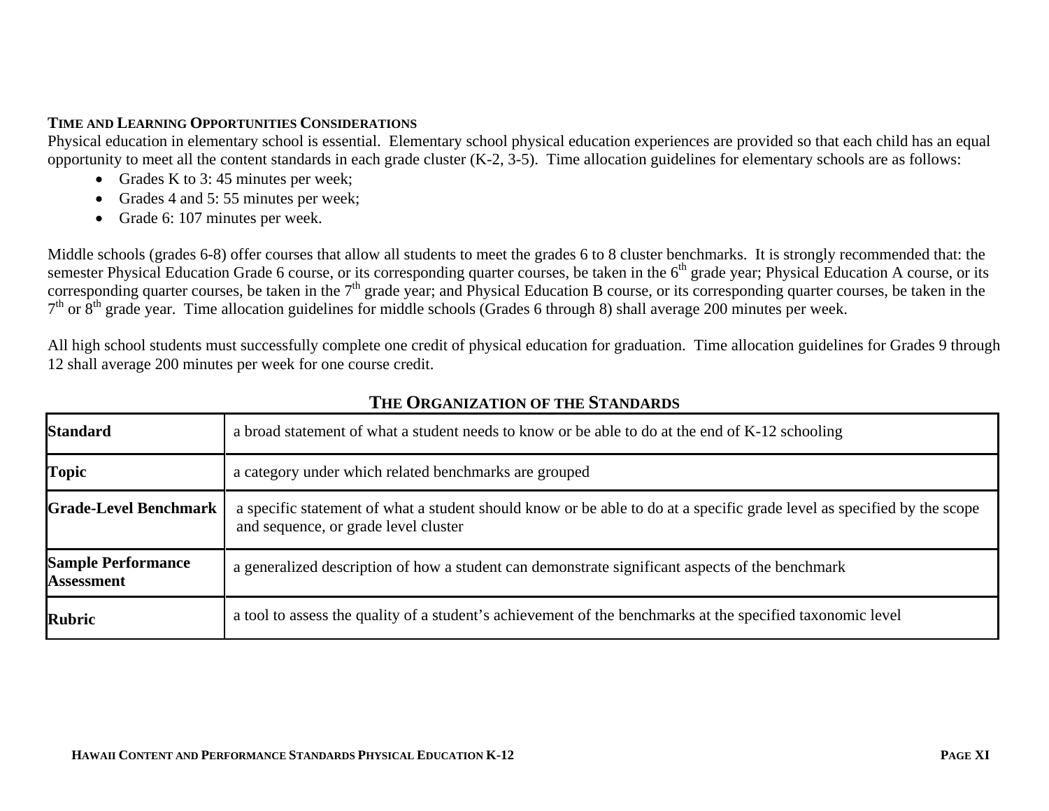## Time and Learning Opportunities Considerations

Physical education in elementary school is essential. Elementary school physical education experiences are provided so that each child has an equal opportunity to meet all the content standards in each grade cluster (K-2, 3-5). Time allocation guidelines for elementary schools are as follows:

- Grades K to 3: 45 minutes per week;
- Grades 4 and 5: 55 minutes per week;
- Grade 6: 107 minutes per week.

Middle schools (grades 6-8) offer courses that allow all students to meet the grades 6 to 8 cluster benchmarks. It is strongly recommended that: the semester Physical Education Grade 6 course, or its corresponding quarter courses, be taken in the 6th grade year; Physical Education A course, or its corresponding quarter courses, be taken in the 7th grade year; and Physical Education B course, or its corresponding quarter courses, be taken in the 7th or 8th grade year. Time allocation guidelines for middle schools (Grades 6 through 8) shall average 200 minutes per week.

All high school students must successfully complete one credit of physical education for graduation. Time allocation guidelines for Grades 9 through 12 shall average 200 minutes per week for one course credit.

## The Organization of the Standards

| | |
|---|---|
| **Standard** | a broad statement of what a student needs to know or be able to do at the end of K-12 schooling |
| **Topic** | a category under which related benchmarks are grouped |
| **Grade-Level Benchmark** | a specific statement of what a student should know or be able to do at a specific grade level as specified by the scope and sequence, or grade level cluster |
| **Sample Performance Assessment** | a generalized description of how a student can demonstrate significant aspects of the benchmark |
| **Rubric** | a tool to assess the quality of a student's achievement of the benchmarks at the specified taxonomic level |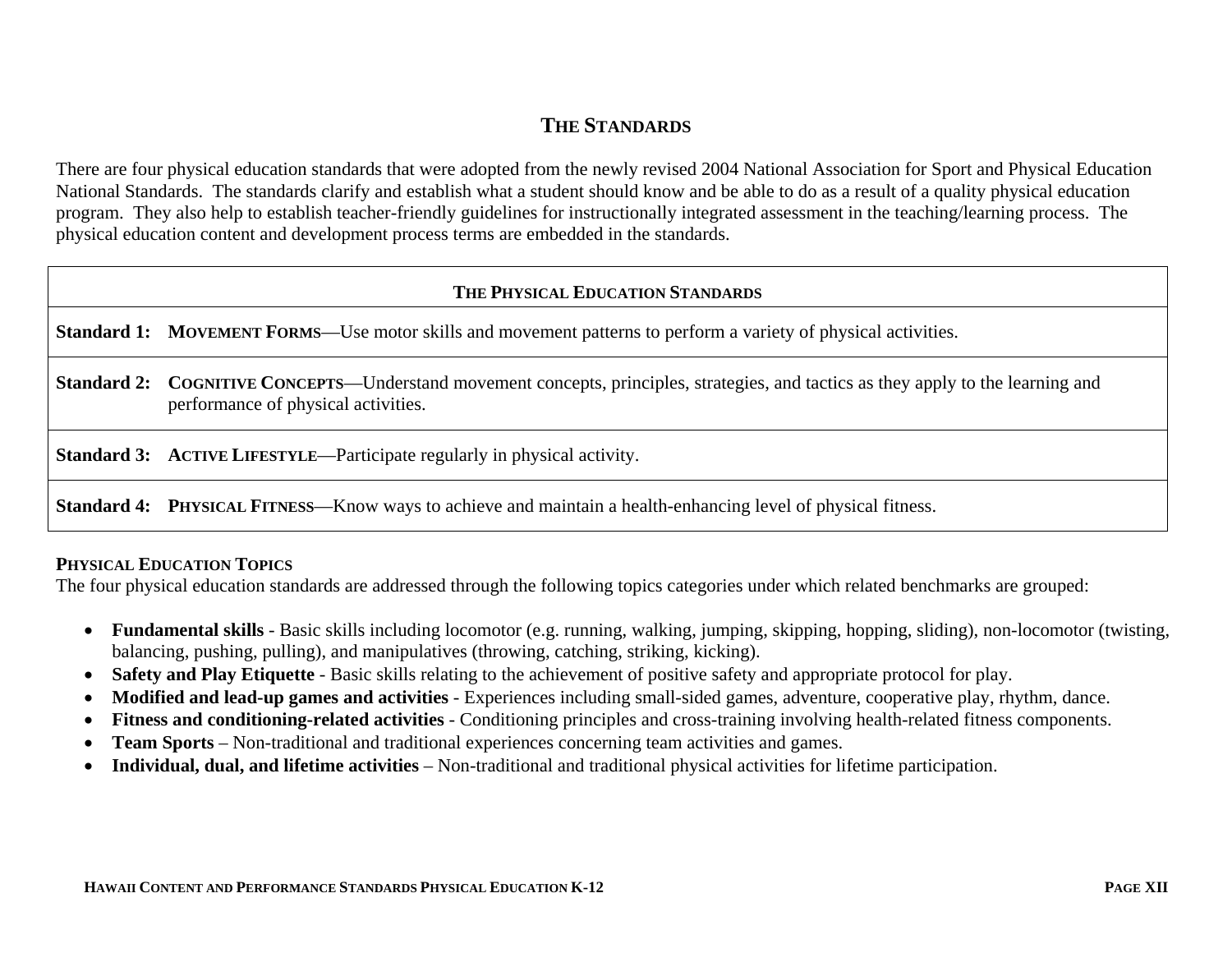## THE STANDARDS

There are four physical education standards that were adopted from the newly revised 2004 National Association for Sport and Physical Education National Standards. The standards clarify and establish what a student should know and be able to do as a result of a quality physical education program. They also help to establish teacher-friendly guidelines for instructionally integrated assessment in the teaching/learning process. The physical education content and development process terms are embedded in the standards.

| THE PHYSICAL EDUCATION STANDARDS | |
|---|---|
| **Standard 1:** | **MOVEMENT FORMS**—Use motor skills and movement patterns to perform a variety of physical activities. |
| **Standard 2:** | **COGNITIVE CONCEPTS**—Understand movement concepts, principles, strategies, and tactics as they apply to the learning and performance of physical activities. |
| **Standard 3:** | **ACTIVE LIFESTYLE**—Participate regularly in physical activity. |
| **Standard 4:** | **PHYSICAL FITNESS**—Know ways to achieve and maintain a health-enhancing level of physical fitness. |

**PHYSICAL EDUCATION TOPICS**

The four physical education standards are addressed through the following topics categories under which related benchmarks are grouped:

- **Fundamental skills** - Basic skills including locomotor (e.g. running, walking, jumping, skipping, hopping, sliding), non-locomotor (twisting, balancing, pushing, pulling), and manipulatives (throwing, catching, striking, kicking).
- **Safety and Play Etiquette** - Basic skills relating to the achievement of positive safety and appropriate protocol for play.
- **Modified and lead-up games and activities** - Experiences including small-sided games, adventure, cooperative play, rhythm, dance.
- **Fitness and conditioning-related activities** - Conditioning principles and cross-training involving health-related fitness components.
- **Team Sports** – Non-traditional and traditional experiences concerning team activities and games.
- **Individual, dual, and lifetime activities** – Non-traditional and traditional physical activities for lifetime participation.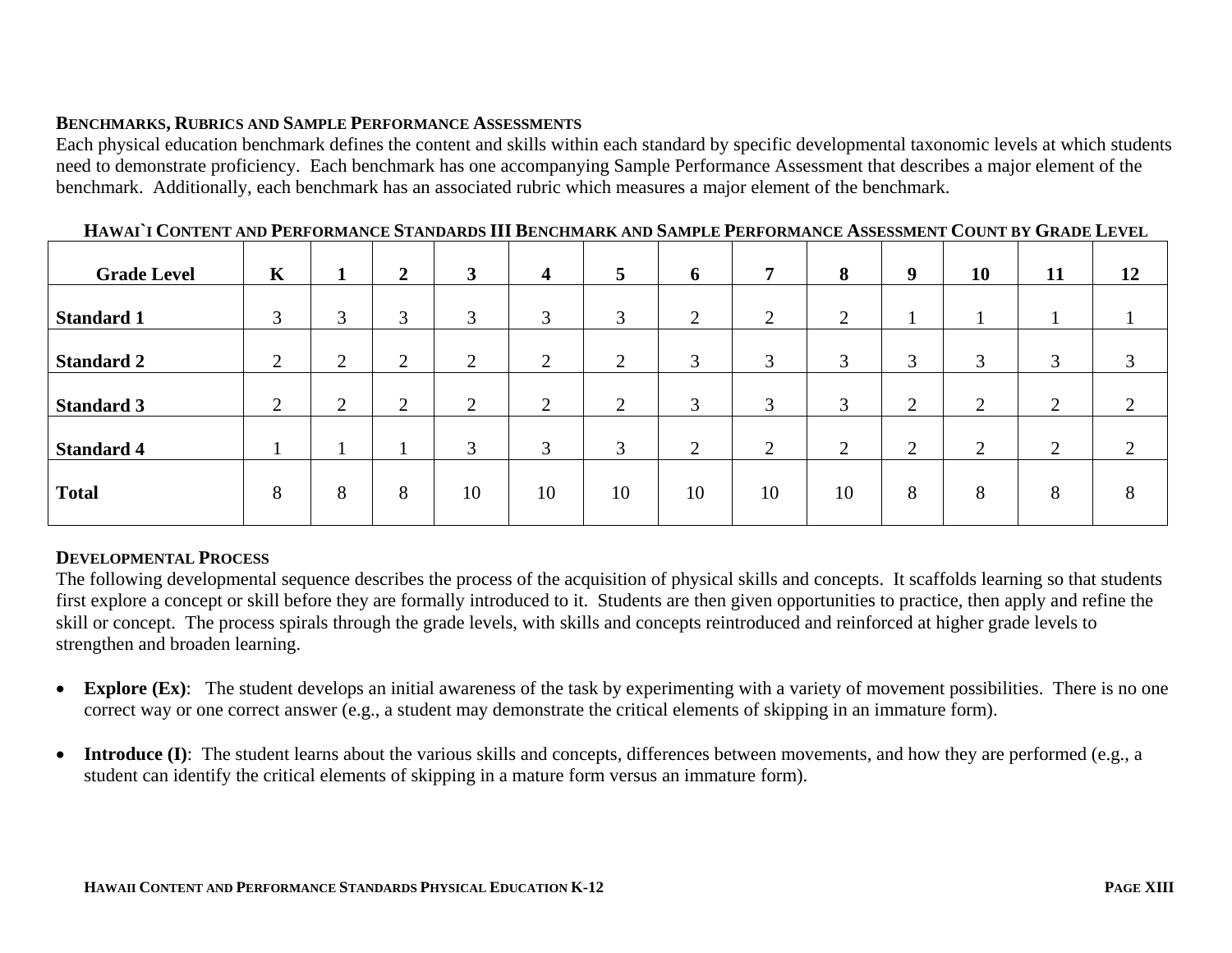## Benchmarks, Rubrics and Sample Performance Assessments

Each physical education benchmark defines the content and skills within each standard by specific developmental taxonomic levels at which students need to demonstrate proficiency. Each benchmark has one accompanying Sample Performance Assessment that describes a major element of the benchmark. Additionally, each benchmark has an associated rubric which measures a major element of the benchmark.

**Hawai`i Content and Performance Standards III Benchmark and Sample Performance Assessment Count by Grade Level**

| Grade Level | K | 1 | 2 | 3 | 4 | 5 | 6 | 7 | 8 | 9 | 10 | 11 | 12 |
|---|---|---|---|---|---|---|---|---|---|---|---|---|---|
| **Standard 1** | 3 | 3 | 3 | 3 | 3 | 3 | 2 | 2 | 2 | 1 | 1 | 1 | 1 |
| **Standard 2** | 2 | 2 | 2 | 2 | 2 | 2 | 3 | 3 | 3 | 3 | 3 | 3 | 3 |
| **Standard 3** | 2 | 2 | 2 | 2 | 2 | 2 | 3 | 3 | 3 | 2 | 2 | 2 | 2 |
| **Standard 4** | 1 | 1 | 1 | 3 | 3 | 3 | 2 | 2 | 2 | 2 | 2 | 2 | 2 |
| **Total** | 8 | 8 | 8 | 10 | 10 | 10 | 10 | 10 | 10 | 8 | 8 | 8 | 8 |

## Developmental Process

The following developmental sequence describes the process of the acquisition of physical skills and concepts. It scaffolds learning so that students first explore a concept or skill before they are formally introduced to it. Students are then given opportunities to practice, then apply and refine the skill or concept. The process spirals through the grade levels, with skills and concepts reintroduced and reinforced at higher grade levels to strengthen and broaden learning.

- **Explore (Ex)**: The student develops an initial awareness of the task by experimenting with a variety of movement possibilities. There is no one correct way or one correct answer (e.g., a student may demonstrate the critical elements of skipping in an immature form).

- **Introduce (I)**: The student learns about the various skills and concepts, differences between movements, and how they are performed (e.g., a student can identify the critical elements of skipping in a mature form versus an immature form).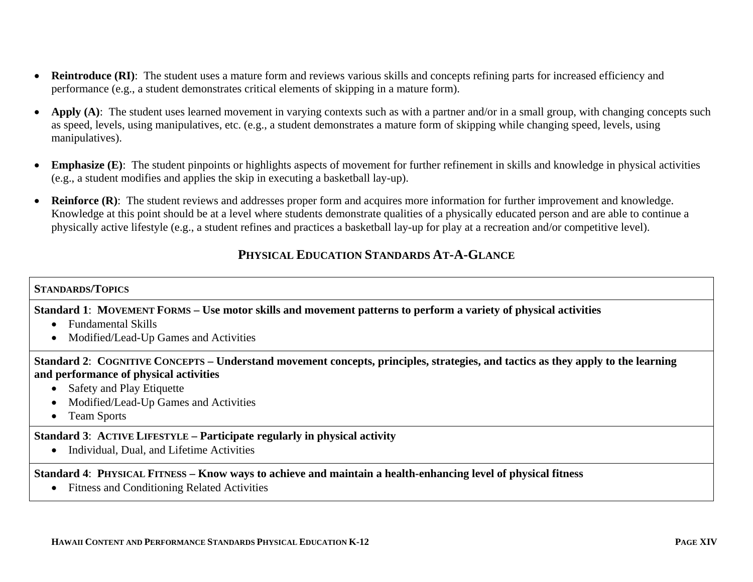- **Reintroduce (RI)**: The student uses a mature form and reviews various skills and concepts refining parts for increased efficiency and performance (e.g., a student demonstrates critical elements of skipping in a mature form).

- **Apply (A)**: The student uses learned movement in varying contexts such as with a partner and/or in a small group, with changing concepts such as speed, levels, using manipulatives, etc. (e.g., a student demonstrates a mature form of skipping while changing speed, levels, using manipulatives).

- **Emphasize (E)**: The student pinpoints or highlights aspects of movement for further refinement in skills and knowledge in physical activities (e.g., a student modifies and applies the skip in executing a basketball lay-up).

- **Reinforce (R)**: The student reviews and addresses proper form and acquires more information for further improvement and knowledge. Knowledge at this point should be at a level where students demonstrate qualities of a physically educated person and are able to continue a physically active lifestyle (e.g., a student refines and practices a basketball lay-up for play at a recreation and/or competitive level).

## PHYSICAL EDUCATION STANDARDS AT-A-GLANCE

| **STANDARDS/TOPICS** |
|---|
| **Standard 1**: **MOVEMENT FORMS – Use motor skills and movement patterns to perform a variety of physical activities**<br>• Fundamental Skills<br>• Modified/Lead-Up Games and Activities |
| **Standard 2**: **COGNITIVE CONCEPTS – Understand movement concepts, principles, strategies, and tactics as they apply to the learning and performance of physical activities**<br>• Safety and Play Etiquette<br>• Modified/Lead-Up Games and Activities<br>• Team Sports |
| **Standard 3**: **ACTIVE LIFESTYLE – Participate regularly in physical activity**<br>• Individual, Dual, and Lifetime Activities |
| **Standard 4**: **PHYSICAL FITNESS – Know ways to achieve and maintain a health-enhancing level of physical fitness**<br>• Fitness and Conditioning Related Activities |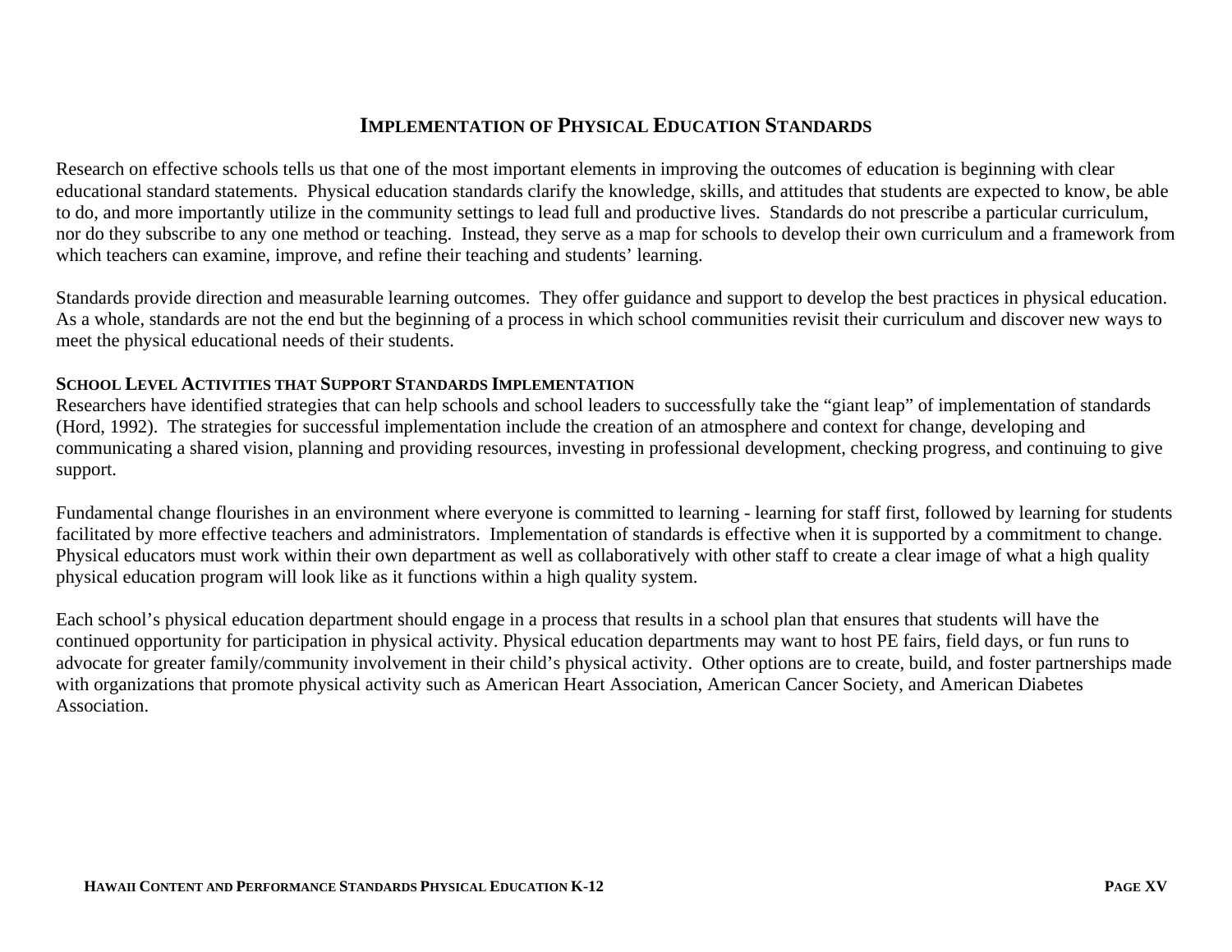# Implementation of Physical Education Standards

Research on effective schools tells us that one of the most important elements in improving the outcomes of education is beginning with clear educational standard statements. Physical education standards clarify the knowledge, skills, and attitudes that students are expected to know, be able to do, and more importantly utilize in the community settings to lead full and productive lives. Standards do not prescribe a particular curriculum, nor do they subscribe to any one method or teaching. Instead, they serve as a map for schools to develop their own curriculum and a framework from which teachers can examine, improve, and refine their teaching and students' learning.

Standards provide direction and measurable learning outcomes. They offer guidance and support to develop the best practices in physical education. As a whole, standards are not the end but the beginning of a process in which school communities revisit their curriculum and discover new ways to meet the physical educational needs of their students.

## School Level Activities that Support Standards Implementation

Researchers have identified strategies that can help schools and school leaders to successfully take the "giant leap" of implementation of standards (Hord, 1992). The strategies for successful implementation include the creation of an atmosphere and context for change, developing and communicating a shared vision, planning and providing resources, investing in professional development, checking progress, and continuing to give support.

Fundamental change flourishes in an environment where everyone is committed to learning - learning for staff first, followed by learning for students facilitated by more effective teachers and administrators. Implementation of standards is effective when it is supported by a commitment to change. Physical educators must work within their own department as well as collaboratively with other staff to create a clear image of what a high quality physical education program will look like as it functions within a high quality system.

Each school's physical education department should engage in a process that results in a school plan that ensures that students will have the continued opportunity for participation in physical activity. Physical education departments may want to host PE fairs, field days, or fun runs to advocate for greater family/community involvement in their child's physical activity. Other options are to create, build, and foster partnerships made with organizations that promote physical activity such as American Heart Association, American Cancer Society, and American Diabetes Association.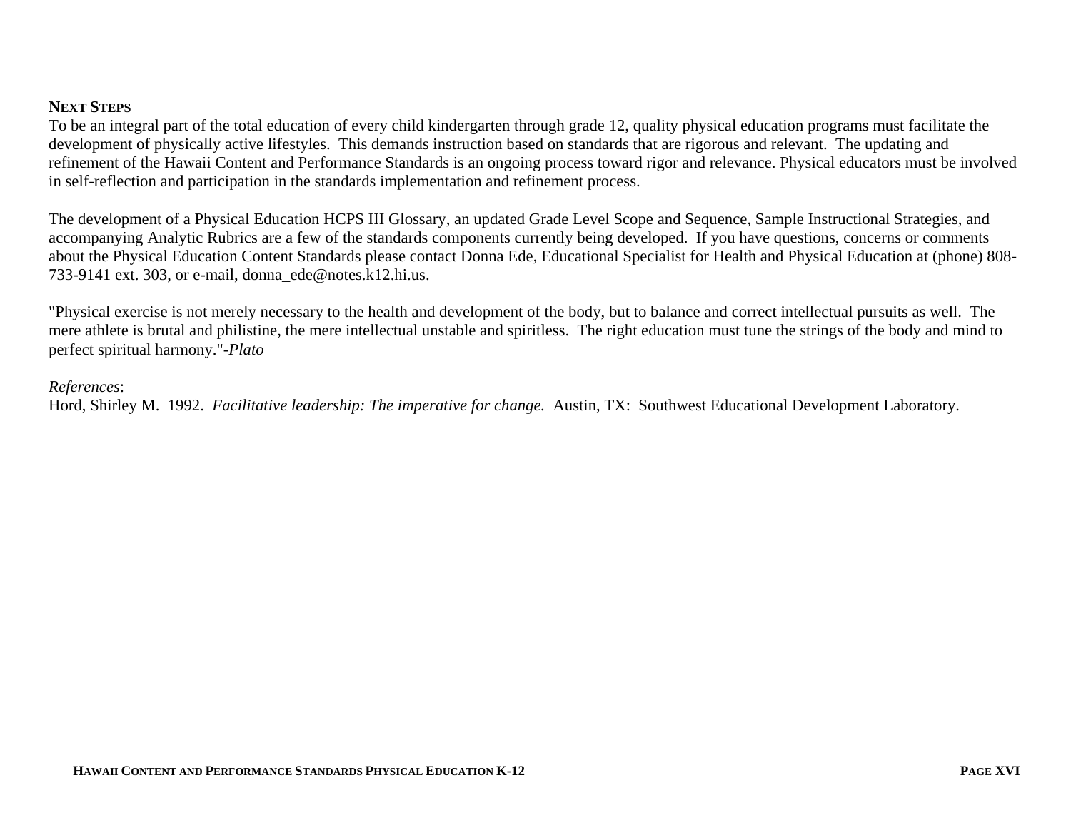## NEXT STEPS

To be an integral part of the total education of every child kindergarten through grade 12, quality physical education programs must facilitate the development of physically active lifestyles. This demands instruction based on standards that are rigorous and relevant. The updating and refinement of the Hawaii Content and Performance Standards is an ongoing process toward rigor and relevance. Physical educators must be involved in self-reflection and participation in the standards implementation and refinement process.

The development of a Physical Education HCPS III Glossary, an updated Grade Level Scope and Sequence, Sample Instructional Strategies, and accompanying Analytic Rubrics are a few of the standards components currently being developed. If you have questions, concerns or comments about the Physical Education Content Standards please contact Donna Ede, Educational Specialist for Health and Physical Education at (phone) 808-733-9141 ext. 303, or e-mail, donna_ede@notes.k12.hi.us.

"Physical exercise is not merely necessary to the health and development of the body, but to balance and correct intellectual pursuits as well. The mere athlete is brutal and philistine, the mere intellectual unstable and spiritless. The right education must tune the strings of the body and mind to perfect spiritual harmony."-*Plato*

*References*:

Hord, Shirley M. 1992. *Facilitative leadership: The imperative for change.* Austin, TX: Southwest Educational Development Laboratory.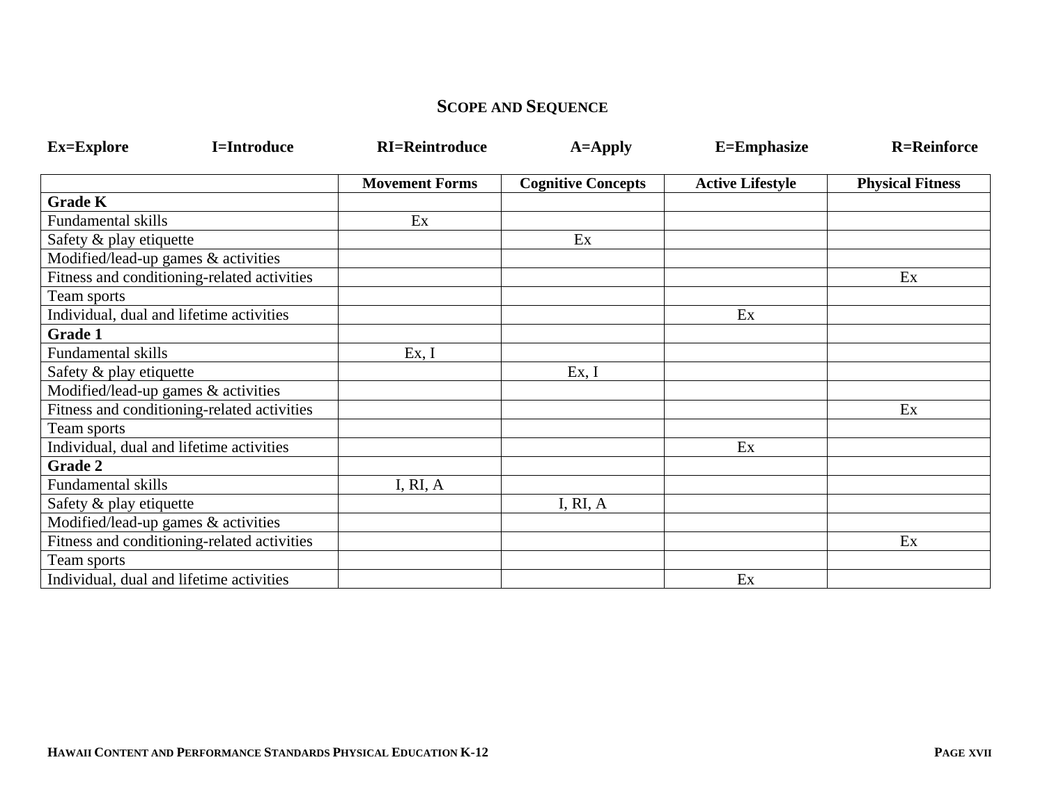## SCOPE AND SEQUENCE

**Ex=Explore** **I=Introduce** **RI=Reintroduce** **A=Apply** **E=Emphasize** **R=Reinforce**

| | Movement Forms | Cognitive Concepts | Active Lifestyle | Physical Fitness |
|---|---|---|---|---|
| **Grade K** | | | | |
| Fundamental skills | Ex | | | |
| Safety & play etiquette | | Ex | | |
| Modified/lead-up games & activities | | | | |
| Fitness and conditioning-related activities | | | | Ex |
| Team sports | | | | |
| Individual, dual and lifetime activities | | | Ex | |
| **Grade 1** | | | | |
| Fundamental skills | Ex, I | | | |
| Safety & play etiquette | | Ex, I | | |
| Modified/lead-up games & activities | | | | |
| Fitness and conditioning-related activities | | | | Ex |
| Team sports | | | | |
| Individual, dual and lifetime activities | | | Ex | |
| **Grade 2** | | | | |
| Fundamental skills | I, RI, A | | | |
| Safety & play etiquette | | I, RI, A | | |
| Modified/lead-up games & activities | | | | |
| Fitness and conditioning-related activities | | | | Ex |
| Team sports | | | | |
| Individual, dual and lifetime activities | | | Ex | |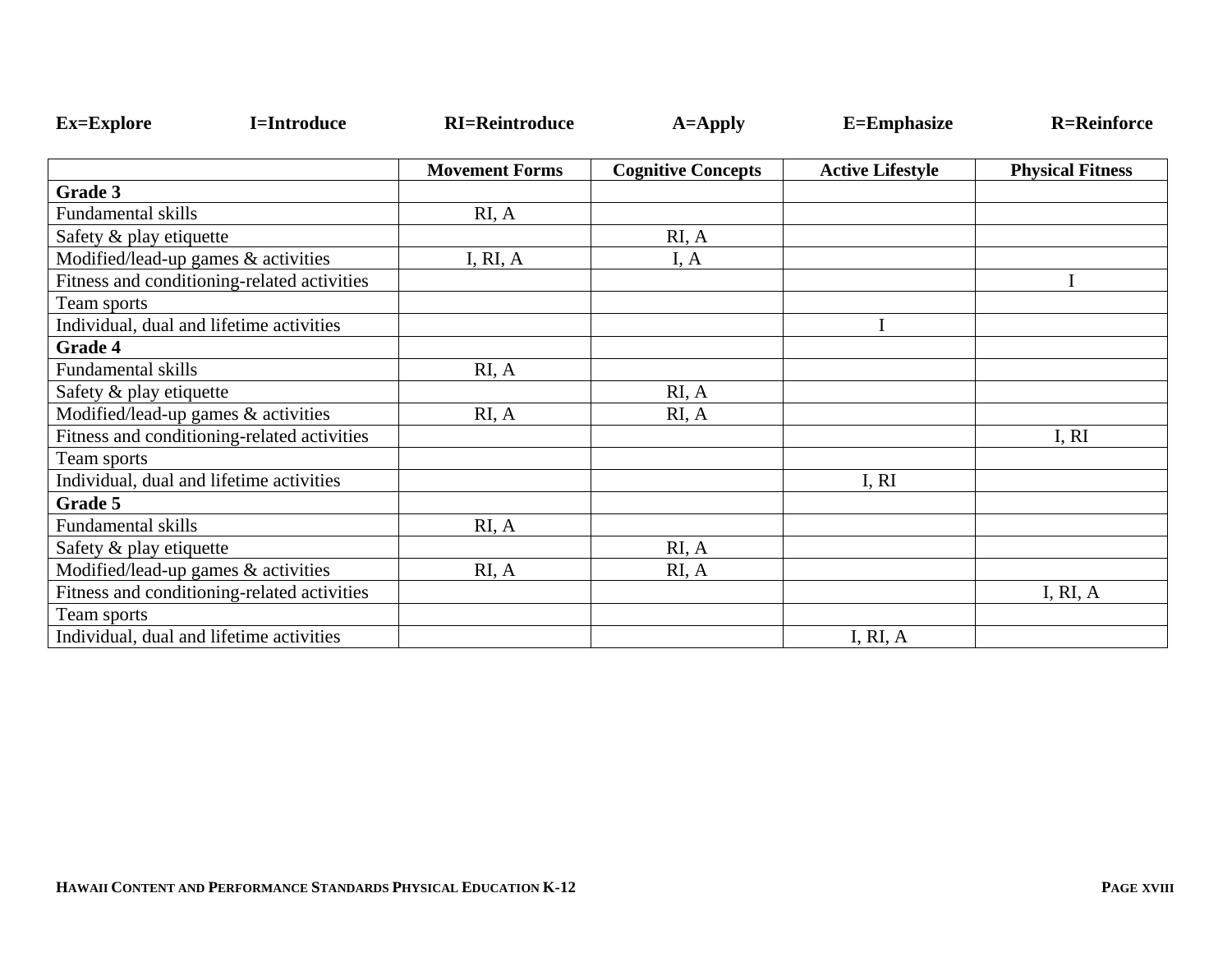**Ex=Explore** **I=Introduce** **RI=Reintroduce** **A=Apply** **E=Emphasize** **R=Reinforce**

| | Movement Forms | Cognitive Concepts | Active Lifestyle | Physical Fitness |
|---|---|---|---|---|
| **Grade 3** | | | | |
| Fundamental skills | RI, A | | | |
| Safety & play etiquette | | RI, A | | |
| Modified/lead-up games & activities | I, RI, A | I, A | | |
| Fitness and conditioning-related activities | | | | I |
| Team sports | | | | |
| Individual, dual and lifetime activities | | | I | |
| **Grade 4** | | | | |
| Fundamental skills | RI, A | | | |
| Safety & play etiquette | | RI, A | | |
| Modified/lead-up games & activities | RI, A | RI, A | | |
| Fitness and conditioning-related activities | | | | I, RI |
| Team sports | | | | |
| Individual, dual and lifetime activities | | | I, RI | |
| **Grade 5** | | | | |
| Fundamental skills | RI, A | | | |
| Safety & play etiquette | | RI, A | | |
| Modified/lead-up games & activities | RI, A | RI, A | | |
| Fitness and conditioning-related activities | | | | I, RI, A |
| Team sports | | | | |
| Individual, dual and lifetime activities | | | I, RI, A | |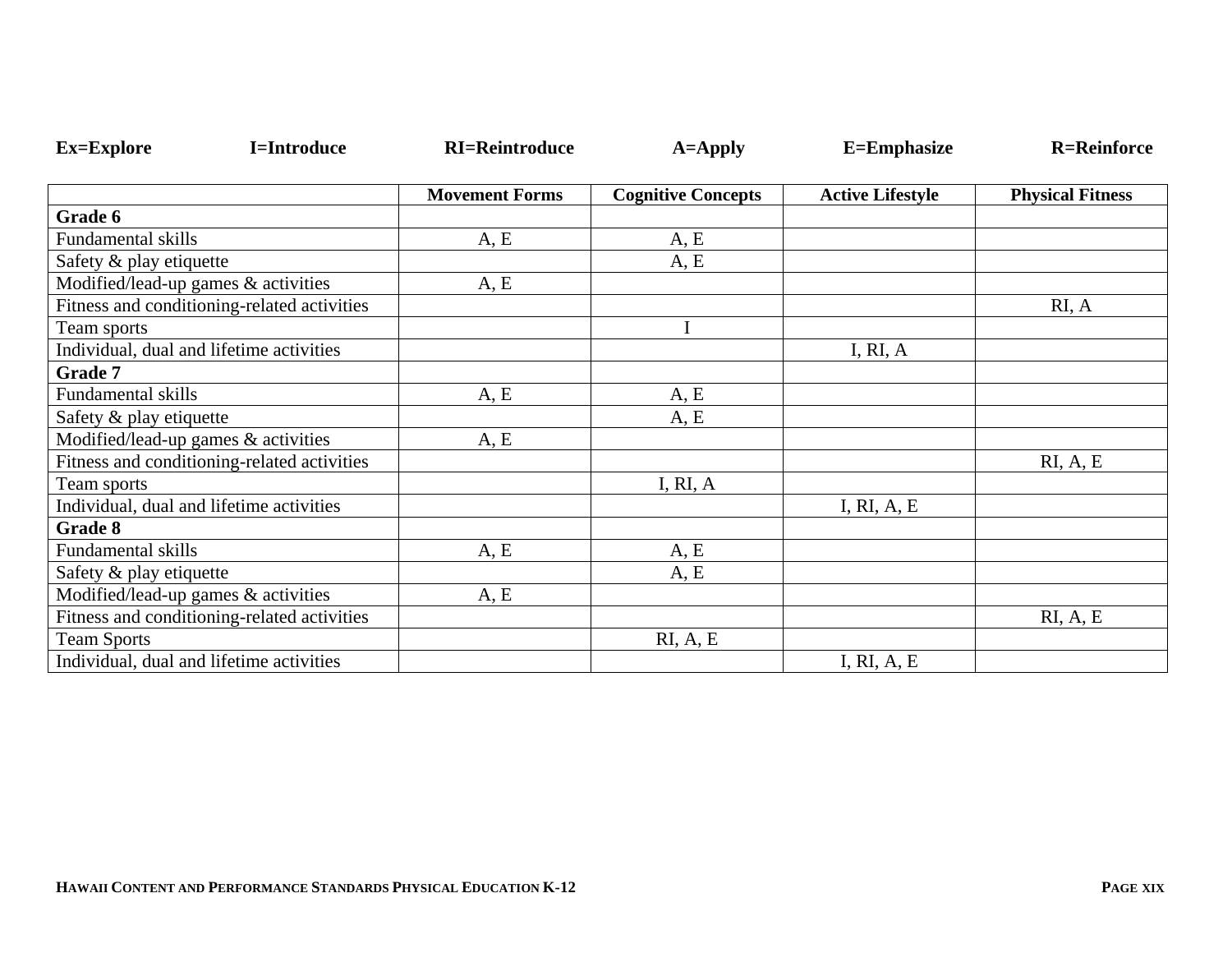**Ex=Explore** **I=Introduce** **RI=Reintroduce** **A=Apply** **E=Emphasize** **R=Reinforce**

| | Movement Forms | Cognitive Concepts | Active Lifestyle | Physical Fitness |
|---|---|---|---|---|
| **Grade 6** | | | | |
| Fundamental skills | A, E | A, E | | |
| Safety & play etiquette | | A, E | | |
| Modified/lead-up games & activities | A, E | | | |
| Fitness and conditioning-related activities | | | | RI, A |
| Team sports | | I | | |
| Individual, dual and lifetime activities | | | I, RI, A | |
| **Grade 7** | | | | |
| Fundamental skills | A, E | A, E | | |
| Safety & play etiquette | | A, E | | |
| Modified/lead-up games & activities | A, E | | | |
| Fitness and conditioning-related activities | | | | RI, A, E |
| Team sports | | I, RI, A | | |
| Individual, dual and lifetime activities | | | I, RI, A, E | |
| **Grade 8** | | | | |
| Fundamental skills | A, E | A, E | | |
| Safety & play etiquette | | A, E | | |
| Modified/lead-up games & activities | A, E | | | |
| Fitness and conditioning-related activities | | | | RI, A, E |
| Team Sports | | RI, A, E | | |
| Individual, dual and lifetime activities | | | I, RI, A, E | |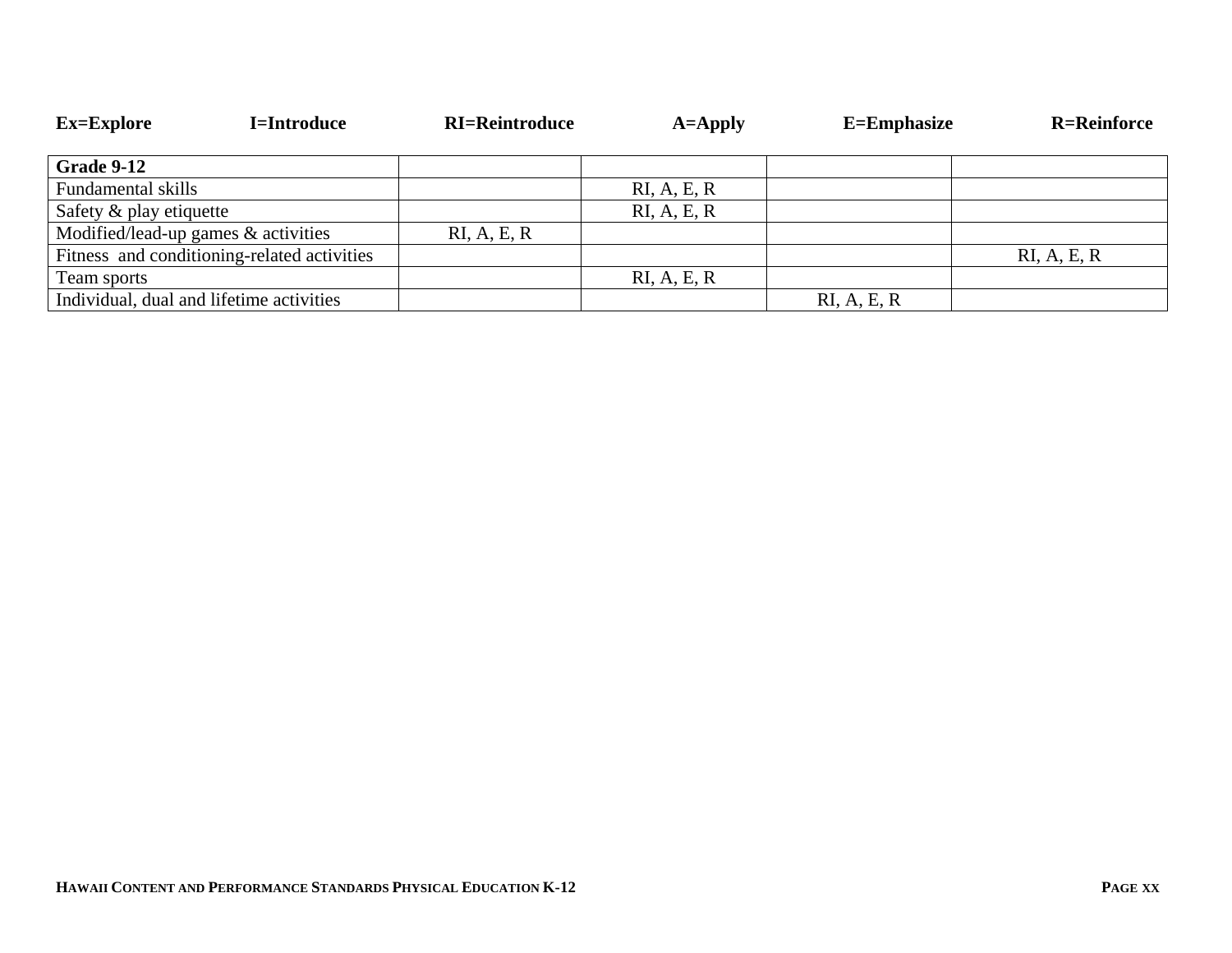**Ex=Explore** **I=Introduce** **RI=Reintroduce** **A=Apply** **E=Emphasize** **R=Reinforce**

| **Grade 9-12** | | | | |
|---|---|---|---|---|
| Fundamental skills | | RI, A, E, R | | |
| Safety & play etiquette | | RI, A, E, R | | |
| Modified/lead-up games & activities | RI, A, E, R | | | |
| Fitness and conditioning-related activities | | | | RI, A, E, R |
| Team sports | | RI, A, E, R | | |
| Individual, dual and lifetime activities | | | RI, A, E, R | |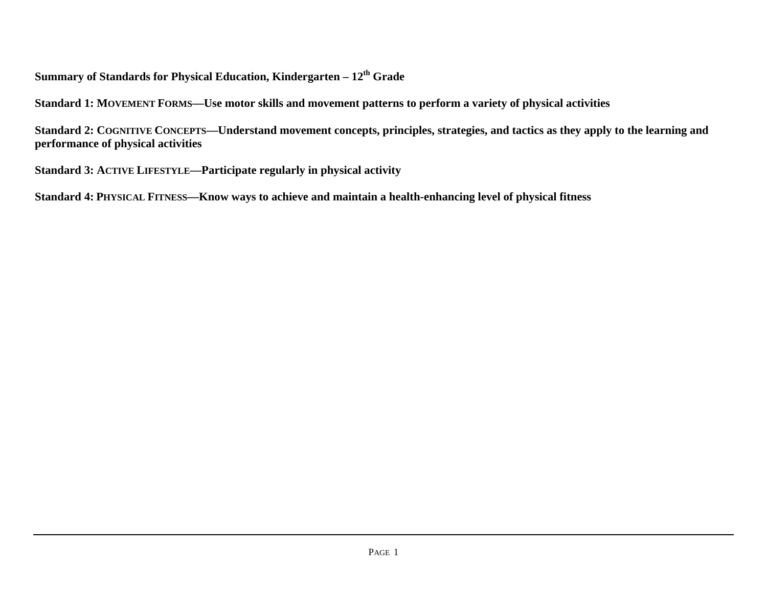**Summary of Standards for Physical Education, Kindergarten – 12th Grade**

**Standard 1: MOVEMENT FORMS—Use motor skills and movement patterns to perform a variety of physical activities**

**Standard 2: COGNITIVE CONCEPTS—Understand movement concepts, principles, strategies, and tactics as they apply to the learning and performance of physical activities**

**Standard 3: ACTIVE LIFESTYLE—Participate regularly in physical activity**

**Standard 4: PHYSICAL FITNESS—Know ways to achieve and maintain a health-enhancing level of physical fitness**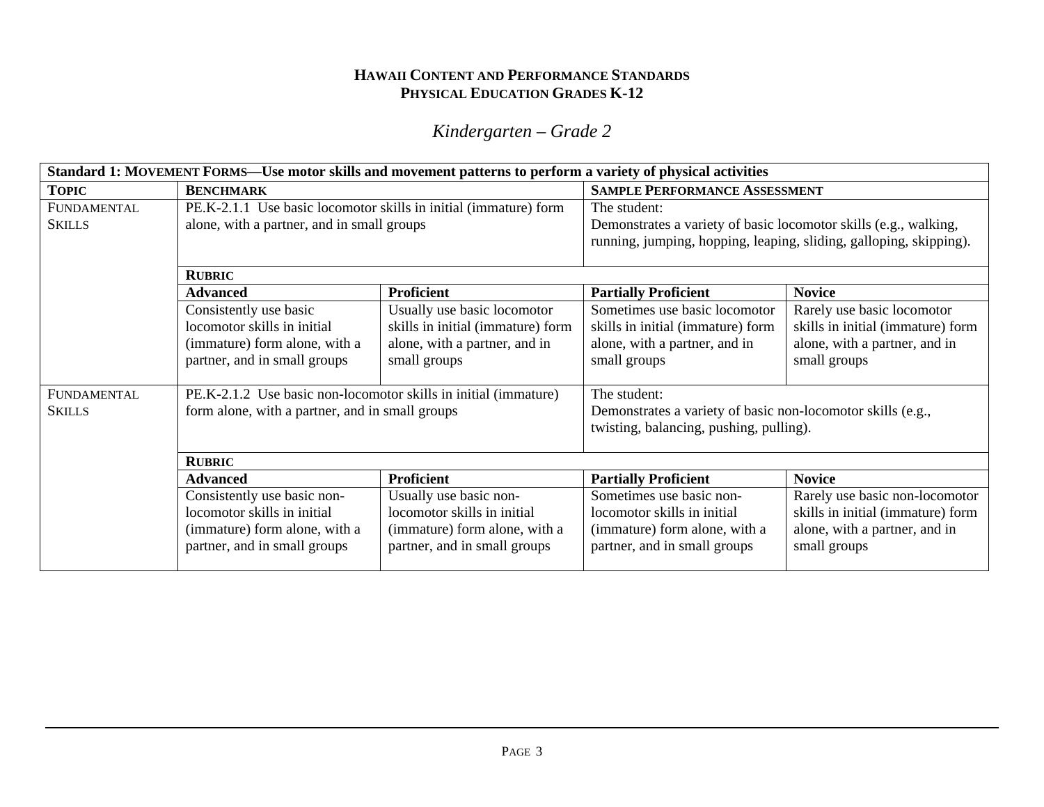**HAWAII CONTENT AND PERFORMANCE STANDARDS**
**PHYSICAL EDUCATION GRADES K-12**

## *Kindergarten – Grade 2*

| **Standard 1: MOVEMENT FORMS—Use motor skills and movement patterns to perform a variety of physical activities** | | | | |
|---|---|---|---|---|
| **TOPIC** | **BENCHMARK** | | **SAMPLE PERFORMANCE ASSESSMENT** | |
| FUNDAMENTAL SKILLS | PE.K-2.1.1 Use basic locomotor skills in initial (immature) form alone, with a partner, and in small groups | | The student: Demonstrates a variety of basic locomotor skills (e.g., walking, running, jumping, hopping, leaping, sliding, galloping, skipping). | |
| | **RUBRIC** | | | |
| | **Advanced** | **Proficient** | **Partially Proficient** | **Novice** |
| | Consistently use basic locomotor skills in initial (immature) form alone, with a partner, and in small groups | Usually use basic locomotor skills in initial (immature) form alone, with a partner, and in small groups | Sometimes use basic locomotor skills in initial (immature) form alone, with a partner, and in small groups | Rarely use basic locomotor skills in initial (immature) form alone, with a partner, and in small groups |
| FUNDAMENTAL SKILLS | PE.K-2.1.2 Use basic non-locomotor skills in initial (immature) form alone, with a partner, and in small groups | | The student: Demonstrates a variety of basic non-locomotor skills (e.g., twisting, balancing, pushing, pulling). | |
| | **RUBRIC** | | | |
| | **Advanced** | **Proficient** | **Partially Proficient** | **Novice** |
| | Consistently use basic non-locomotor skills in initial (immature) form alone, with a partner, and in small groups | Usually use basic non-locomotor skills in initial (immature) form alone, with a partner, and in small groups | Sometimes use basic non-locomotor skills in initial (immature) form alone, with a partner, and in small groups | Rarely use basic non-locomotor skills in initial (immature) form alone, with a partner, and in small groups |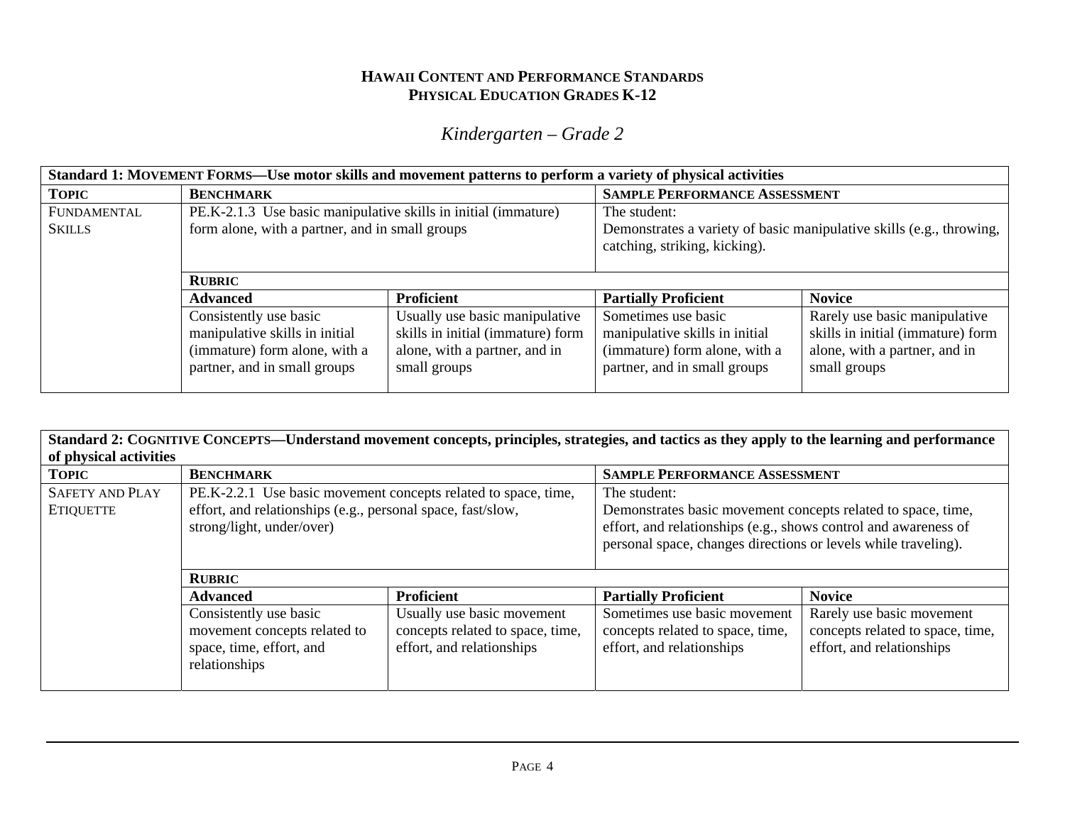**HAWAII CONTENT AND PERFORMANCE STANDARDS**
**PHYSICAL EDUCATION GRADES K-12**

## *Kindergarten – Grade 2*

| **Standard 1: MOVEMENT FORMS—Use motor skills and movement patterns to perform a variety of physical activities** | | | | |
|---|---|---|---|---|
| **TOPIC** | **BENCHMARK** | | **SAMPLE PERFORMANCE ASSESSMENT** | |
| FUNDAMENTAL SKILLS | PE.K-2.1.3 Use basic manipulative skills in initial (immature) form alone, with a partner, and in small groups | | The student: Demonstrates a variety of basic manipulative skills (e.g., throwing, catching, striking, kicking). | |
| | **RUBRIC** | | | |
| | **Advanced** | **Proficient** | **Partially Proficient** | **Novice** |
| | Consistently use basic manipulative skills in initial (immature) form alone, with a partner, and in small groups | Usually use basic manipulative skills in initial (immature) form alone, with a partner, and in small groups | Sometimes use basic manipulative skills in initial (immature) form alone, with a partner, and in small groups | Rarely use basic manipulative skills in initial (immature) form alone, with a partner, and in small groups |

| **Standard 2: COGNITIVE CONCEPTS—Understand movement concepts, principles, strategies, and tactics as they apply to the learning and performance of physical activities** | | | | |
|---|---|---|---|---|
| **TOPIC** | **BENCHMARK** | | **SAMPLE PERFORMANCE ASSESSMENT** | |
| SAFETY AND PLAY ETIQUETTE | PE.K-2.2.1 Use basic movement concepts related to space, time, effort, and relationships (e.g., personal space, fast/slow, strong/light, under/over) | | The student: Demonstrates basic movement concepts related to space, time, effort, and relationships (e.g., shows control and awareness of personal space, changes directions or levels while traveling). | |
| | **RUBRIC** | | | |
| | **Advanced** | **Proficient** | **Partially Proficient** | **Novice** |
| | Consistently use basic movement concepts related to space, time, effort, and relationships | Usually use basic movement concepts related to space, time, effort, and relationships | Sometimes use basic movement concepts related to space, time, effort, and relationships | Rarely use basic movement concepts related to space, time, effort, and relationships |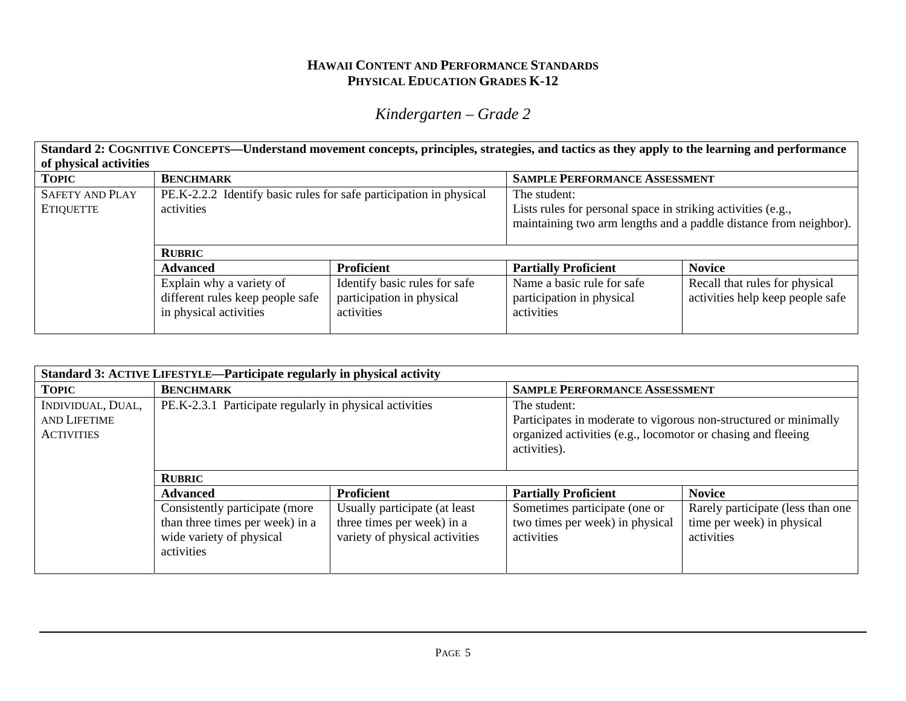**HAWAII CONTENT AND PERFORMANCE STANDARDS**
**PHYSICAL EDUCATION GRADES K-12**

## *Kindergarten – Grade 2*

| **Standard 2: COGNITIVE CONCEPTS—Understand movement concepts, principles, strategies, and tactics as they apply to the learning and performance of physical activities** | | | | |
|---|---|---|---|---|
| **TOPIC** | **BENCHMARK** | | **SAMPLE PERFORMANCE ASSESSMENT** | |
| SAFETY AND PLAY ETIQUETTE | PE.K-2.2.2 Identify basic rules for safe participation in physical activities | | The student: Lists rules for personal space in striking activities (e.g., maintaining two arm lengths and a paddle distance from neighbor). | |
| | **RUBRIC** | | | |
| | **Advanced** | **Proficient** | **Partially Proficient** | **Novice** |
| | Explain why a variety of different rules keep people safe in physical activities | Identify basic rules for safe participation in physical activities | Name a basic rule for safe participation in physical activities | Recall that rules for physical activities help keep people safe |

| **Standard 3: ACTIVE LIFESTYLE—Participate regularly in physical activity** | | | | |
|---|---|---|---|---|
| **TOPIC** | **BENCHMARK** | | **SAMPLE PERFORMANCE ASSESSMENT** | |
| INDIVIDUAL, DUAL, AND LIFETIME ACTIVITIES | PE.K-2.3.1 Participate regularly in physical activities | | The student: Participates in moderate to vigorous non-structured or minimally organized activities (e.g., locomotor or chasing and fleeing activities). | |
| | **RUBRIC** | | | |
| | **Advanced** | **Proficient** | **Partially Proficient** | **Novice** |
| | Consistently participate (more than three times per week) in a wide variety of physical activities | Usually participate (at least three times per week) in a variety of physical activities | Sometimes participate (one or two times per week) in physical activities | Rarely participate (less than one time per week) in physical activities |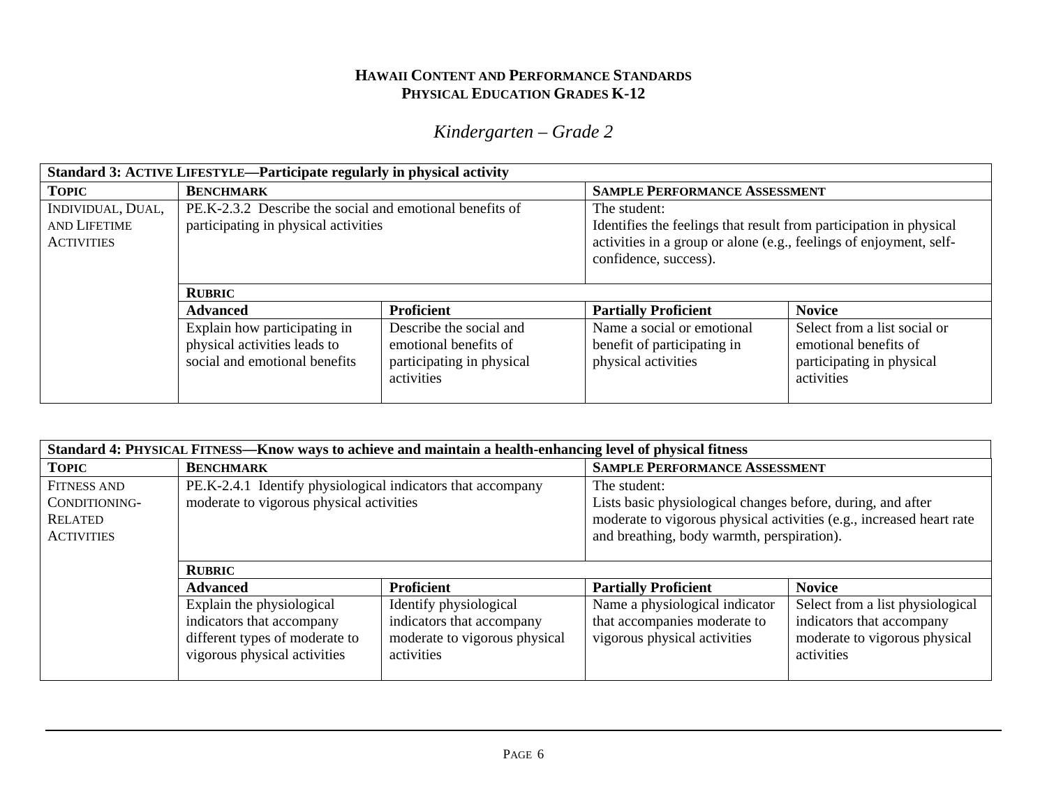**HAWAII CONTENT AND PERFORMANCE STANDARDS**
**PHYSICAL EDUCATION GRADES K-12**

## *Kindergarten – Grade 2*

| **Standard 3: ACTIVE LIFESTYLE—Participate regularly in physical activity** | | | | |
|---|---|---|---|---|
| **TOPIC** | **BENCHMARK** | | **SAMPLE PERFORMANCE ASSESSMENT** | |
| INDIVIDUAL, DUAL, AND LIFETIME ACTIVITIES | PE.K-2.3.2 Describe the social and emotional benefits of participating in physical activities | | The student: Identifies the feelings that result from participation in physical activities in a group or alone (e.g., feelings of enjoyment, self-confidence, success). | |
| | **RUBRIC** | | | |
| | **Advanced** | **Proficient** | **Partially Proficient** | **Novice** |
| | Explain how participating in physical activities leads to social and emotional benefits | Describe the social and emotional benefits of participating in physical activities | Name a social or emotional benefit of participating in physical activities | Select from a list social or emotional benefits of participating in physical activities |

| **Standard 4: PHYSICAL FITNESS—Know ways to achieve and maintain a health-enhancing level of physical fitness** | | | | |
|---|---|---|---|---|
| **TOPIC** | **BENCHMARK** | | **SAMPLE PERFORMANCE ASSESSMENT** | |
| FITNESS AND CONDITIONING-RELATED ACTIVITIES | PE.K-2.4.1 Identify physiological indicators that accompany moderate to vigorous physical activities | | The student: Lists basic physiological changes before, during, and after moderate to vigorous physical activities (e.g., increased heart rate and breathing, body warmth, perspiration). | |
| | **RUBRIC** | | | |
| | **Advanced** | **Proficient** | **Partially Proficient** | **Novice** |
| | Explain the physiological indicators that accompany different types of moderate to vigorous physical activities | Identify physiological indicators that accompany moderate to vigorous physical activities | Name a physiological indicator that accompanies moderate to vigorous physical activities | Select from a list physiological indicators that accompany moderate to vigorous physical activities |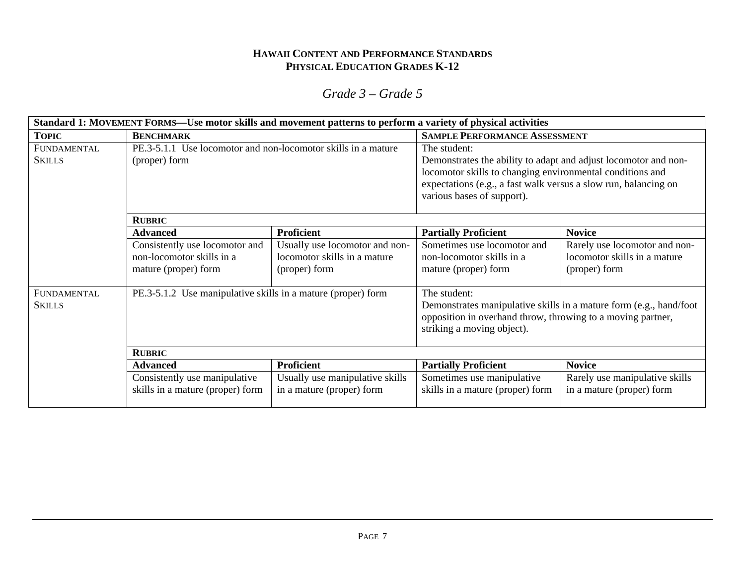**HAWAII CONTENT AND PERFORMANCE STANDARDS**
**PHYSICAL EDUCATION GRADES K-12**

## *Grade 3 – Grade 5*

| **Standard 1: MOVEMENT FORMS—Use motor skills and movement patterns to perform a variety of physical activities** | | | | |
|---|---|---|---|---|
| **TOPIC** | **BENCHMARK** | | **SAMPLE PERFORMANCE ASSESSMENT** | |
| FUNDAMENTAL SKILLS | PE.3-5.1.1 Use locomotor and non-locomotor skills in a mature (proper) form | | The student: Demonstrates the ability to adapt and adjust locomotor and non-locomotor skills to changing environmental conditions and expectations (e.g., a fast walk versus a slow run, balancing on various bases of support). | |
| | **RUBRIC** | | | |
| | **Advanced** | **Proficient** | **Partially Proficient** | **Novice** |
| | Consistently use locomotor and non-locomotor skills in a mature (proper) form | Usually use locomotor and non-locomotor skills in a mature (proper) form | Sometimes use locomotor and non-locomotor skills in a mature (proper) form | Rarely use locomotor and non-locomotor skills in a mature (proper) form |
| FUNDAMENTAL SKILLS | PE.3-5.1.2 Use manipulative skills in a mature (proper) form | | The student: Demonstrates manipulative skills in a mature form (e.g., hand/foot opposition in overhand throw, throwing to a moving partner, striking a moving object). | |
| | **RUBRIC** | | | |
| | **Advanced** | **Proficient** | **Partially Proficient** | **Novice** |
| | Consistently use manipulative skills in a mature (proper) form | Usually use manipulative skills in a mature (proper) form | Sometimes use manipulative skills in a mature (proper) form | Rarely use manipulative skills in a mature (proper) form |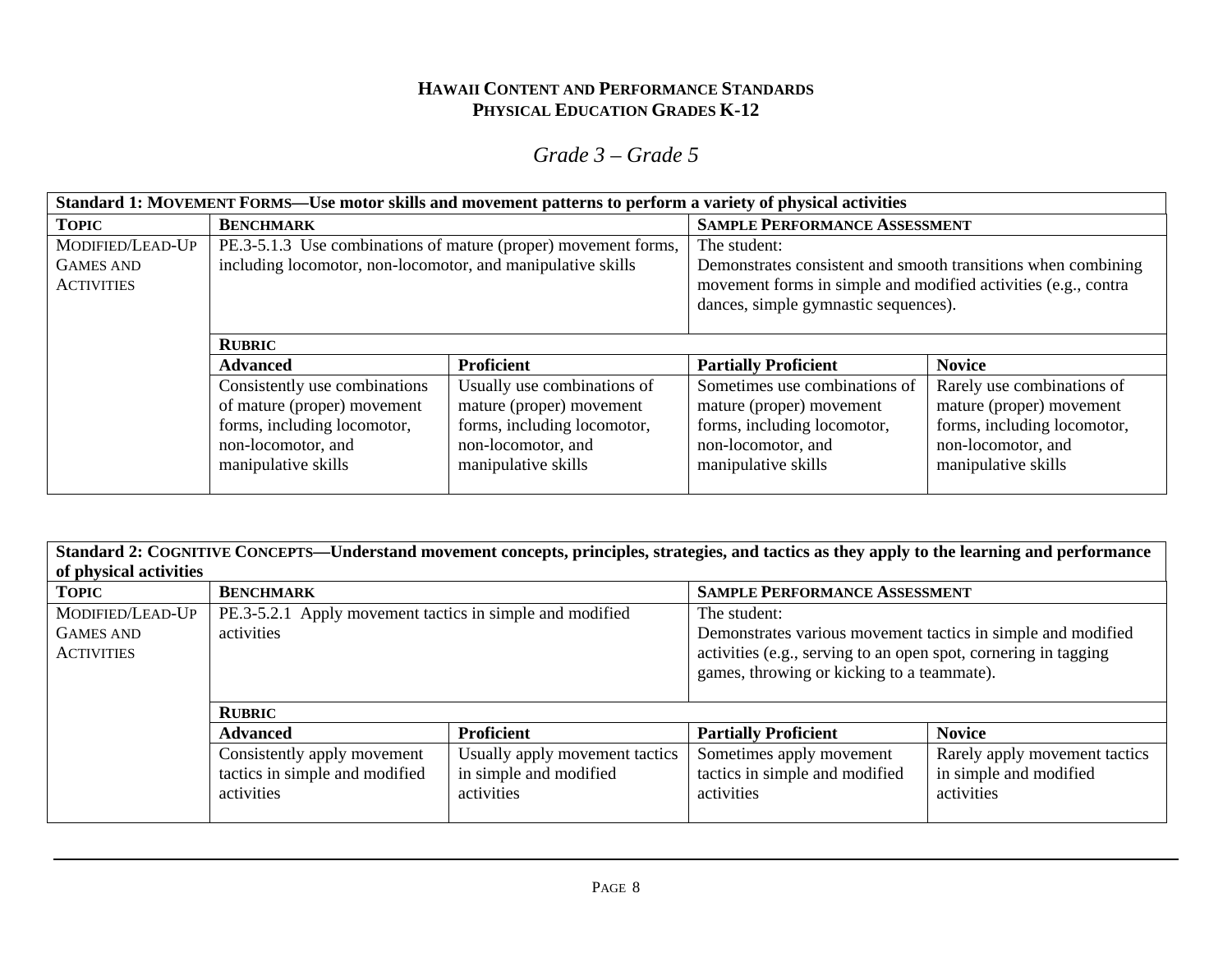**HAWAII CONTENT AND PERFORMANCE STANDARDS**
**PHYSICAL EDUCATION GRADES K-12**

*Grade 3 – Grade 5*

| **Standard 1: MOVEMENT FORMS—Use motor skills and movement patterns to perform a variety of physical activities** | | | | |
|---|---|---|---|---|
| **TOPIC** | **BENCHMARK** | | **SAMPLE PERFORMANCE ASSESSMENT** | |
| MODIFIED/LEAD-UP GAMES AND ACTIVITIES | PE.3-5.1.3 Use combinations of mature (proper) movement forms, including locomotor, non-locomotor, and manipulative skills | | The student: Demonstrates consistent and smooth transitions when combining movement forms in simple and modified activities (e.g., contra dances, simple gymnastic sequences). | |
| | **RUBRIC** | | | |
| | **Advanced** | **Proficient** | **Partially Proficient** | **Novice** |
| | Consistently use combinations of mature (proper) movement forms, including locomotor, non-locomotor, and manipulative skills | Usually use combinations of mature (proper) movement forms, including locomotor, non-locomotor, and manipulative skills | Sometimes use combinations of mature (proper) movement forms, including locomotor, non-locomotor, and manipulative skills | Rarely use combinations of mature (proper) movement forms, including locomotor, non-locomotor, and manipulative skills |

| **Standard 2: COGNITIVE CONCEPTS—Understand movement concepts, principles, strategies, and tactics as they apply to the learning and performance of physical activities** | | | | |
|---|---|---|---|---|
| **TOPIC** | **BENCHMARK** | | **SAMPLE PERFORMANCE ASSESSMENT** | |
| MODIFIED/LEAD-UP GAMES AND ACTIVITIES | PE.3-5.2.1 Apply movement tactics in simple and modified activities | | The student: Demonstrates various movement tactics in simple and modified activities (e.g., serving to an open spot, cornering in tagging games, throwing or kicking to a teammate). | |
| | **RUBRIC** | | | |
| | **Advanced** | **Proficient** | **Partially Proficient** | **Novice** |
| | Consistently apply movement tactics in simple and modified activities | Usually apply movement tactics in simple and modified activities | Sometimes apply movement tactics in simple and modified activities | Rarely apply movement tactics in simple and modified activities |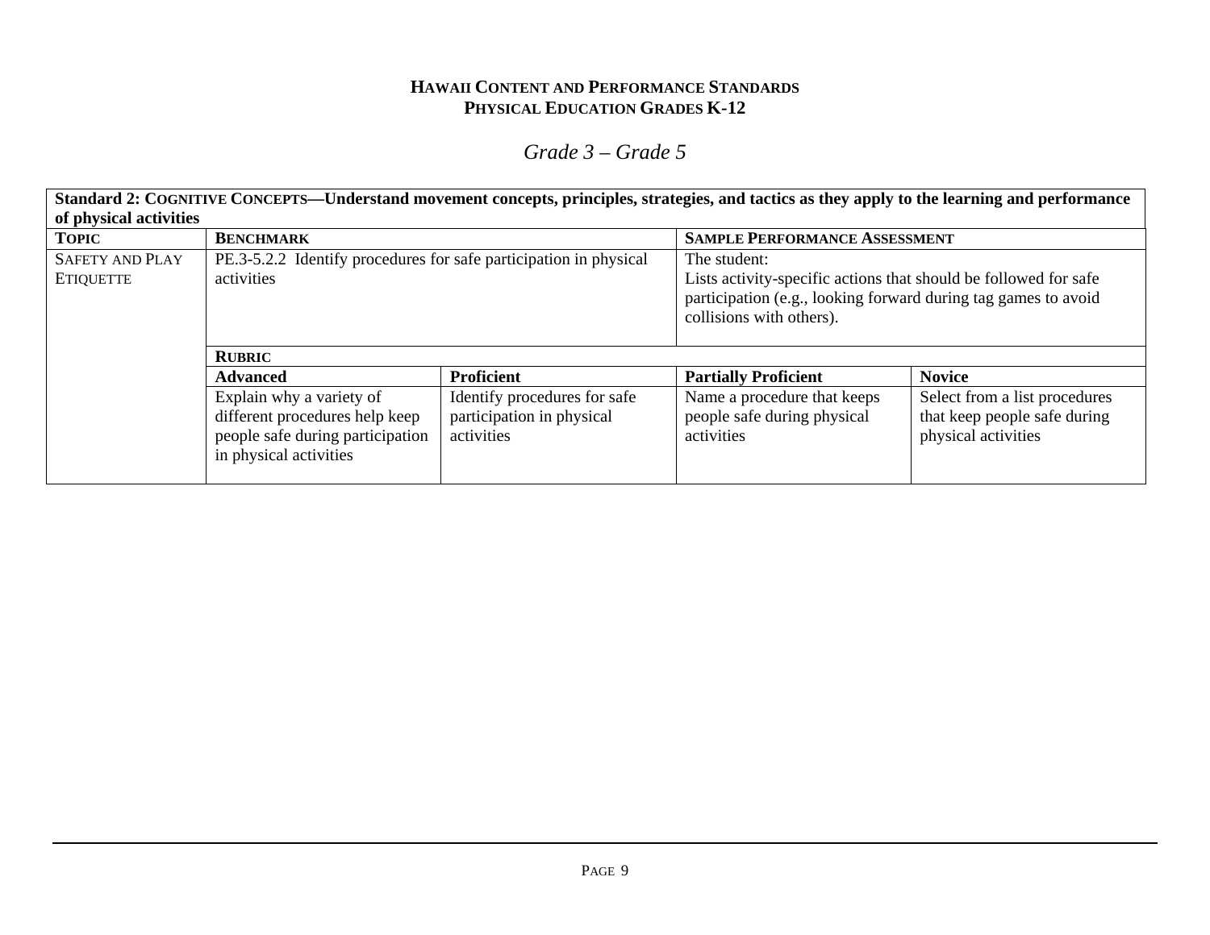**HAWAII CONTENT AND PERFORMANCE STANDARDS**
**PHYSICAL EDUCATION GRADES K-12**

*Grade 3 – Grade 5*

| **Standard 2: COGNITIVE CONCEPTS—Understand movement concepts, principles, strategies, and tactics as they apply to the learning and performance of physical activities** | | | | |
|---|---|---|---|---|
| **TOPIC** | **BENCHMARK** | | **SAMPLE PERFORMANCE ASSESSMENT** | |
| SAFETY AND PLAY ETIQUETTE | PE.3-5.2.2 Identify procedures for safe participation in physical activities | | The student: Lists activity-specific actions that should be followed for safe participation (e.g., looking forward during tag games to avoid collisions with others). | |
| | **RUBRIC** | | | |
| | **Advanced** | **Proficient** | **Partially Proficient** | **Novice** |
| | Explain why a variety of different procedures help keep people safe during participation in physical activities | Identify procedures for safe participation in physical activities | Name a procedure that keeps people safe during physical activities | Select from a list procedures that keep people safe during physical activities |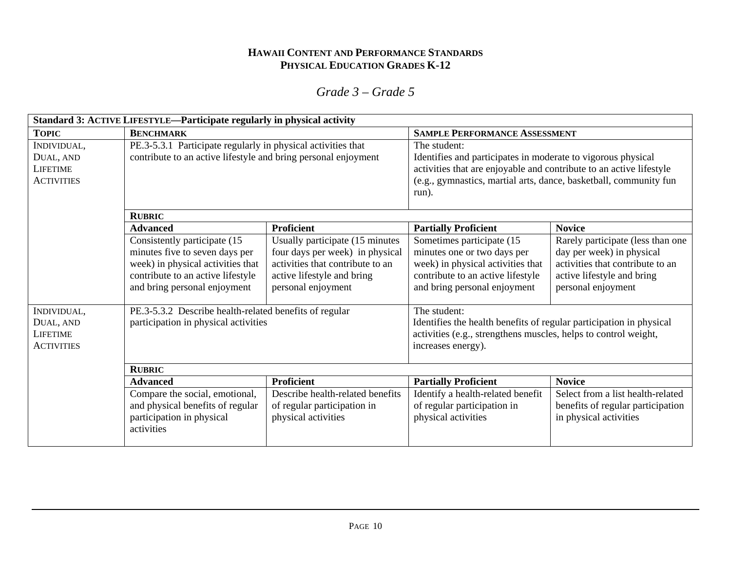**HAWAII CONTENT AND PERFORMANCE STANDARDS**
**PHYSICAL EDUCATION GRADES K-12**

*Grade 3 – Grade 5*

| **Standard 3: ACTIVE LIFESTYLE—Participate regularly in physical activity** | | | | |
|---|---|---|---|---|
| **TOPIC** | **BENCHMARK** | | **SAMPLE PERFORMANCE ASSESSMENT** | |
| INDIVIDUAL, DUAL, AND LIFETIME ACTIVITIES | PE.3-5.3.1 Participate regularly in physical activities that contribute to an active lifestyle and bring personal enjoyment | | The student: Identifies and participates in moderate to vigorous physical activities that are enjoyable and contribute to an active lifestyle (e.g., gymnastics, martial arts, dance, basketball, community fun run). | |
| | **RUBRIC** | | | |
| | **Advanced** | **Proficient** | **Partially Proficient** | **Novice** |
| | Consistently participate (15 minutes five to seven days per week) in physical activities that contribute to an active lifestyle and bring personal enjoyment | Usually participate (15 minutes four days per week) in physical activities that contribute to an active lifestyle and bring personal enjoyment | Sometimes participate (15 minutes one or two days per week) in physical activities that contribute to an active lifestyle and bring personal enjoyment | Rarely participate (less than one day per week) in physical activities that contribute to an active lifestyle and bring personal enjoyment |
| INDIVIDUAL, DUAL, AND LIFETIME ACTIVITIES | PE.3-5.3.2 Describe health-related benefits of regular participation in physical activities | | The student: Identifies the health benefits of regular participation in physical activities (e.g., strengthens muscles, helps to control weight, increases energy). | |
| | **RUBRIC** | | | |
| | **Advanced** | **Proficient** | **Partially Proficient** | **Novice** |
| | Compare the social, emotional, and physical benefits of regular participation in physical activities | Describe health-related benefits of regular participation in physical activities | Identify a health-related benefit of regular participation in physical activities | Select from a list health-related benefits of regular participation in physical activities |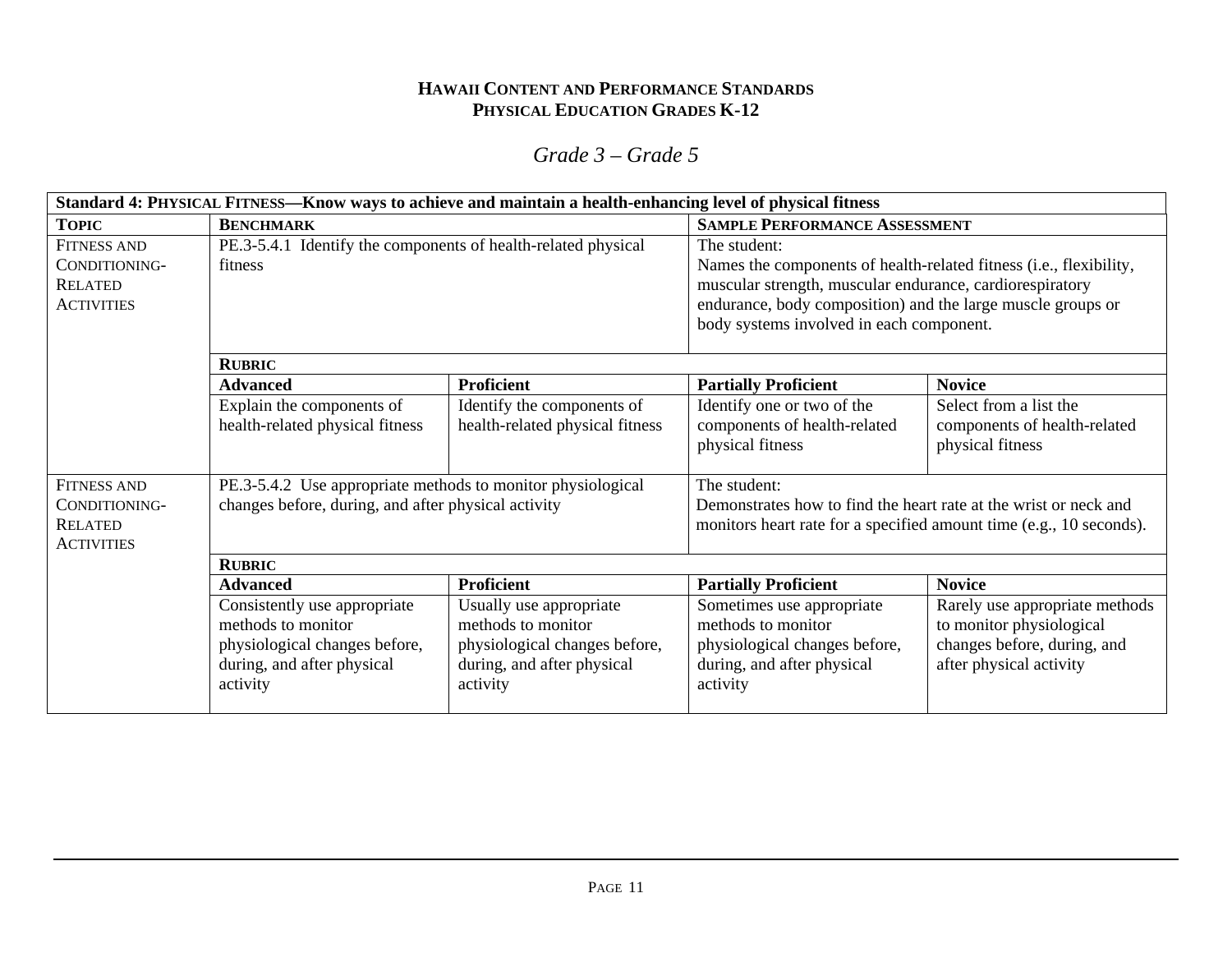**HAWAII CONTENT AND PERFORMANCE STANDARDS**
**PHYSICAL EDUCATION GRADES K-12**

## *Grade 3 – Grade 5*

| **Standard 4: PHYSICAL FITNESS—Know ways to achieve and maintain a health-enhancing level of physical fitness** | | | | |
|---|---|---|---|---|
| **TOPIC** | **BENCHMARK** | | **SAMPLE PERFORMANCE ASSESSMENT** | |
| FITNESS AND CONDITIONING-RELATED ACTIVITIES | PE.3-5.4.1 Identify the components of health-related physical fitness | | The student: Names the components of health-related fitness (i.e., flexibility, muscular strength, muscular endurance, cardiorespiratory endurance, body composition) and the large muscle groups or body systems involved in each component. | |
| | **RUBRIC** | | | |
| | **Advanced** | **Proficient** | **Partially Proficient** | **Novice** |
| | Explain the components of health-related physical fitness | Identify the components of health-related physical fitness | Identify one or two of the components of health-related physical fitness | Select from a list the components of health-related physical fitness |
| FITNESS AND CONDITIONING-RELATED ACTIVITIES | PE.3-5.4.2 Use appropriate methods to monitor physiological changes before, during, and after physical activity | | The student: Demonstrates how to find the heart rate at the wrist or neck and monitors heart rate for a specified amount time (e.g., 10 seconds). | |
| | **RUBRIC** | | | |
| | **Advanced** | **Proficient** | **Partially Proficient** | **Novice** |
| | Consistently use appropriate methods to monitor physiological changes before, during, and after physical activity | Usually use appropriate methods to monitor physiological changes before, during, and after physical activity | Sometimes use appropriate methods to monitor physiological changes before, during, and after physical activity | Rarely use appropriate methods to monitor physiological changes before, during, and after physical activity |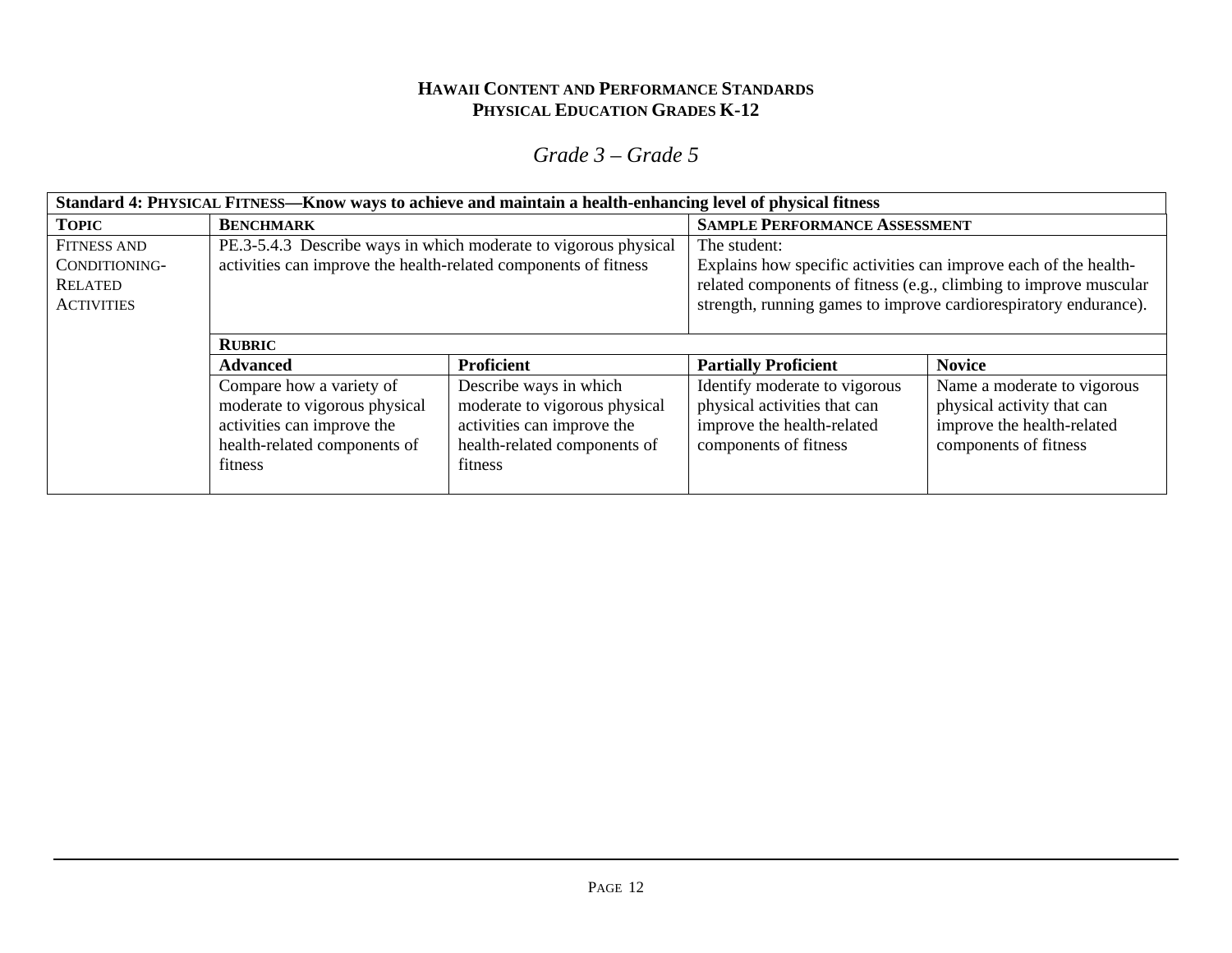**HAWAII CONTENT AND PERFORMANCE STANDARDS**
**PHYSICAL EDUCATION GRADES K-12**

*Grade 3 – Grade 5*

| **Standard 4: PHYSICAL FITNESS—Know ways to achieve and maintain a health-enhancing level of physical fitness** | | | | |
|---|---|---|---|---|
| **TOPIC** | **BENCHMARK** | | **SAMPLE PERFORMANCE ASSESSMENT** | |
| FITNESS AND CONDITIONING-RELATED ACTIVITIES | PE.3-5.4.3 Describe ways in which moderate to vigorous physical activities can improve the health-related components of fitness | | The student: Explains how specific activities can improve each of the health-related components of fitness (e.g., climbing to improve muscular strength, running games to improve cardiorespiratory endurance). | |
| | **RUBRIC** | | | |
| | **Advanced** | **Proficient** | **Partially Proficient** | **Novice** |
| | Compare how a variety of moderate to vigorous physical activities can improve the health-related components of fitness | Describe ways in which moderate to vigorous physical activities can improve the health-related components of fitness | Identify moderate to vigorous physical activities that can improve the health-related components of fitness | Name a moderate to vigorous physical activity that can improve the health-related components of fitness |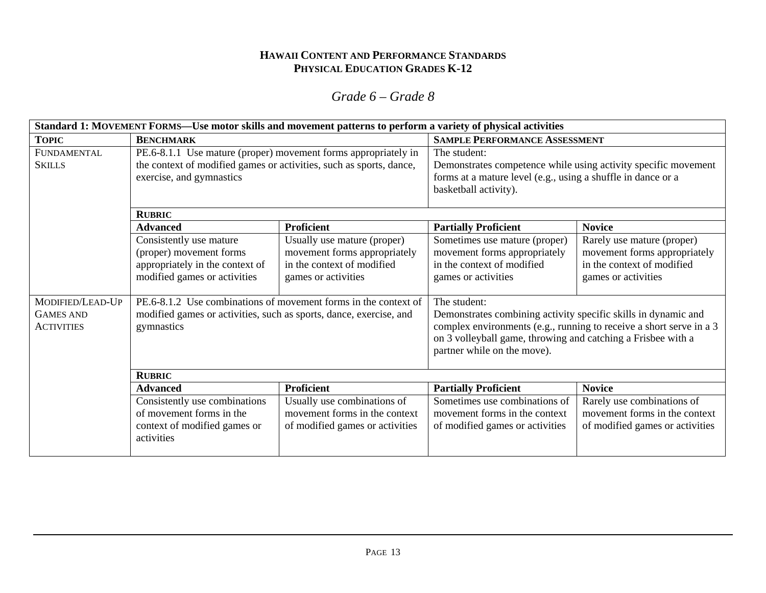**HAWAII CONTENT AND PERFORMANCE STANDARDS**
**PHYSICAL EDUCATION GRADES K-12**

*Grade 6 – Grade 8*

| **Standard 1: MOVEMENT FORMS—Use motor skills and movement patterns to perform a variety of physical activities** | | | | |
|---|---|---|---|---|
| **TOPIC** | **BENCHMARK** | | **SAMPLE PERFORMANCE ASSESSMENT** | |
| FUNDAMENTAL SKILLS | PE.6-8.1.1 Use mature (proper) movement forms appropriately in the context of modified games or activities, such as sports, dance, exercise, and gymnastics | | The student: Demonstrates competence while using activity specific movement forms at a mature level (e.g., using a shuffle in dance or a basketball activity). | |
| | **RUBRIC** | | | |
| | **Advanced** | **Proficient** | **Partially Proficient** | **Novice** |
| | Consistently use mature (proper) movement forms appropriately in the context of modified games or activities | Usually use mature (proper) movement forms appropriately in the context of modified games or activities | Sometimes use mature (proper) movement forms appropriately in the context of modified games or activities | Rarely use mature (proper) movement forms appropriately in the context of modified games or activities |
| MODIFIED/LEAD-UP GAMES AND ACTIVITIES | PE.6-8.1.2 Use combinations of movement forms in the context of modified games or activities, such as sports, dance, exercise, and gymnastics | | The student: Demonstrates combining activity specific skills in dynamic and complex environments (e.g., running to receive a short serve in a 3 on 3 volleyball game, throwing and catching a Frisbee with a partner while on the move). | |
| | **RUBRIC** | | | |
| | **Advanced** | **Proficient** | **Partially Proficient** | **Novice** |
| | Consistently use combinations of movement forms in the context of modified games or activities | Usually use combinations of movement forms in the context of modified games or activities | Sometimes use combinations of movement forms in the context of modified games or activities | Rarely use combinations of movement forms in the context of modified games or activities |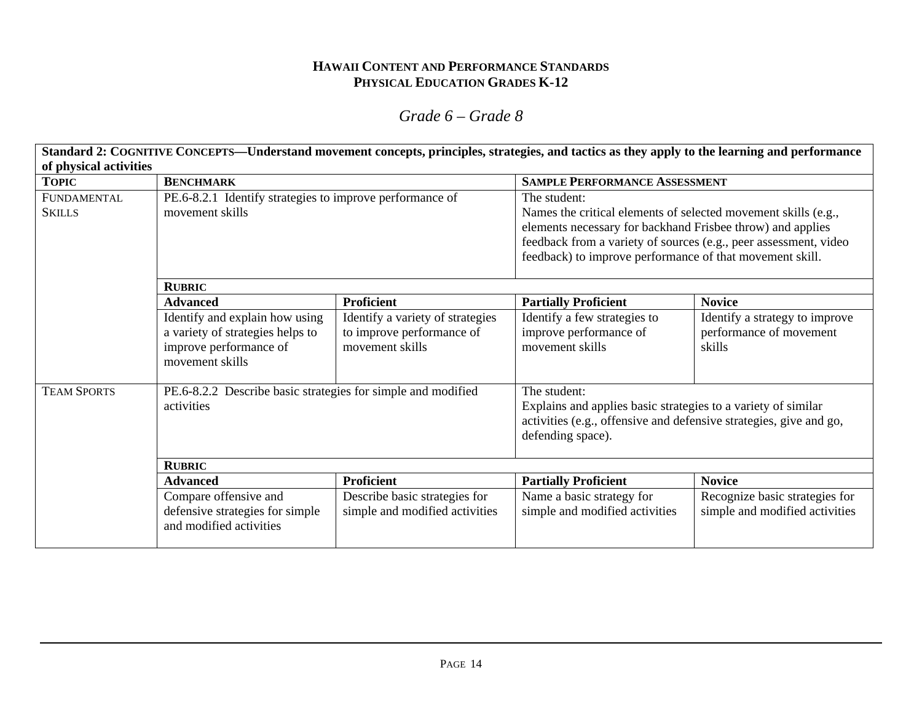**HAWAII CONTENT AND PERFORMANCE STANDARDS**
**PHYSICAL EDUCATION GRADES K-12**

*Grade 6 – Grade 8*

| **Standard 2: COGNITIVE CONCEPTS—Understand movement concepts, principles, strategies, and tactics as they apply to the learning and performance of physical activities** | | | | |
|---|---|---|---|---|
| **TOPIC** | **BENCHMARK** | | **SAMPLE PERFORMANCE ASSESSMENT** | |
| FUNDAMENTAL SKILLS | PE.6-8.2.1 Identify strategies to improve performance of movement skills | | The student: Names the critical elements of selected movement skills (e.g., elements necessary for backhand Frisbee throw) and applies feedback from a variety of sources (e.g., peer assessment, video feedback) to improve performance of that movement skill. | |
| | **RUBRIC** | | | |
| | **Advanced** | **Proficient** | **Partially Proficient** | **Novice** |
| | Identify and explain how using a variety of strategies helps to improve performance of movement skills | Identify a variety of strategies to improve performance of movement skills | Identify a few strategies to improve performance of movement skills | Identify a strategy to improve performance of movement skills |
| TEAM SPORTS | PE.6-8.2.2 Describe basic strategies for simple and modified activities | | The student: Explains and applies basic strategies to a variety of similar activities (e.g., offensive and defensive strategies, give and go, defending space). | |
| | **RUBRIC** | | | |
| | **Advanced** | **Proficient** | **Partially Proficient** | **Novice** |
| | Compare offensive and defensive strategies for simple and modified activities | Describe basic strategies for simple and modified activities | Name a basic strategy for simple and modified activities | Recognize basic strategies for simple and modified activities |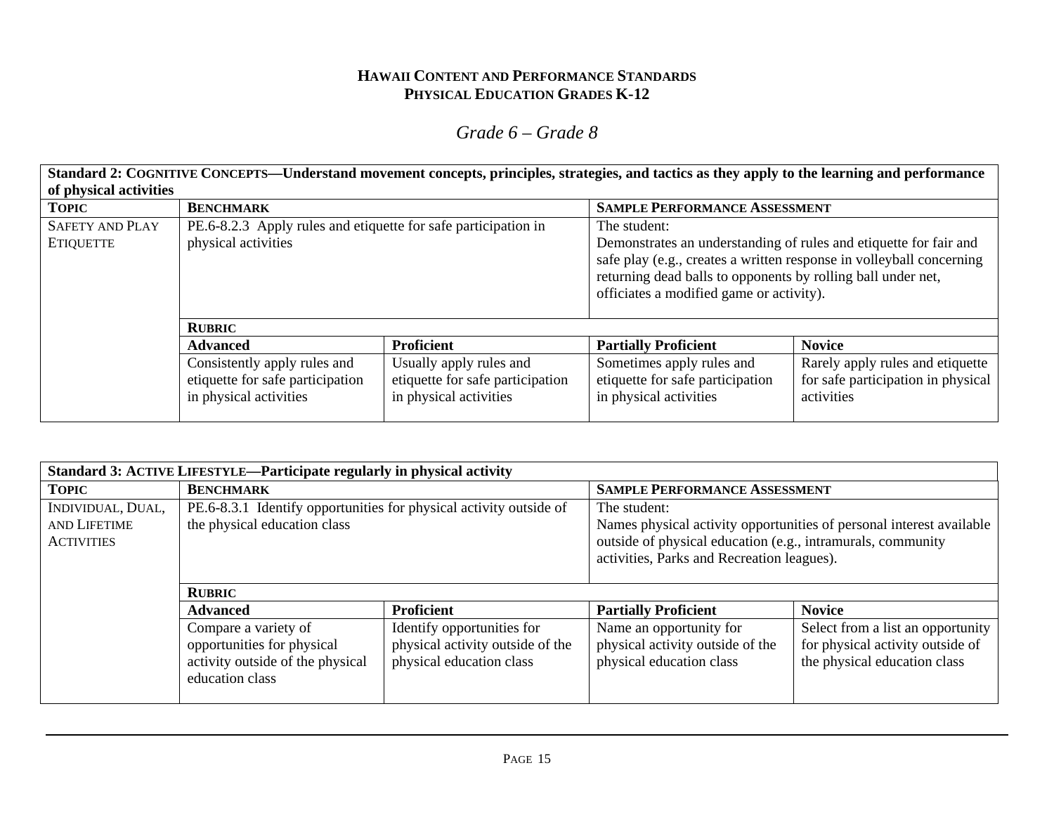**HAWAII CONTENT AND PERFORMANCE STANDARDS**
**PHYSICAL EDUCATION GRADES K-12**

# *Grade 6 – Grade 8*

| **Standard 2: COGNITIVE CONCEPTS—Understand movement concepts, principles, strategies, and tactics as they apply to the learning and performance of physical activities** | | | | |
|---|---|---|---|---|
| **TOPIC** | **BENCHMARK** | | **SAMPLE PERFORMANCE ASSESSMENT** | |
| SAFETY AND PLAY ETIQUETTE | PE.6-8.2.3 Apply rules and etiquette for safe participation in physical activities | | The student: Demonstrates an understanding of rules and etiquette for fair and safe play (e.g., creates a written response in volleyball concerning returning dead balls to opponents by rolling ball under net, officiates a modified game or activity). | |
| | **RUBRIC** | | | |
| | **Advanced** | **Proficient** | **Partially Proficient** | **Novice** |
| | Consistently apply rules and etiquette for safe participation in physical activities | Usually apply rules and etiquette for safe participation in physical activities | Sometimes apply rules and etiquette for safe participation in physical activities | Rarely apply rules and etiquette for safe participation in physical activities |

| **Standard 3: ACTIVE LIFESTYLE—Participate regularly in physical activity** | | | | |
|---|---|---|---|---|
| **TOPIC** | **BENCHMARK** | | **SAMPLE PERFORMANCE ASSESSMENT** | |
| INDIVIDUAL, DUAL, AND LIFETIME ACTIVITIES | PE.6-8.3.1 Identify opportunities for physical activity outside of the physical education class | | The student: Names physical activity opportunities of personal interest available outside of physical education (e.g., intramurals, community activities, Parks and Recreation leagues). | |
| | **RUBRIC** | | | |
| | **Advanced** | **Proficient** | **Partially Proficient** | **Novice** |
| | Compare a variety of opportunities for physical activity outside of the physical education class | Identify opportunities for physical activity outside of the physical education class | Name an opportunity for physical activity outside of the physical education class | Select from a list an opportunity for physical activity outside of the physical education class |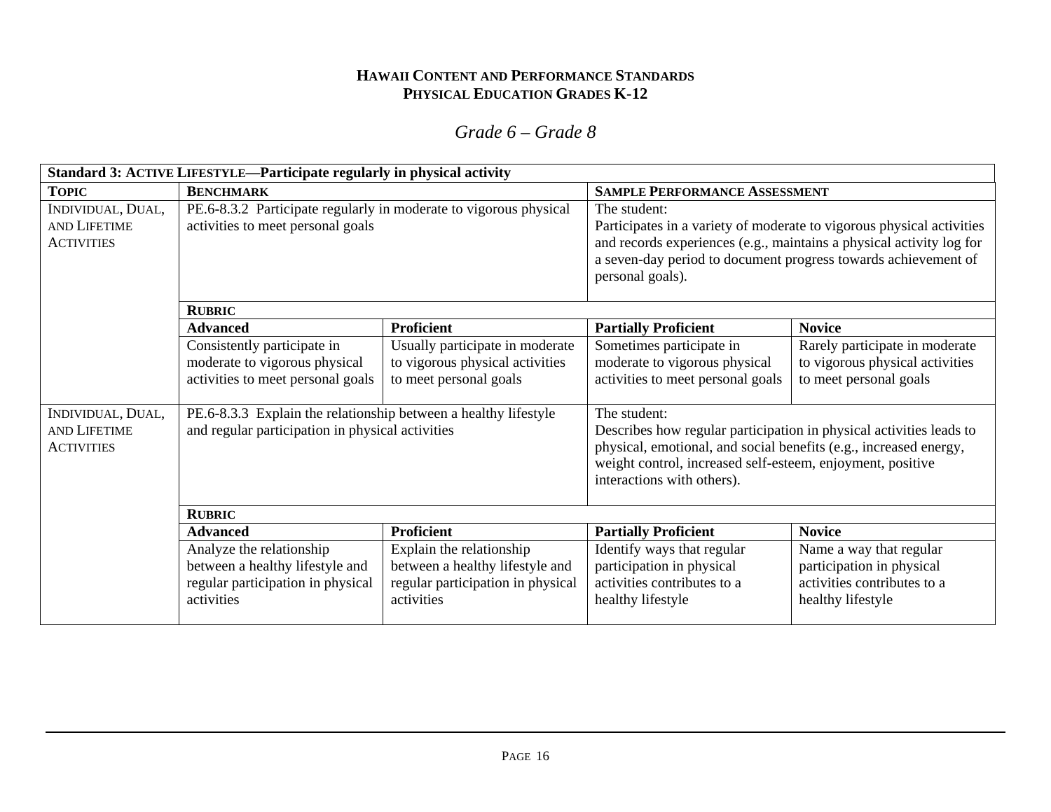# Hawaii Content and Performance Standards
## Physical Education Grades K-12

### *Grade 6 – Grade 8*

| **Standard 3: Active Lifestyle—Participate regularly in physical activity** | | | | |
|---|---|---|---|---|
| **Topic** | **Benchmark** | | **Sample Performance Assessment** | |
| Individual, Dual, and Lifetime Activities | PE.6-8.3.2 Participate regularly in moderate to vigorous physical activities to meet personal goals | | The student: Participates in a variety of moderate to vigorous physical activities and records experiences (e.g., maintains a physical activity log for a seven-day period to document progress towards achievement of personal goals). | |
| | **Rubric** | | | |
| | **Advanced** | **Proficient** | **Partially Proficient** | **Novice** |
| | Consistently participate in moderate to vigorous physical activities to meet personal goals | Usually participate in moderate to vigorous physical activities to meet personal goals | Sometimes participate in moderate to vigorous physical activities to meet personal goals | Rarely participate in moderate to vigorous physical activities to meet personal goals |
| Individual, Dual, and Lifetime Activities | PE.6-8.3.3 Explain the relationship between a healthy lifestyle and regular participation in physical activities | | The student: Describes how regular participation in physical activities leads to physical, emotional, and social benefits (e.g., increased energy, weight control, increased self-esteem, enjoyment, positive interactions with others). | |
| | **Rubric** | | | |
| | **Advanced** | **Proficient** | **Partially Proficient** | **Novice** |
| | Analyze the relationship between a healthy lifestyle and regular participation in physical activities | Explain the relationship between a healthy lifestyle and regular participation in physical activities | Identify ways that regular participation in physical activities contributes to a healthy lifestyle | Name a way that regular participation in physical activities contributes to a healthy lifestyle |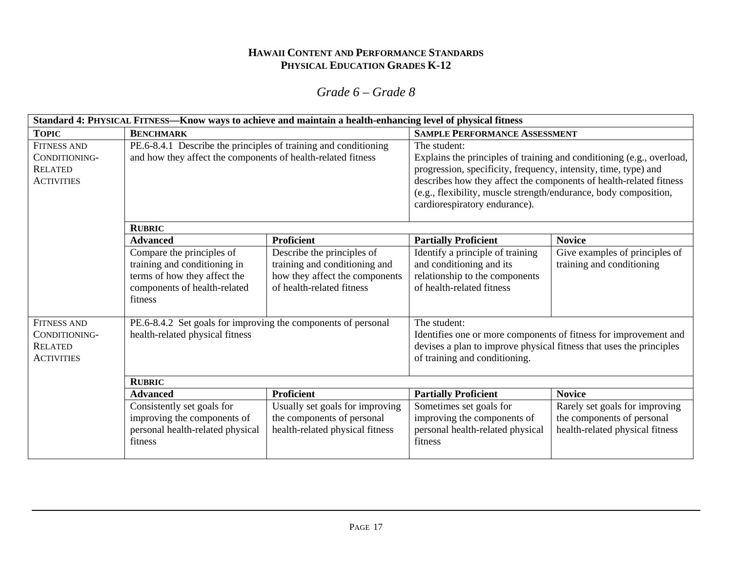**HAWAII CONTENT AND PERFORMANCE STANDARDS**
**PHYSICAL EDUCATION GRADES K-12**

## *Grade 6 – Grade 8*

| **Standard 4: PHYSICAL FITNESS—Know ways to achieve and maintain a health-enhancing level of physical fitness** | | | | |
|---|---|---|---|---|
| **TOPIC** | **BENCHMARK** | | **SAMPLE PERFORMANCE ASSESSMENT** | |
| FITNESS AND CONDITIONING-RELATED ACTIVITIES | PE.6-8.4.1 Describe the principles of training and conditioning and how they affect the components of health-related fitness | | The student: Explains the principles of training and conditioning (e.g., overload, progression, specificity, frequency, intensity, time, type) and describes how they affect the components of health-related fitness (e.g., flexibility, muscle strength/endurance, body composition, cardiorespiratory endurance). | |
| | **RUBRIC** | | | |
| | **Advanced** | **Proficient** | **Partially Proficient** | **Novice** |
| | Compare the principles of training and conditioning in terms of how they affect the components of health-related fitness | Describe the principles of training and conditioning and how they affect the components of health-related fitness | Identify a principle of training and conditioning and its relationship to the components of health-related fitness | Give examples of principles of training and conditioning |
| FITNESS AND CONDITIONING-RELATED ACTIVITIES | PE.6-8.4.2 Set goals for improving the components of personal health-related physical fitness | | The student: Identifies one or more components of fitness for improvement and devises a plan to improve physical fitness that uses the principles of training and conditioning. | |
| | **RUBRIC** | | | |
| | **Advanced** | **Proficient** | **Partially Proficient** | **Novice** |
| | Consistently set goals for improving the components of personal health-related physical fitness | Usually set goals for improving the components of personal health-related physical fitness | Sometimes set goals for improving the components of personal health-related physical fitness | Rarely set goals for improving the components of personal health-related physical fitness |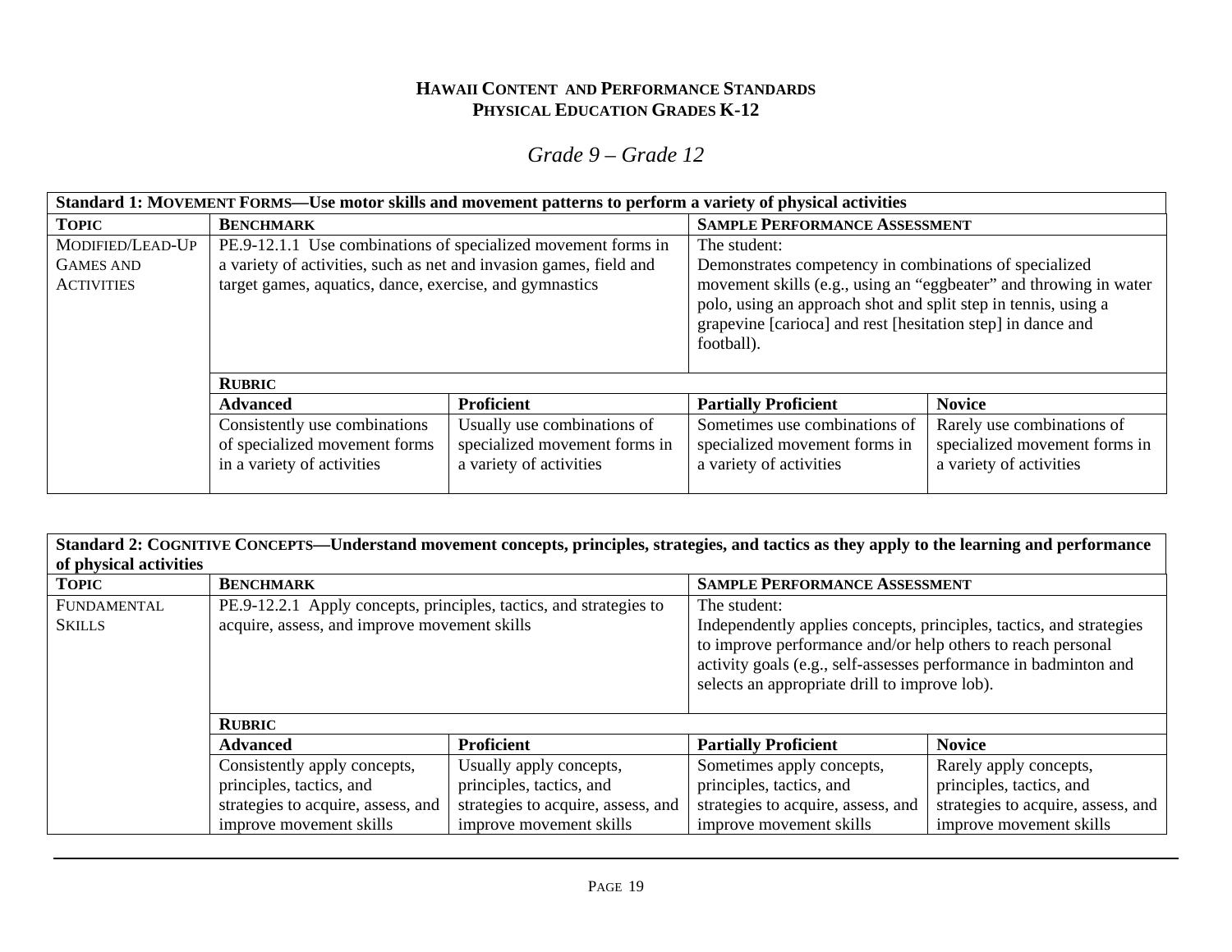**HAWAII CONTENT AND PERFORMANCE STANDARDS**
**PHYSICAL EDUCATION GRADES K-12**

*Grade 9 – Grade 12*

| **Standard 1: MOVEMENT FORMS—Use motor skills and movement patterns to perform a variety of physical activities** | | | | |
|---|---|---|---|---|
| **TOPIC** | **BENCHMARK** | | **SAMPLE PERFORMANCE ASSESSMENT** | |
| MODIFIED/LEAD-UP GAMES AND ACTIVITIES | PE.9-12.1.1 Use combinations of specialized movement forms in a variety of activities, such as net and invasion games, field and target games, aquatics, dance, exercise, and gymnastics | | The student: Demonstrates competency in combinations of specialized movement skills (e.g., using an "eggbeater" and throwing in water polo, using an approach shot and split step in tennis, using a grapevine [carioca] and rest [hesitation step] in dance and football). | |
| | **RUBRIC** | | | |
| | **Advanced** | **Proficient** | **Partially Proficient** | **Novice** |
| | Consistently use combinations of specialized movement forms in a variety of activities | Usually use combinations of specialized movement forms in a variety of activities | Sometimes use combinations of specialized movement forms in a variety of activities | Rarely use combinations of specialized movement forms in a variety of activities |

| **Standard 2: COGNITIVE CONCEPTS—Understand movement concepts, principles, strategies, and tactics as they apply to the learning and performance of physical activities** | | | | |
|---|---|---|---|---|
| **TOPIC** | **BENCHMARK** | | **SAMPLE PERFORMANCE ASSESSMENT** | |
| FUNDAMENTAL SKILLS | PE.9-12.2.1 Apply concepts, principles, tactics, and strategies to acquire, assess, and improve movement skills | | The student: Independently applies concepts, principles, tactics, and strategies to improve performance and/or help others to reach personal activity goals (e.g., self-assesses performance in badminton and selects an appropriate drill to improve lob). | |
| | **RUBRIC** | | | |
| | **Advanced** | **Proficient** | **Partially Proficient** | **Novice** |
| | Consistently apply concepts, principles, tactics, and strategies to acquire, assess, and improve movement skills | Usually apply concepts, principles, tactics, and strategies to acquire, assess, and improve movement skills | Sometimes apply concepts, principles, tactics, and strategies to acquire, assess, and improve movement skills | Rarely apply concepts, principles, tactics, and strategies to acquire, assess, and improve movement skills |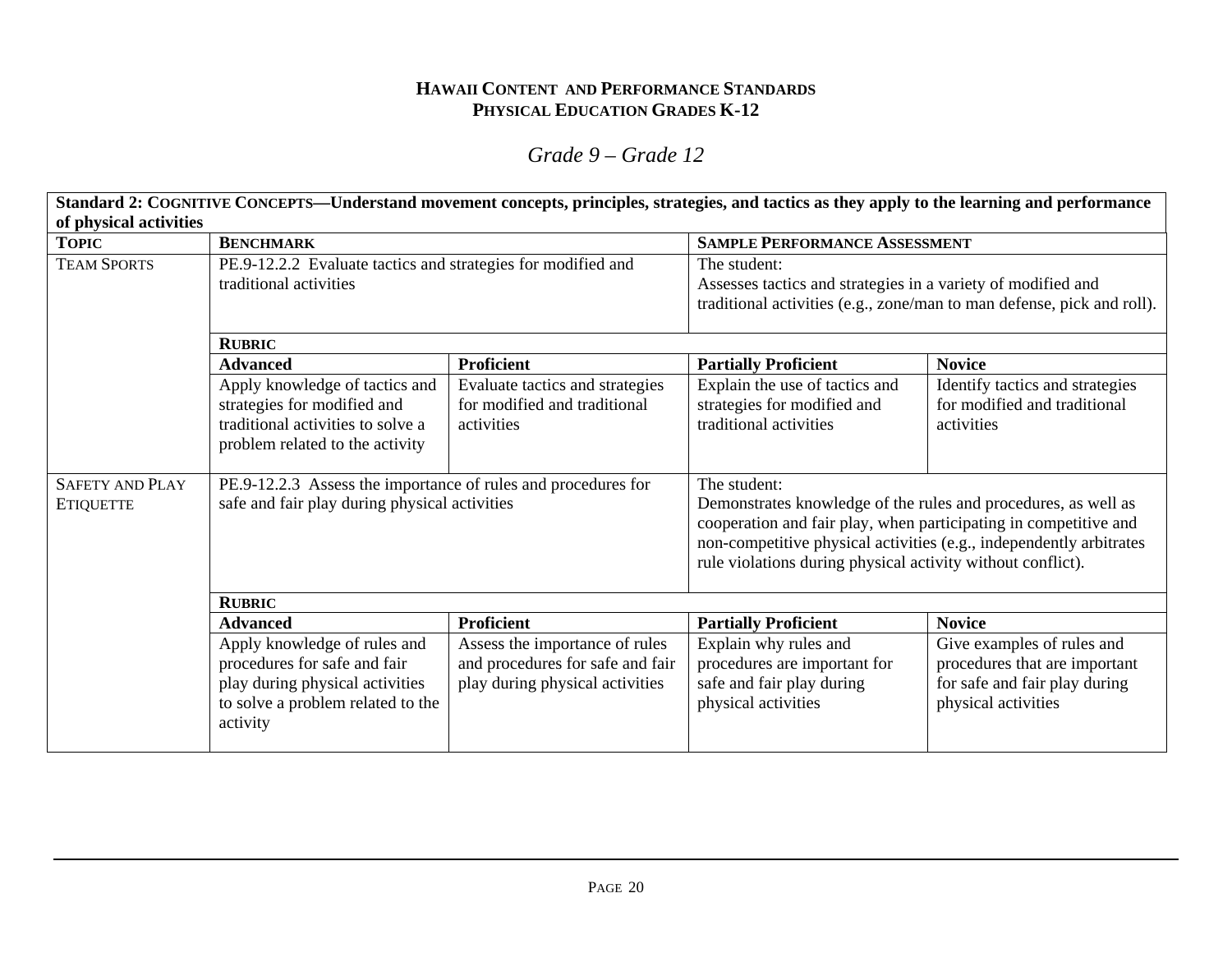**HAWAII CONTENT AND PERFORMANCE STANDARDS**
**PHYSICAL EDUCATION GRADES K-12**

*Grade 9 – Grade 12*

| **Standard 2: COGNITIVE CONCEPTS—Understand movement concepts, principles, strategies, and tactics as they apply to the learning and performance of physical activities** | | | | |
|---|---|---|---|---|
| **TOPIC** | **BENCHMARK** | | **SAMPLE PERFORMANCE ASSESSMENT** | |
| TEAM SPORTS | PE.9-12.2.2 Evaluate tactics and strategies for modified and traditional activities | | The student: Assesses tactics and strategies in a variety of modified and traditional activities (e.g., zone/man to man defense, pick and roll). | |
| | **RUBRIC** | | | |
| | **Advanced** | **Proficient** | **Partially Proficient** | **Novice** |
| | Apply knowledge of tactics and strategies for modified and traditional activities to solve a problem related to the activity | Evaluate tactics and strategies for modified and traditional activities | Explain the use of tactics and strategies for modified and traditional activities | Identify tactics and strategies for modified and traditional activities |
| SAFETY AND PLAY ETIQUETTE | PE.9-12.2.3 Assess the importance of rules and procedures for safe and fair play during physical activities | | The student: Demonstrates knowledge of the rules and procedures, as well as cooperation and fair play, when participating in competitive and non-competitive physical activities (e.g., independently arbitrates rule violations during physical activity without conflict). | |
| | **RUBRIC** | | | |
| | **Advanced** | **Proficient** | **Partially Proficient** | **Novice** |
| | Apply knowledge of rules and procedures for safe and fair play during physical activities to solve a problem related to the activity | Assess the importance of rules and procedures for safe and fair play during physical activities | Explain why rules and procedures are important for safe and fair play during physical activities | Give examples of rules and procedures that are important for safe and fair play during physical activities |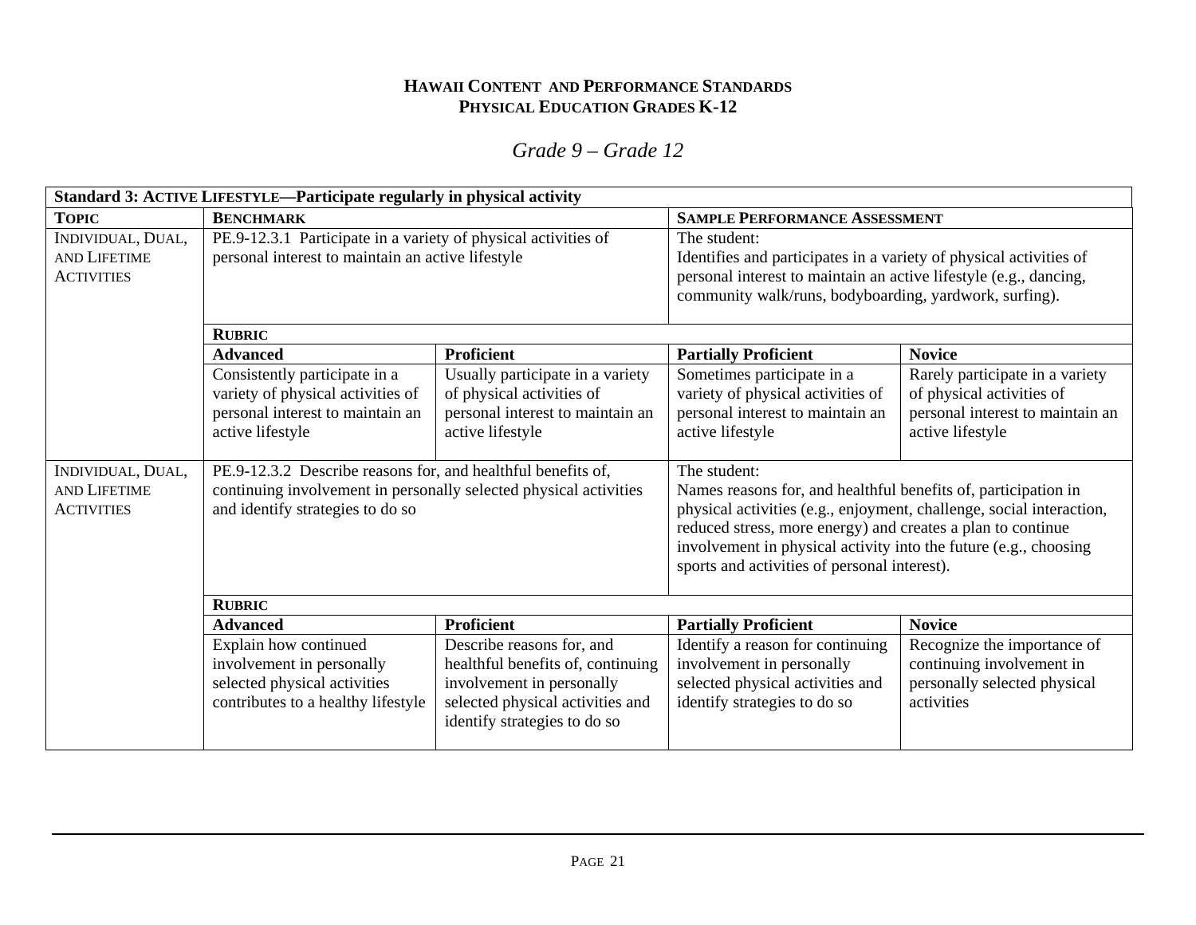**HAWAII CONTENT AND PERFORMANCE STANDARDS**
**PHYSICAL EDUCATION GRADES K-12**

*Grade 9 – Grade 12*

| **Standard 3: ACTIVE LIFESTYLE—Participate regularly in physical activity** | | | | |
|---|---|---|---|---|
| **TOPIC** | **BENCHMARK** | | **SAMPLE PERFORMANCE ASSESSMENT** | |
| INDIVIDUAL, DUAL, AND LIFETIME ACTIVITIES | PE.9-12.3.1 Participate in a variety of physical activities of personal interest to maintain an active lifestyle | | The student: Identifies and participates in a variety of physical activities of personal interest to maintain an active lifestyle (e.g., dancing, community walk/runs, bodyboarding, yardwork, surfing). | |
| | **RUBRIC** | | | |
| | **Advanced** | **Proficient** | **Partially Proficient** | **Novice** |
| | Consistently participate in a variety of physical activities of personal interest to maintain an active lifestyle | Usually participate in a variety of physical activities of personal interest to maintain an active lifestyle | Sometimes participate in a variety of physical activities of personal interest to maintain an active lifestyle | Rarely participate in a variety of physical activities of personal interest to maintain an active lifestyle |
| INDIVIDUAL, DUAL, AND LIFETIME ACTIVITIES | PE.9-12.3.2 Describe reasons for, and healthful benefits of, continuing involvement in personally selected physical activities and identify strategies to do so | | The student: Names reasons for, and healthful benefits of, participation in physical activities (e.g., enjoyment, challenge, social interaction, reduced stress, more energy) and creates a plan to continue involvement in physical activity into the future (e.g., choosing sports and activities of personal interest). | |
| | **RUBRIC** | | | |
| | **Advanced** | **Proficient** | **Partially Proficient** | **Novice** |
| | Explain how continued involvement in personally selected physical activities contributes to a healthy lifestyle | Describe reasons for, and healthful benefits of, continuing involvement in personally selected physical activities and identify strategies to do so | Identify a reason for continuing involvement in personally selected physical activities and identify strategies to do so | Recognize the importance of continuing involvement in personally selected physical activities |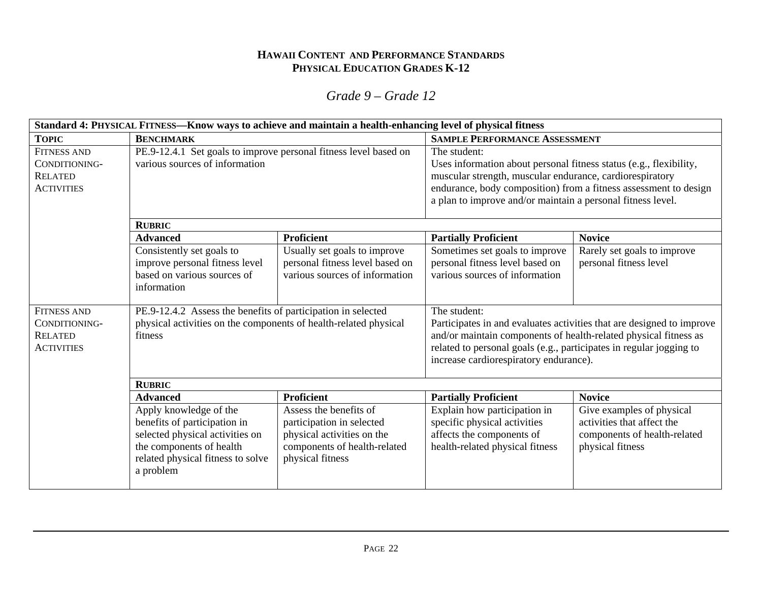**HAWAII CONTENT AND PERFORMANCE STANDARDS**
**PHYSICAL EDUCATION GRADES K-12**

*Grade 9 – Grade 12*

| **Standard 4: PHYSICAL FITNESS—Know ways to achieve and maintain a health-enhancing level of physical fitness** | | | | |
|---|---|---|---|---|
| **TOPIC** | **BENCHMARK** | | **SAMPLE PERFORMANCE ASSESSMENT** | |
| FITNESS AND CONDITIONING-RELATED ACTIVITIES | PE.9-12.4.1 Set goals to improve personal fitness level based on various sources of information | | The student: Uses information about personal fitness status (e.g., flexibility, muscular strength, muscular endurance, cardiorespiratory endurance, body composition) from a fitness assessment to design a plan to improve and/or maintain a personal fitness level. | |
| | **RUBRIC** | | | |
| | **Advanced** | **Proficient** | **Partially Proficient** | **Novice** |
| | Consistently set goals to improve personal fitness level based on various sources of information | Usually set goals to improve personal fitness level based on various sources of information | Sometimes set goals to improve personal fitness level based on various sources of information | Rarely set goals to improve personal fitness level |
| FITNESS AND CONDITIONING-RELATED ACTIVITIES | PE.9-12.4.2 Assess the benefits of participation in selected physical activities on the components of health-related physical fitness | | The student: Participates in and evaluates activities that are designed to improve and/or maintain components of health-related physical fitness as related to personal goals (e.g., participates in regular jogging to increase cardiorespiratory endurance). | |
| | **RUBRIC** | | | |
| | **Advanced** | **Proficient** | **Partially Proficient** | **Novice** |
| | Apply knowledge of the benefits of participation in selected physical activities on the components of health related physical fitness to solve a problem | Assess the benefits of participation in selected physical activities on the components of health-related physical fitness | Explain how participation in specific physical activities affects the components of health-related physical fitness | Give examples of physical activities that affect the components of health-related physical fitness |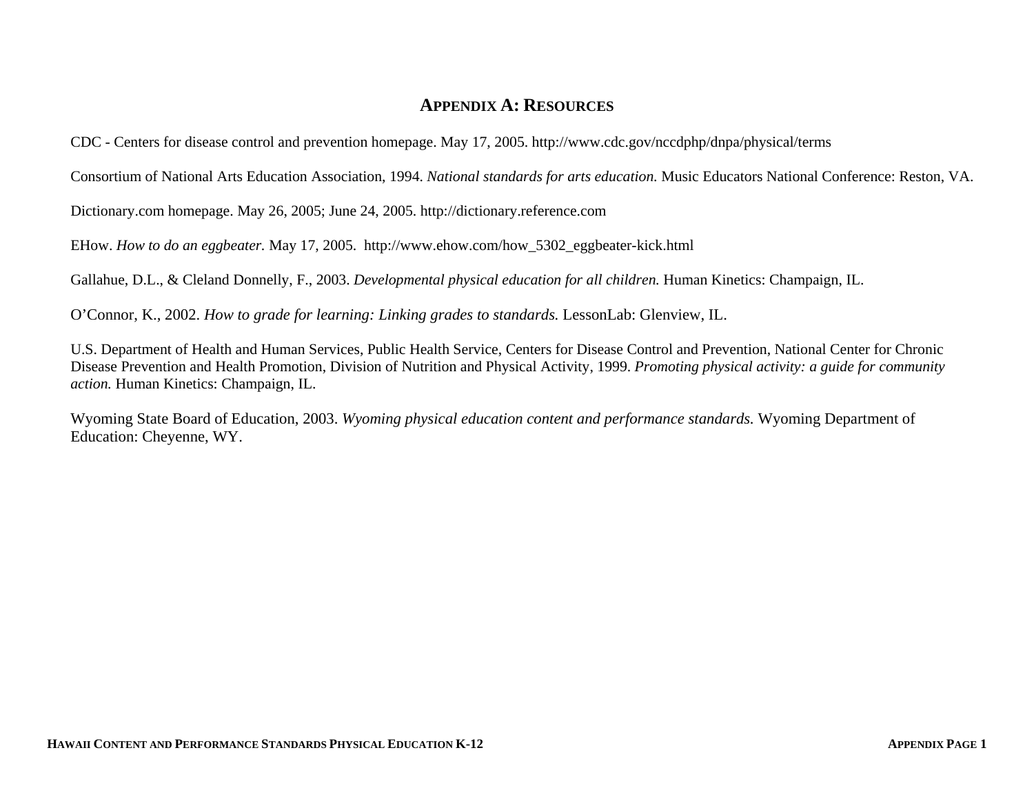# Appendix A: Resources

CDC - Centers for disease control and prevention homepage. May 17, 2005. http://www.cdc.gov/nccdphp/dnpa/physical/terms

Consortium of National Arts Education Association, 1994. *National standards for arts education.* Music Educators National Conference: Reston, VA.

Dictionary.com homepage. May 26, 2005; June 24, 2005. http://dictionary.reference.com

EHow. *How to do an eggbeater.* May 17, 2005. http://www.ehow.com/how_5302_eggbeater-kick.html

Gallahue, D.L., & Cleland Donnelly, F., 2003. *Developmental physical education for all children.* Human Kinetics: Champaign, IL.

O'Connor, K., 2002. *How to grade for learning: Linking grades to standards.* LessonLab: Glenview, IL.

U.S. Department of Health and Human Services, Public Health Service, Centers for Disease Control and Prevention, National Center for Chronic Disease Prevention and Health Promotion, Division of Nutrition and Physical Activity, 1999. *Promoting physical activity: a guide for community action.* Human Kinetics: Champaign, IL.

Wyoming State Board of Education, 2003. *Wyoming physical education content and performance standards.* Wyoming Department of Education: Cheyenne, WY.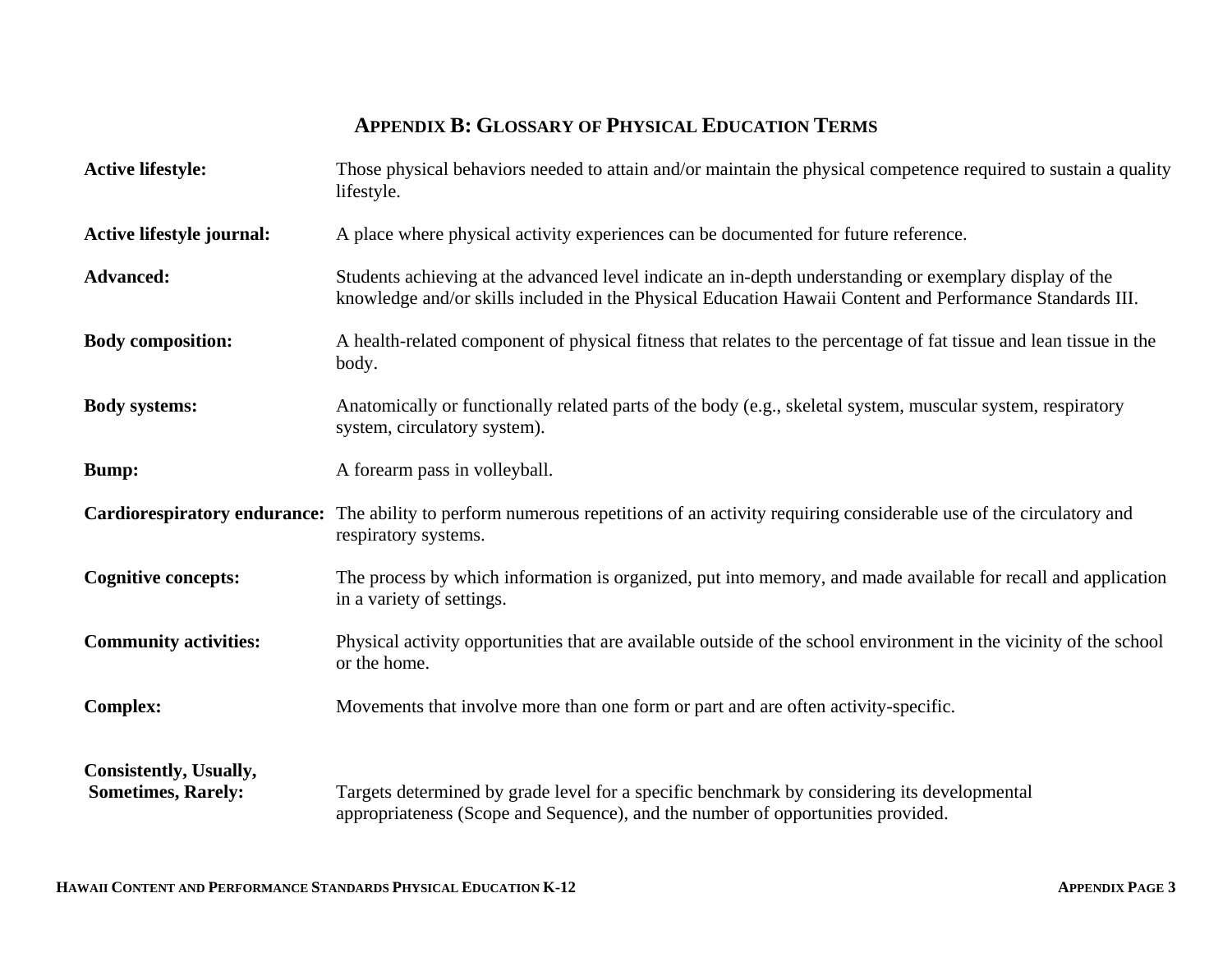## APPENDIX B: GLOSSARY OF PHYSICAL EDUCATION TERMS

| | |
|---|---|
| **Active lifestyle:** | Those physical behaviors needed to attain and/or maintain the physical competence required to sustain a quality lifestyle. |
| **Active lifestyle journal:** | A place where physical activity experiences can be documented for future reference. |
| **Advanced:** | Students achieving at the advanced level indicate an in-depth understanding or exemplary display of the knowledge and/or skills included in the Physical Education Hawaii Content and Performance Standards III. |
| **Body composition:** | A health-related component of physical fitness that relates to the percentage of fat tissue and lean tissue in the body. |
| **Body systems:** | Anatomically or functionally related parts of the body (e.g., skeletal system, muscular system, respiratory system, circulatory system). |
| **Bump:** | A forearm pass in volleyball. |
| **Cardiorespiratory endurance:** | The ability to perform numerous repetitions of an activity requiring considerable use of the circulatory and respiratory systems. |
| **Cognitive concepts:** | The process by which information is organized, put into memory, and made available for recall and application in a variety of settings. |
| **Community activities:** | Physical activity opportunities that are available outside of the school environment in the vicinity of the school or the home. |
| **Complex:** | Movements that involve more than one form or part and are often activity-specific. |
| **Consistently, Usually, Sometimes, Rarely:** | Targets determined by grade level for a specific benchmark by considering its developmental appropriateness (Scope and Sequence), and the number of opportunities provided. |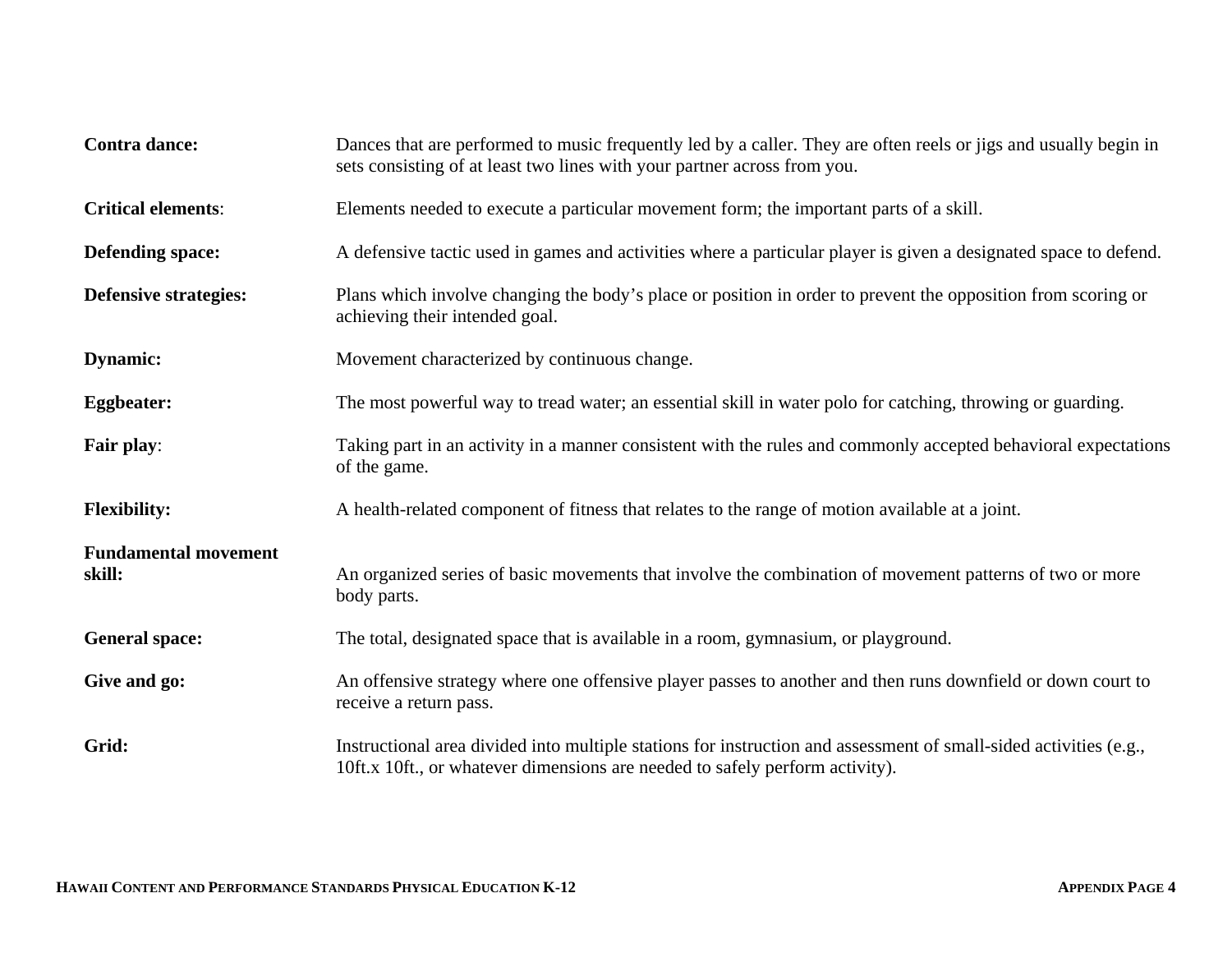**Contra dance:** Dances that are performed to music frequently led by a caller. They are often reels or jigs and usually begin in sets consisting of at least two lines with your partner across from you.

**Critical elements**: Elements needed to execute a particular movement form; the important parts of a skill.

**Defending space:** A defensive tactic used in games and activities where a particular player is given a designated space to defend.

**Defensive strategies:** Plans which involve changing the body's place or position in order to prevent the opposition from scoring or achieving their intended goal.

**Dynamic:** Movement characterized by continuous change.

**Eggbeater:** The most powerful way to tread water; an essential skill in water polo for catching, throwing or guarding.

**Fair play**: Taking part in an activity in a manner consistent with the rules and commonly accepted behavioral expectations of the game.

**Flexibility:** A health-related component of fitness that relates to the range of motion available at a joint.

**Fundamental movement skill:** An organized series of basic movements that involve the combination of movement patterns of two or more body parts.

**General space:** The total, designated space that is available in a room, gymnasium, or playground.

**Give and go:** An offensive strategy where one offensive player passes to another and then runs downfield or down court to receive a return pass.

**Grid:** Instructional area divided into multiple stations for instruction and assessment of small-sided activities (e.g., 10ft.x 10ft., or whatever dimensions are needed to safely perform activity).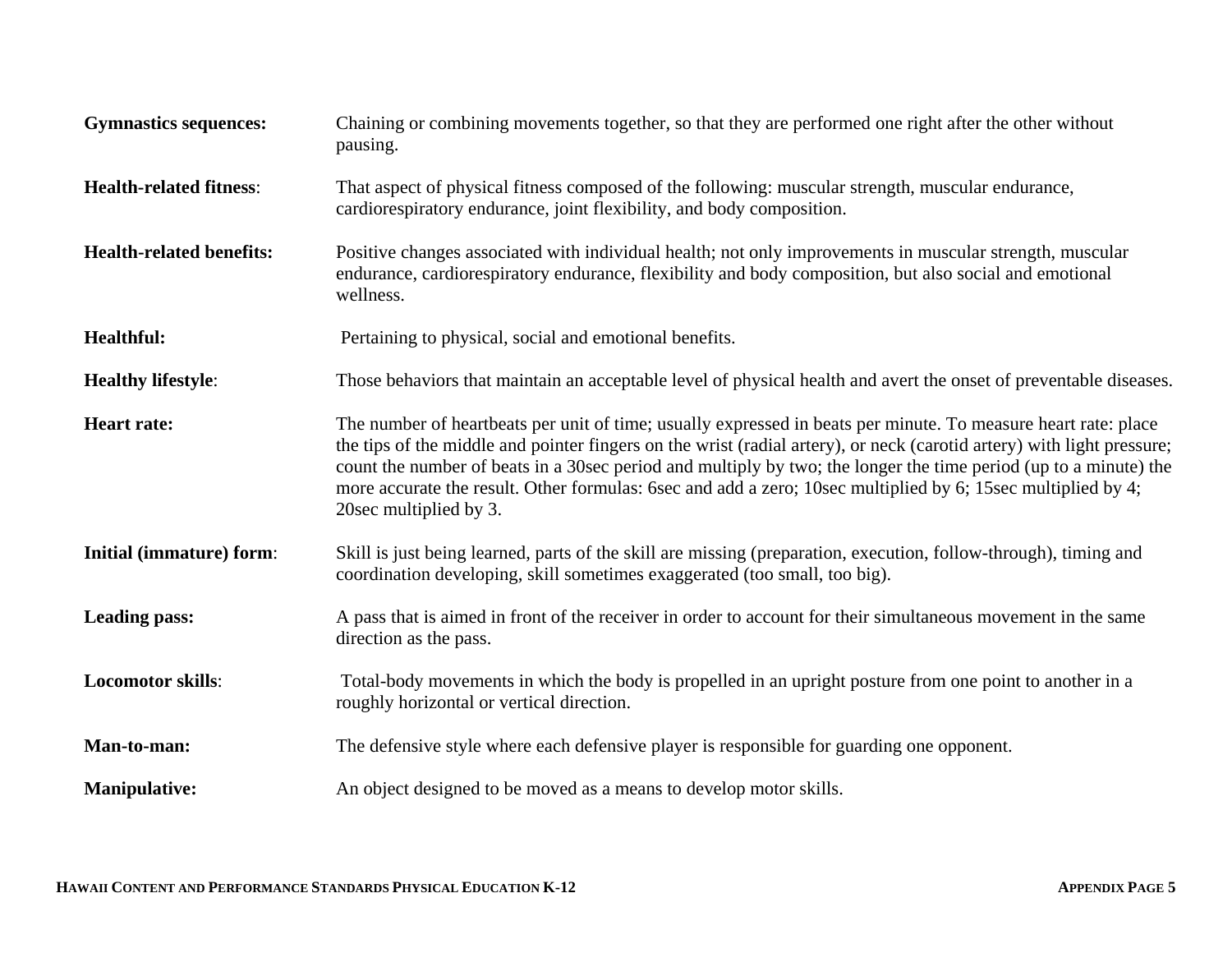**Gymnastics sequences:** Chaining or combining movements together, so that they are performed one right after the other without pausing.

**Health-related fitness**: That aspect of physical fitness composed of the following: muscular strength, muscular endurance, cardiorespiratory endurance, joint flexibility, and body composition.

**Health-related benefits:** Positive changes associated with individual health; not only improvements in muscular strength, muscular endurance, cardiorespiratory endurance, flexibility and body composition, but also social and emotional wellness.

**Healthful:** Pertaining to physical, social and emotional benefits.

**Healthy lifestyle**: Those behaviors that maintain an acceptable level of physical health and avert the onset of preventable diseases.

**Heart rate:** The number of heartbeats per unit of time; usually expressed in beats per minute. To measure heart rate: place the tips of the middle and pointer fingers on the wrist (radial artery), or neck (carotid artery) with light pressure; count the number of beats in a 30sec period and multiply by two; the longer the time period (up to a minute) the more accurate the result. Other formulas: 6sec and add a zero; 10sec multiplied by 6; 15sec multiplied by 4; 20sec multiplied by 3.

**Initial (immature) form**: Skill is just being learned, parts of the skill are missing (preparation, execution, follow-through), timing and coordination developing, skill sometimes exaggerated (too small, too big).

**Leading pass:** A pass that is aimed in front of the receiver in order to account for their simultaneous movement in the same direction as the pass.

**Locomotor skills**: Total-body movements in which the body is propelled in an upright posture from one point to another in a roughly horizontal or vertical direction.

**Man-to-man:** The defensive style where each defensive player is responsible for guarding one opponent.

**Manipulative:** An object designed to be moved as a means to develop motor skills.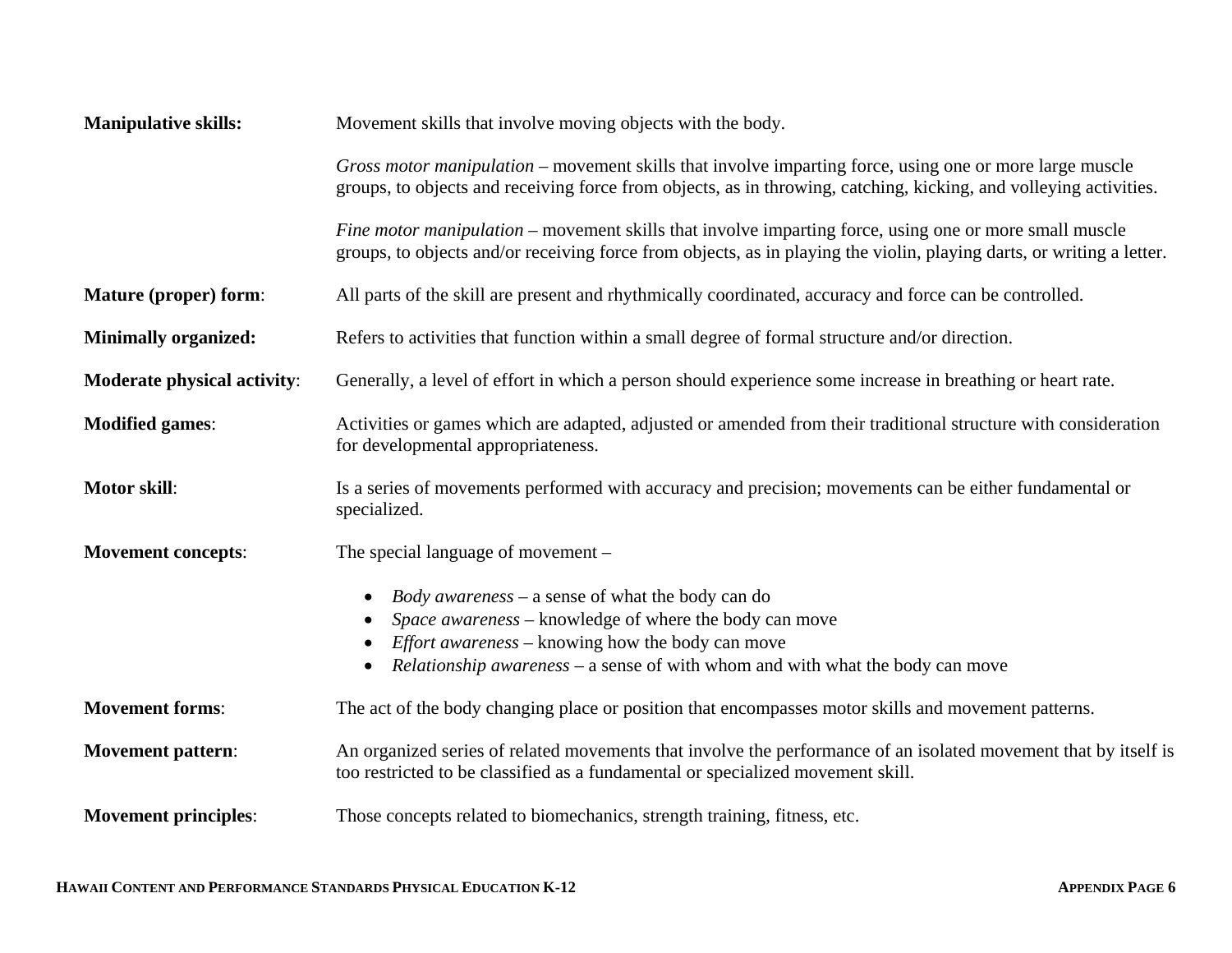**Manipulative skills:** Movement skills that involve moving objects with the body.

*Gross motor manipulation* – movement skills that involve imparting force, using one or more large muscle groups, to objects and receiving force from objects, as in throwing, catching, kicking, and volleying activities.

*Fine motor manipulation* – movement skills that involve imparting force, using one or more small muscle groups, to objects and/or receiving force from objects, as in playing the violin, playing darts, or writing a letter.

**Mature (proper) form**: All parts of the skill are present and rhythmically coordinated, accuracy and force can be controlled.

**Minimally organized:** Refers to activities that function within a small degree of formal structure and/or direction.

**Moderate physical activity**: Generally, a level of effort in which a person should experience some increase in breathing or heart rate.

**Modified games**: Activities or games which are adapted, adjusted or amended from their traditional structure with consideration for developmental appropriateness.

**Motor skill**: Is a series of movements performed with accuracy and precision; movements can be either fundamental or specialized.

**Movement concepts**: The special language of movement –

- *Body awareness* – a sense of what the body can do
- *Space awareness* – knowledge of where the body can move
- *Effort awareness* – knowing how the body can move
- *Relationship awareness* – a sense of with whom and with what the body can move

**Movement forms**: The act of the body changing place or position that encompasses motor skills and movement patterns.

**Movement pattern**: An organized series of related movements that involve the performance of an isolated movement that by itself is too restricted to be classified as a fundamental or specialized movement skill.

**Movement principles**: Those concepts related to biomechanics, strength training, fitness, etc.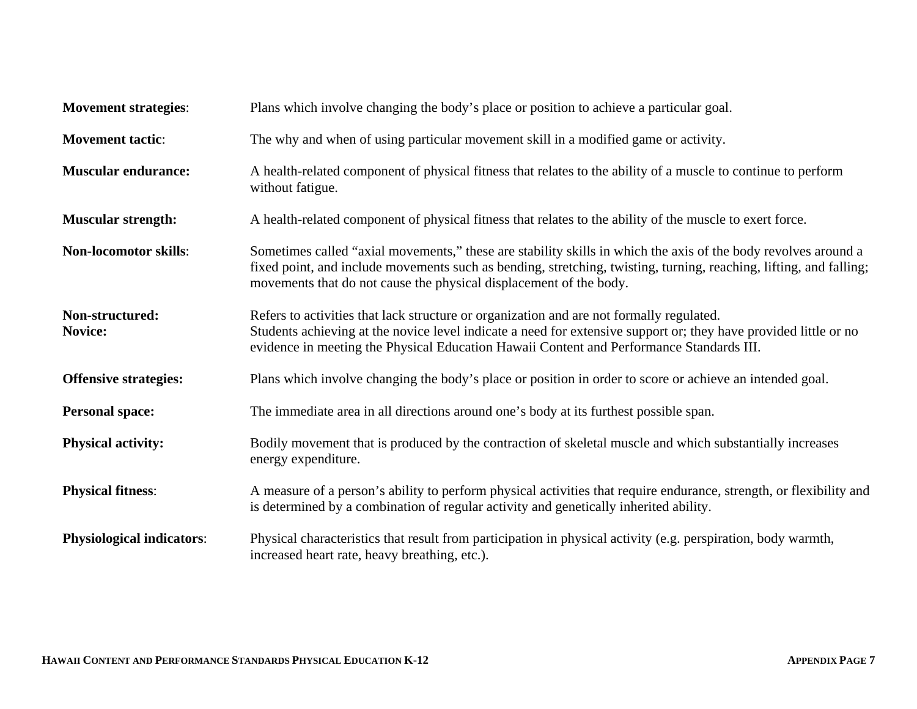**Movement strategies**: Plans which involve changing the body's place or position to achieve a particular goal.

**Movement tactic**: The why and when of using particular movement skill in a modified game or activity.

**Muscular endurance:** A health-related component of physical fitness that relates to the ability of a muscle to continue to perform without fatigue.

**Muscular strength:** A health-related component of physical fitness that relates to the ability of the muscle to exert force.

**Non-locomotor skills**: Sometimes called "axial movements," these are stability skills in which the axis of the body revolves around a fixed point, and include movements such as bending, stretching, twisting, turning, reaching, lifting, and falling; movements that do not cause the physical displacement of the body.

**Non-structured:** Refers to activities that lack structure or organization and are not formally regulated.

**Novice:** Students achieving at the novice level indicate a need for extensive support or; they have provided little or no evidence in meeting the Physical Education Hawaii Content and Performance Standards III.

**Offensive strategies:** Plans which involve changing the body's place or position in order to score or achieve an intended goal.

**Personal space:** The immediate area in all directions around one's body at its furthest possible span.

**Physical activity:** Bodily movement that is produced by the contraction of skeletal muscle and which substantially increases energy expenditure.

**Physical fitness**: A measure of a person's ability to perform physical activities that require endurance, strength, or flexibility and is determined by a combination of regular activity and genetically inherited ability.

**Physiological indicators**: Physical characteristics that result from participation in physical activity (e.g. perspiration, body warmth, increased heart rate, heavy breathing, etc.).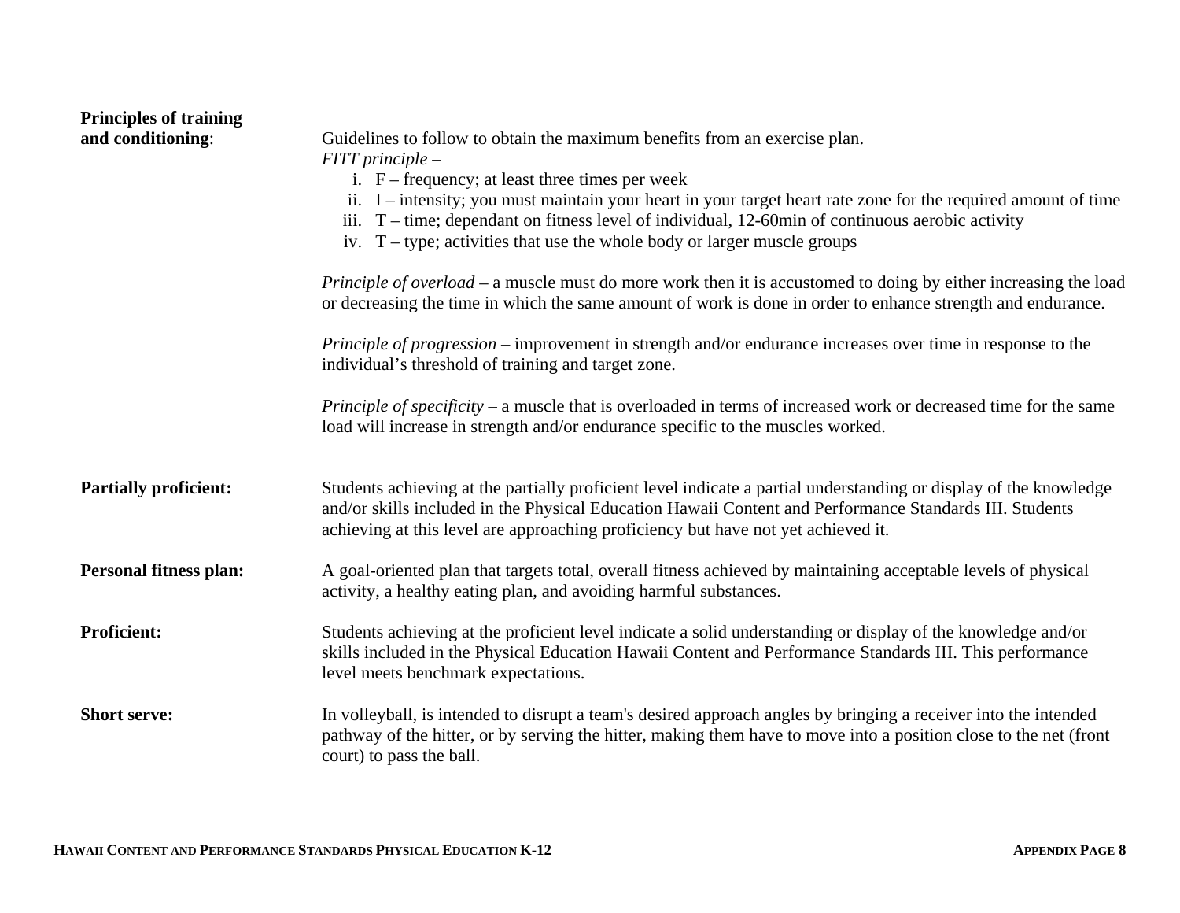**Principles of training and conditioning**: Guidelines to follow to obtain the maximum benefits from an exercise plan.

*FITT principle* –

i. F – frequency; at least three times per week
ii. I – intensity; you must maintain your heart in your target heart rate zone for the required amount of time
iii. T – time; dependant on fitness level of individual, 12-60min of continuous aerobic activity
iv. T – type; activities that use the whole body or larger muscle groups

*Principle of overload* – a muscle must do more work then it is accustomed to doing by either increasing the load or decreasing the time in which the same amount of work is done in order to enhance strength and endurance.

*Principle of progression* – improvement in strength and/or endurance increases over time in response to the individual's threshold of training and target zone.

*Principle of specificity* – a muscle that is overloaded in terms of increased work or decreased time for the same load will increase in strength and/or endurance specific to the muscles worked.

**Partially proficient:** Students achieving at the partially proficient level indicate a partial understanding or display of the knowledge and/or skills included in the Physical Education Hawaii Content and Performance Standards III. Students achieving at this level are approaching proficiency but have not yet achieved it.

**Personal fitness plan:** A goal-oriented plan that targets total, overall fitness achieved by maintaining acceptable levels of physical activity, a healthy eating plan, and avoiding harmful substances.

**Proficient:** Students achieving at the proficient level indicate a solid understanding or display of the knowledge and/or skills included in the Physical Education Hawaii Content and Performance Standards III. This performance level meets benchmark expectations.

**Short serve:** In volleyball, is intended to disrupt a team's desired approach angles by bringing a receiver into the intended pathway of the hitter, or by serving the hitter, making them have to move into a position close to the net (front court) to pass the ball.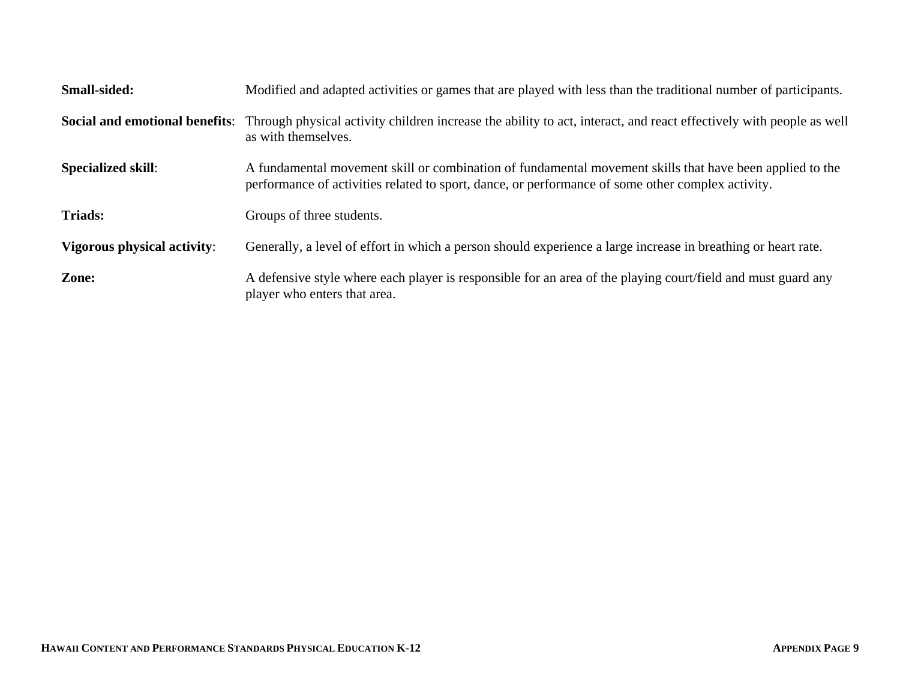**Small-sided:** Modified and adapted activities or games that are played with less than the traditional number of participants.

**Social and emotional benefits**: Through physical activity children increase the ability to act, interact, and react effectively with people as well as with themselves.

**Specialized skill**: A fundamental movement skill or combination of fundamental movement skills that have been applied to the performance of activities related to sport, dance, or performance of some other complex activity.

**Triads:** Groups of three students.

**Vigorous physical activity**: Generally, a level of effort in which a person should experience a large increase in breathing or heart rate.

**Zone:** A defensive style where each player is responsible for an area of the playing court/field and must guard any player who enters that area.